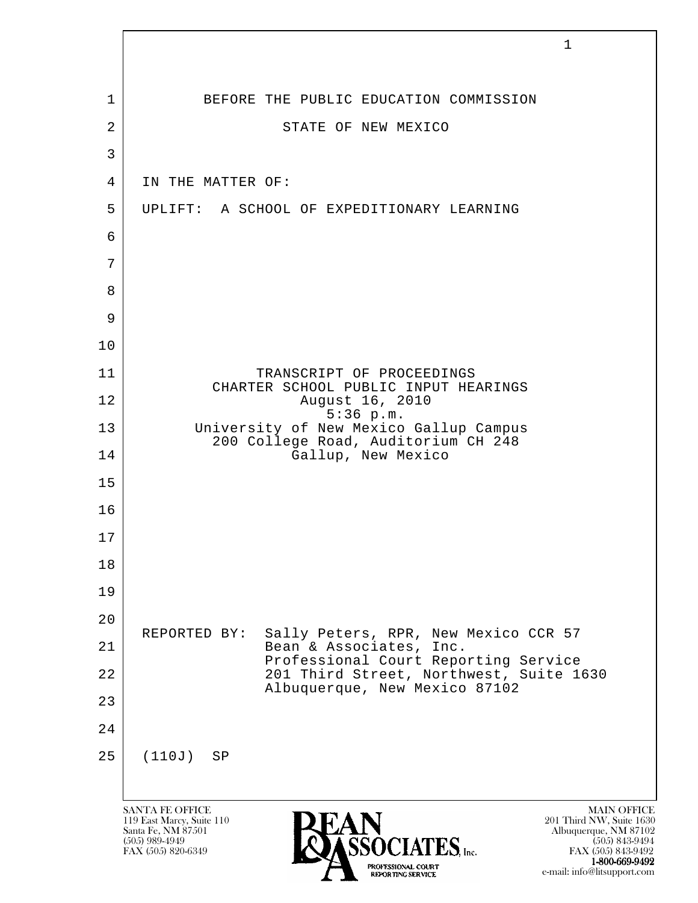BEFORE THE PUBLIC EDUCATION COMMISSION

STATE OF NEW MEXICO

IN THE MATTER OF:

UPLIFT: A SCHOOL OF EXPEDITIONARY LEARNING

TRANSCRIPT OF PROCEEDINGS
CHARTER SCHOOL PUBLIC INPUT HEARINGS
August 16, 2010
5:36 p.m.
University of New Mexico Gallup Campus
200 College Road, Auditorium CH 248
Gallup, New Mexico

REPORTED BY: Sally Peters, RPR, New Mexico CCR 57
Bean & Associates, Inc.
Professional Court Reporting Service
201 Third Street, Northwest, Suite 1630
Albuquerque, New Mexico 87102

(110J) SP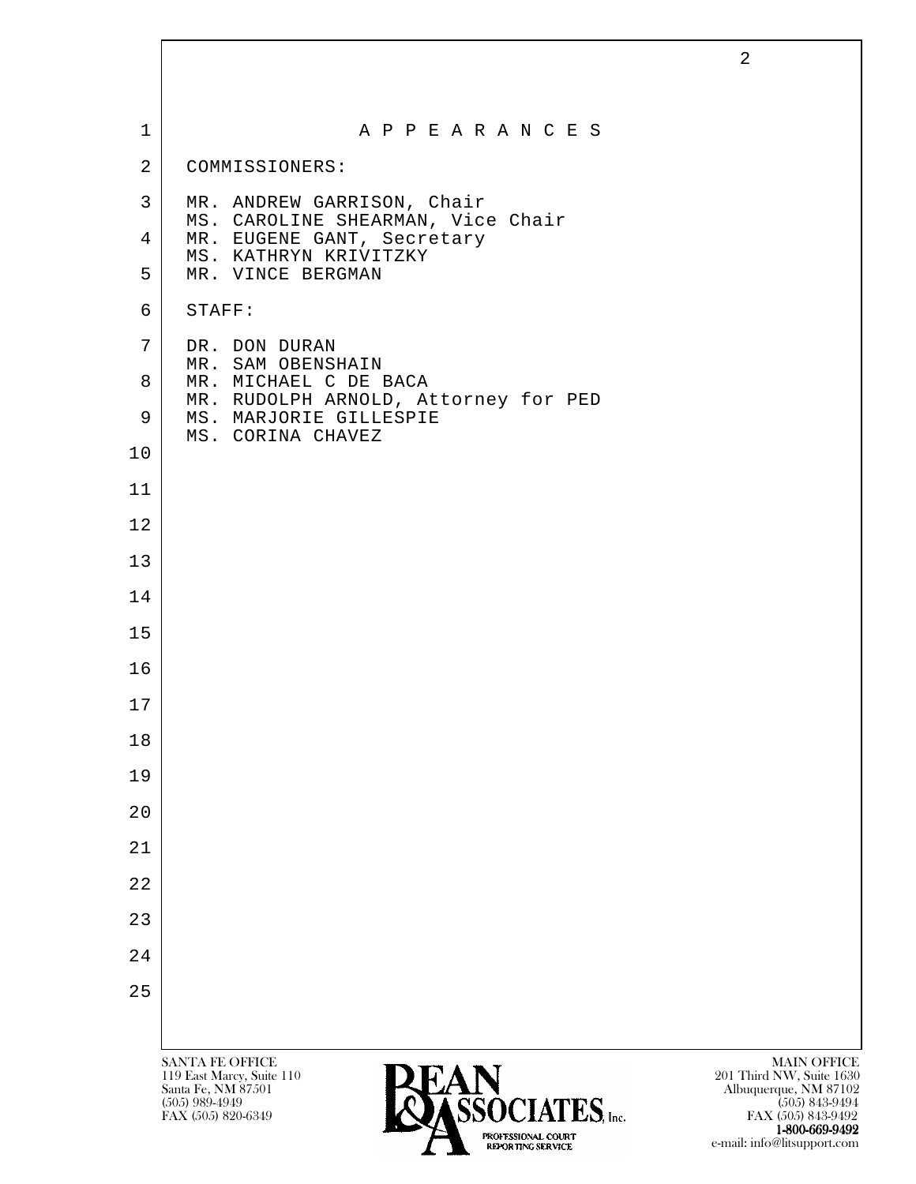# A P P E A R A N C E S

COMMISSIONERS:

MR. ANDREW GARRISON, Chair
MS. CAROLINE SHEARMAN, Vice Chair
MR. EUGENE GANT, Secretary
MS. KATHRYN KRIVITZKY
MR. VINCE BERGMAN

STAFF:

DR. DON DURAN
MR. SAM OBENSHAIN
MR. MICHAEL C DE BACA
MR. RUDOLPH ARNOLD, Attorney for PED
MS. MARJORIE GILLESPIE
MS. CORINA CHAVEZ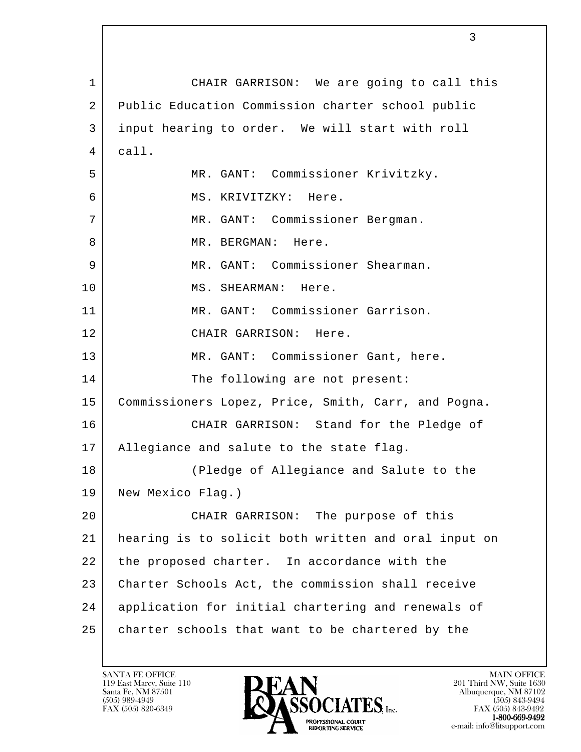1 CHAIR GARRISON: We are going to call this
2 Public Education Commission charter school public
3 input hearing to order. We will start with roll
4 call.
5 MR. GANT: Commissioner Krivitzky.
6 MS. KRIVITZKY: Here.
7 MR. GANT: Commissioner Bergman.
8 MR. BERGMAN: Here.
9 MR. GANT: Commissioner Shearman.
10 MS. SHEARMAN: Here.
11 MR. GANT: Commissioner Garrison.
12 CHAIR GARRISON: Here.
13 MR. GANT: Commissioner Gant, here.
14 The following are not present:
15 Commissioners Lopez, Price, Smith, Carr, and Pogna.
16 CHAIR GARRISON: Stand for the Pledge of
17 Allegiance and salute to the state flag.
18 (Pledge of Allegiance and Salute to the
19 New Mexico Flag.)
20 CHAIR GARRISON: The purpose of this
21 hearing is to solicit both written and oral input on
22 the proposed charter. In accordance with the
23 Charter Schools Act, the commission shall receive
24 application for initial chartering and renewals of
25 charter schools that want to be chartered by the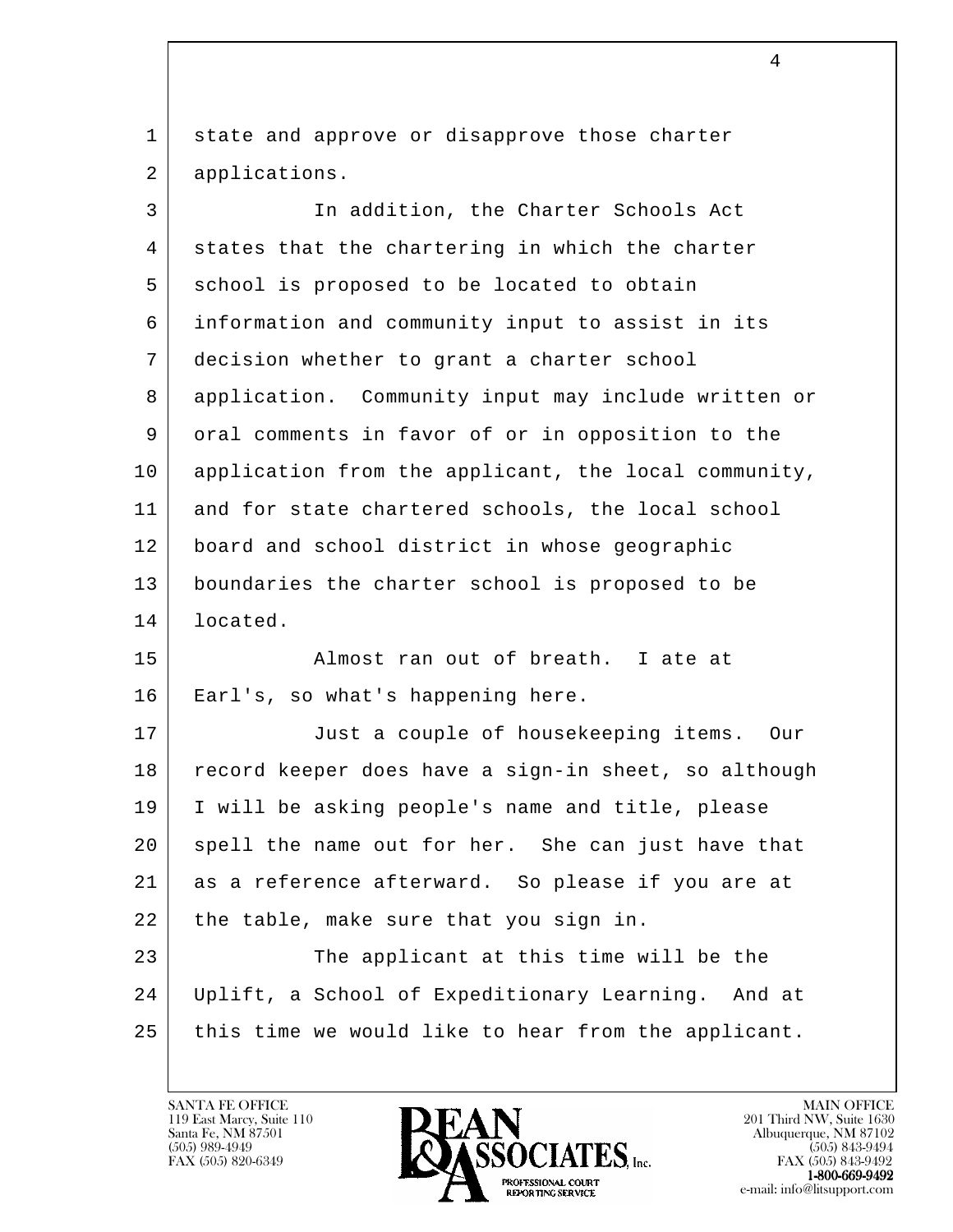state and approve or disapprove those charter applications.

In addition, the Charter Schools Act states that the chartering in which the charter school is proposed to be located to obtain information and community input to assist in its decision whether to grant a charter school application. Community input may include written or oral comments in favor of or in opposition to the application from the applicant, the local community, and for state chartered schools, the local school board and school district in whose geographic boundaries the charter school is proposed to be located.

Almost ran out of breath. I ate at Earl's, so what's happening here.

Just a couple of housekeeping items. Our record keeper does have a sign-in sheet, so although I will be asking people's name and title, please spell the name out for her. She can just have that as a reference afterward. So please if you are at the table, make sure that you sign in.

The applicant at this time will be the Uplift, a School of Expeditionary Learning. And at this time we would like to hear from the applicant.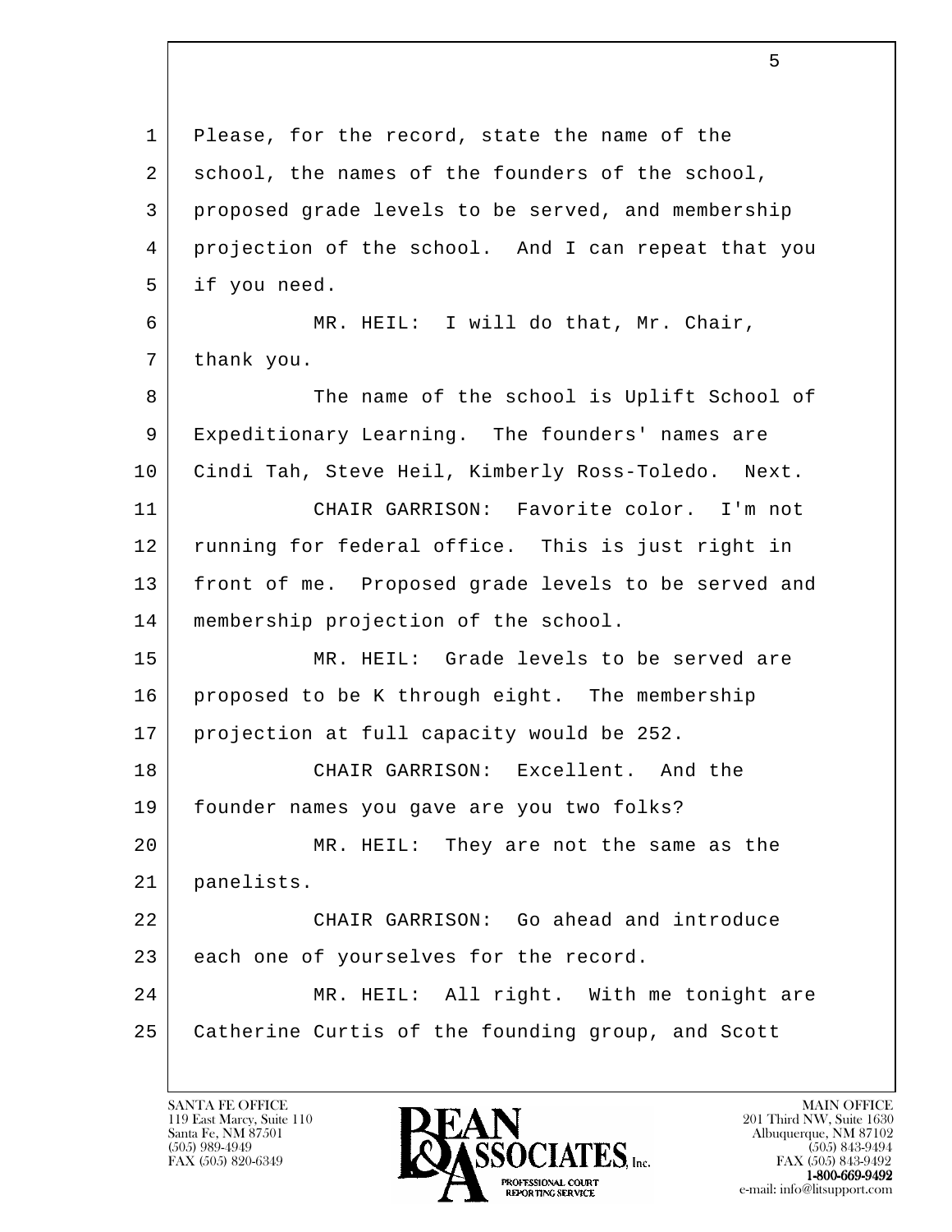1 Please, for the record, state the name of the
2 school, the names of the founders of the school,
3 proposed grade levels to be served, and membership
4 projection of the school. And I can repeat that you
5 if you need.

6 MR. HEIL: I will do that, Mr. Chair,
7 thank you.

8 The name of the school is Uplift School of
9 Expeditionary Learning. The founders' names are
10 Cindi Tah, Steve Heil, Kimberly Ross-Toledo. Next.

11 CHAIR GARRISON: Favorite color. I'm not
12 running for federal office. This is just right in
13 front of me. Proposed grade levels to be served and
14 membership projection of the school.

15 MR. HEIL: Grade levels to be served are
16 proposed to be K through eight. The membership
17 projection at full capacity would be 252.

18 CHAIR GARRISON: Excellent. And the
19 founder names you gave are you two folks?

20 MR. HEIL: They are not the same as the
21 panelists.

22 CHAIR GARRISON: Go ahead and introduce
23 each one of yourselves for the record.

24 MR. HEIL: All right. With me tonight are
25 Catherine Curtis of the founding group, and Scott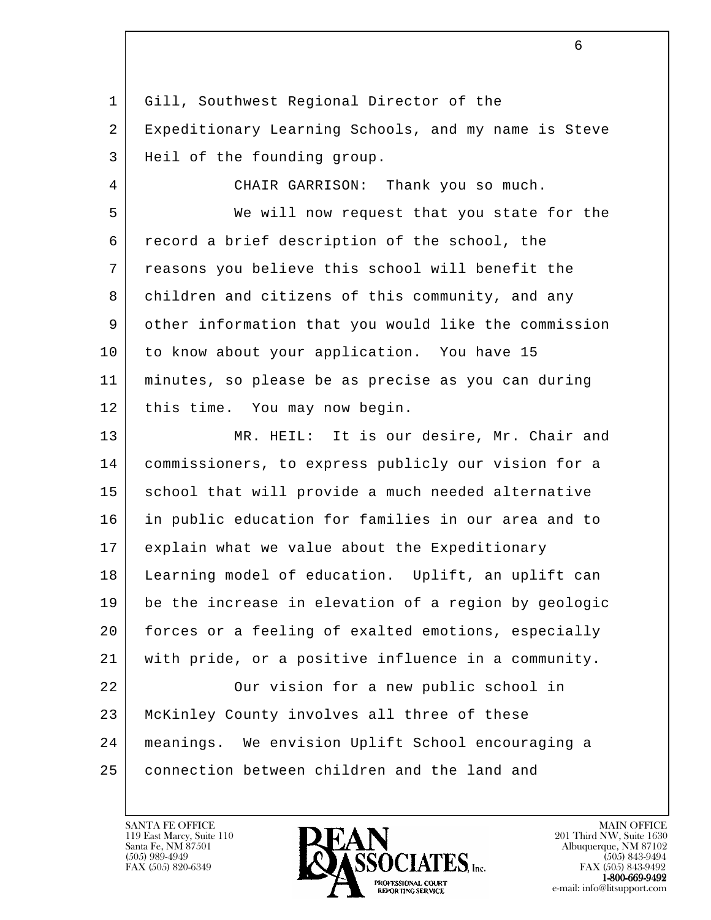Gill, Southwest Regional Director of the Expeditionary Learning Schools, and my name is Steve Heil of the founding group.

CHAIR GARRISON: Thank you so much.

We will now request that you state for the record a brief description of the school, the reasons you believe this school will benefit the children and citizens of this community, and any other information that you would like the commission to know about your application. You have 15 minutes, so please be as precise as you can during this time. You may now begin.

MR. HEIL: It is our desire, Mr. Chair and commissioners, to express publicly our vision for a school that will provide a much needed alternative in public education for families in our area and to explain what we value about the Expeditionary Learning model of education. Uplift, an uplift can be the increase in elevation of a region by geologic forces or a feeling of exalted emotions, especially with pride, or a positive influence in a community.

Our vision for a new public school in McKinley County involves all three of these meanings. We envision Uplift School encouraging a connection between children and the land and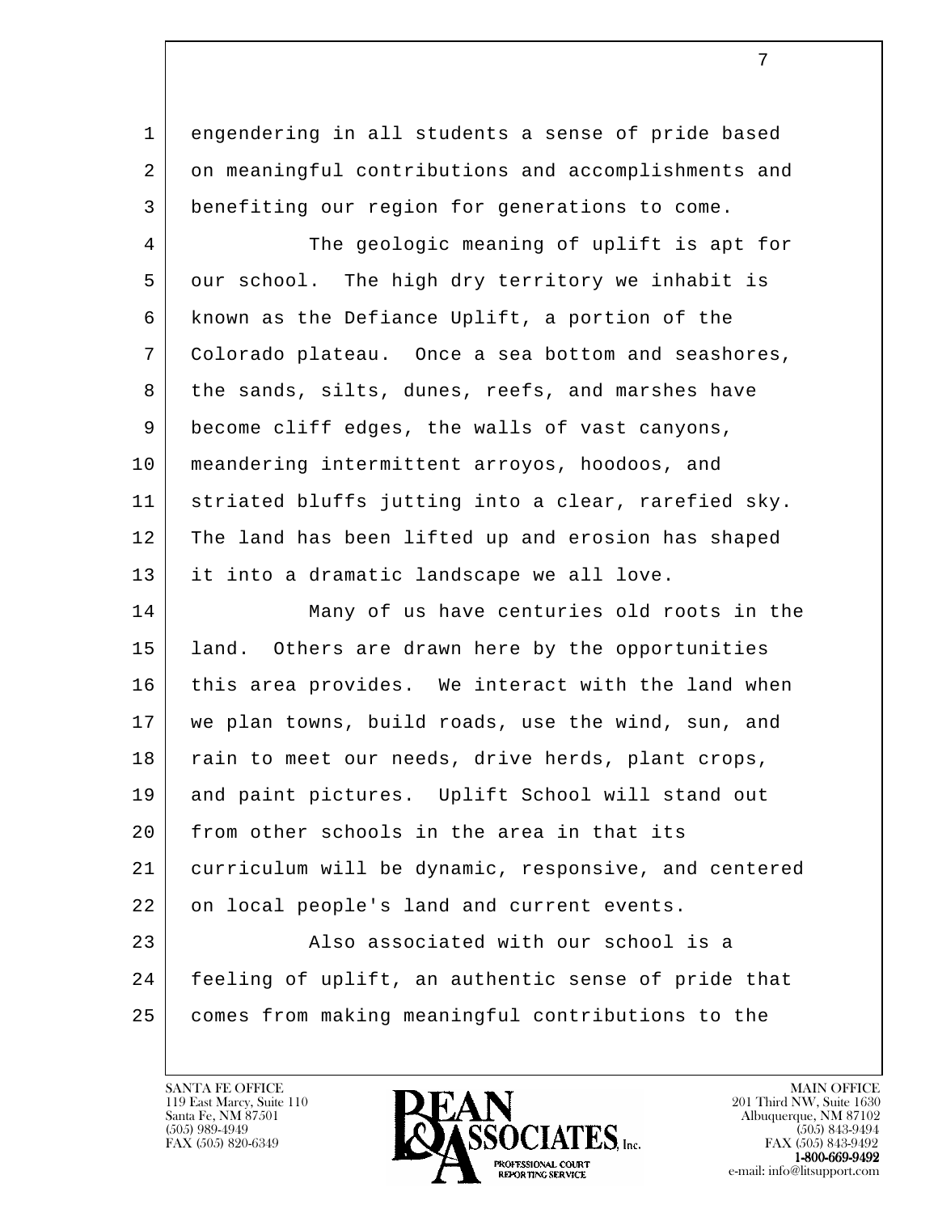engendering in all students a sense of pride based on meaningful contributions and accomplishments and benefiting our region for generations to come.

The geologic meaning of uplift is apt for our school. The high dry territory we inhabit is known as the Defiance Uplift, a portion of the Colorado plateau. Once a sea bottom and seashores, the sands, silts, dunes, reefs, and marshes have become cliff edges, the walls of vast canyons, meandering intermittent arroyos, hoodoos, and striated bluffs jutting into a clear, rarefied sky. The land has been lifted up and erosion has shaped it into a dramatic landscape we all love.

Many of us have centuries old roots in the land. Others are drawn here by the opportunities this area provides. We interact with the land when we plan towns, build roads, use the wind, sun, and rain to meet our needs, drive herds, plant crops, and paint pictures. Uplift School will stand out from other schools in the area in that its curriculum will be dynamic, responsive, and centered on local people's land and current events.

Also associated with our school is a feeling of uplift, an authentic sense of pride that comes from making meaningful contributions to the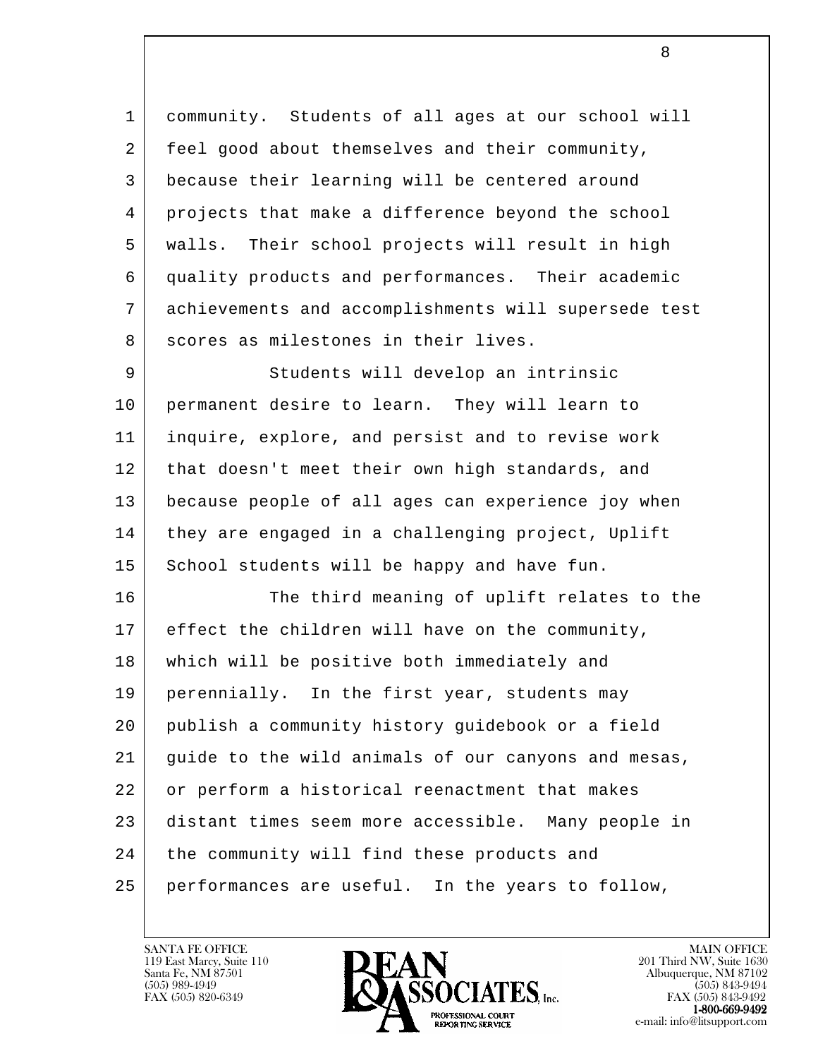community. Students of all ages at our school will feel good about themselves and their community, because their learning will be centered around projects that make a difference beyond the school walls. Their school projects will result in high quality products and performances. Their academic achievements and accomplishments will supersede test scores as milestones in their lives.

Students will develop an intrinsic permanent desire to learn. They will learn to inquire, explore, and persist and to revise work that doesn't meet their own high standards, and because people of all ages can experience joy when they are engaged in a challenging project, Uplift School students will be happy and have fun.

The third meaning of uplift relates to the effect the children will have on the community, which will be positive both immediately and perennially. In the first year, students may publish a community history guidebook or a field guide to the wild animals of our canyons and mesas, or perform a historical reenactment that makes distant times seem more accessible. Many people in the community will find these products and performances are useful. In the years to follow,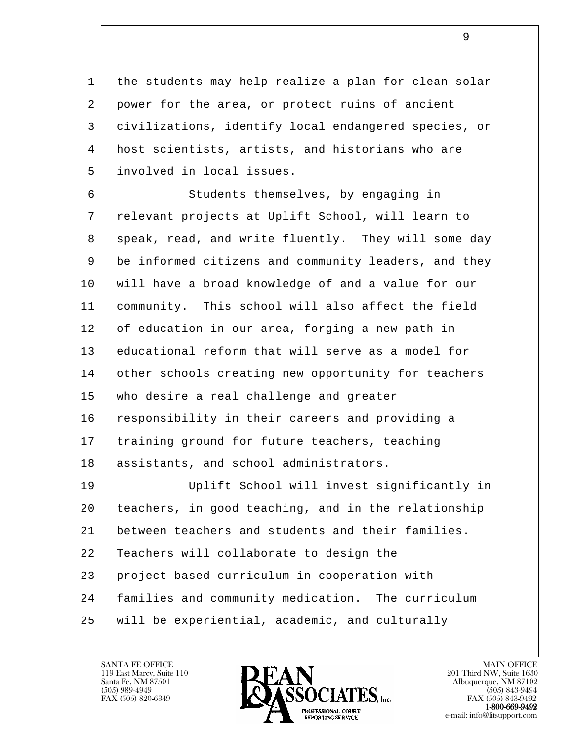1 the students may help realize a plan for clean solar
2 power for the area, or protect ruins of ancient
3 civilizations, identify local endangered species, or
4 host scientists, artists, and historians who are
5 involved in local issues.

6 Students themselves, by engaging in
7 relevant projects at Uplift School, will learn to
8 speak, read, and write fluently. They will some day
9 be informed citizens and community leaders, and they
10 will have a broad knowledge of and a value for our
11 community. This school will also affect the field
12 of education in our area, forging a new path in
13 educational reform that will serve as a model for
14 other schools creating new opportunity for teachers
15 who desire a real challenge and greater
16 responsibility in their careers and providing a
17 training ground for future teachers, teaching
18 assistants, and school administrators.

19 Uplift School will invest significantly in
20 teachers, in good teaching, and in the relationship
21 between teachers and students and their families.
22 Teachers will collaborate to design the
23 project-based curriculum in cooperation with
24 families and community medication. The curriculum
25 will be experiential, academic, and culturally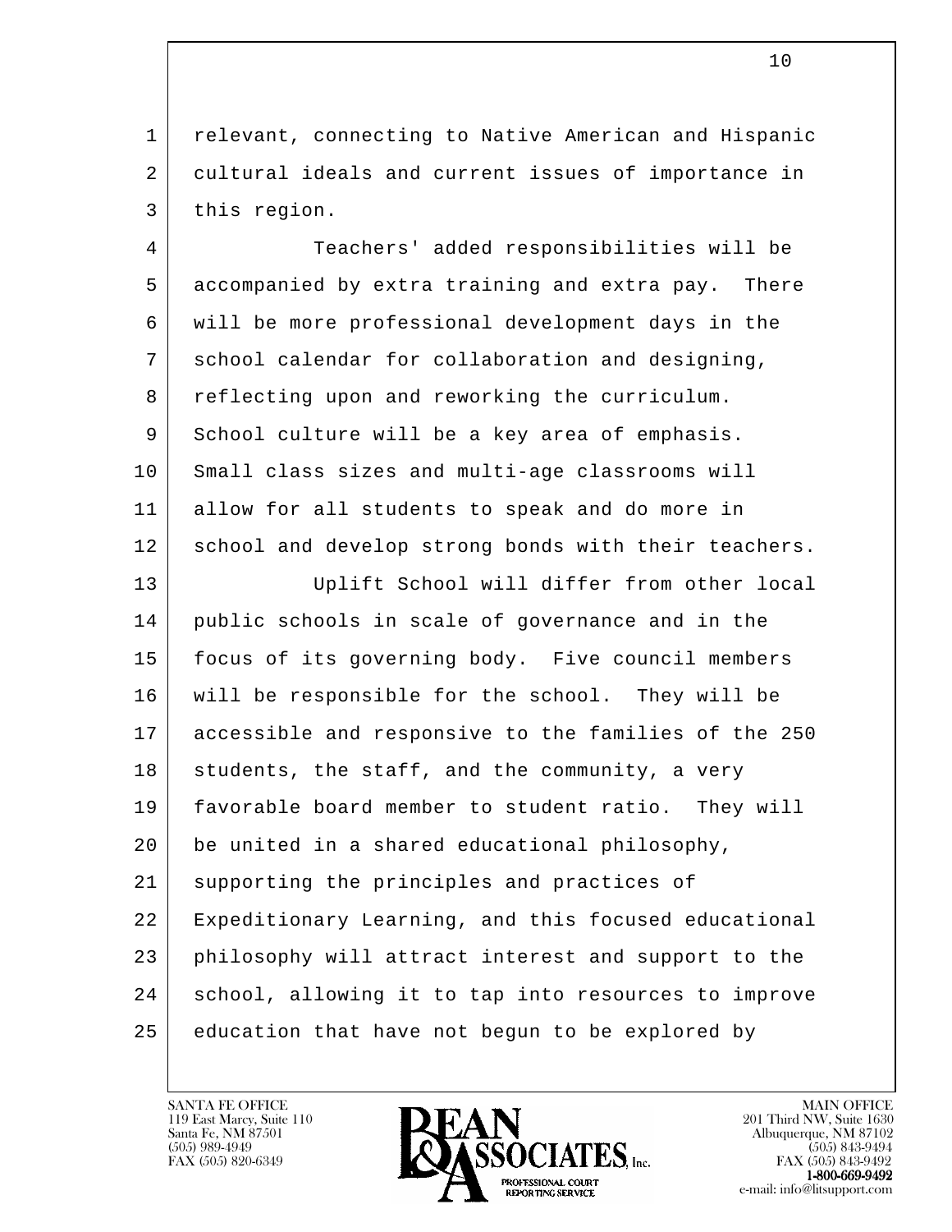relevant, connecting to Native American and Hispanic cultural ideals and current issues of importance in this region.

Teachers' added responsibilities will be accompanied by extra training and extra pay. There will be more professional development days in the school calendar for collaboration and designing, reflecting upon and reworking the curriculum. School culture will be a key area of emphasis. Small class sizes and multi-age classrooms will allow for all students to speak and do more in school and develop strong bonds with their teachers.

Uplift School will differ from other local public schools in scale of governance and in the focus of its governing body. Five council members will be responsible for the school. They will be accessible and responsive to the families of the 250 students, the staff, and the community, a very favorable board member to student ratio. They will be united in a shared educational philosophy, supporting the principles and practices of Expeditionary Learning, and this focused educational philosophy will attract interest and support to the school, allowing it to tap into resources to improve education that have not begun to be explored by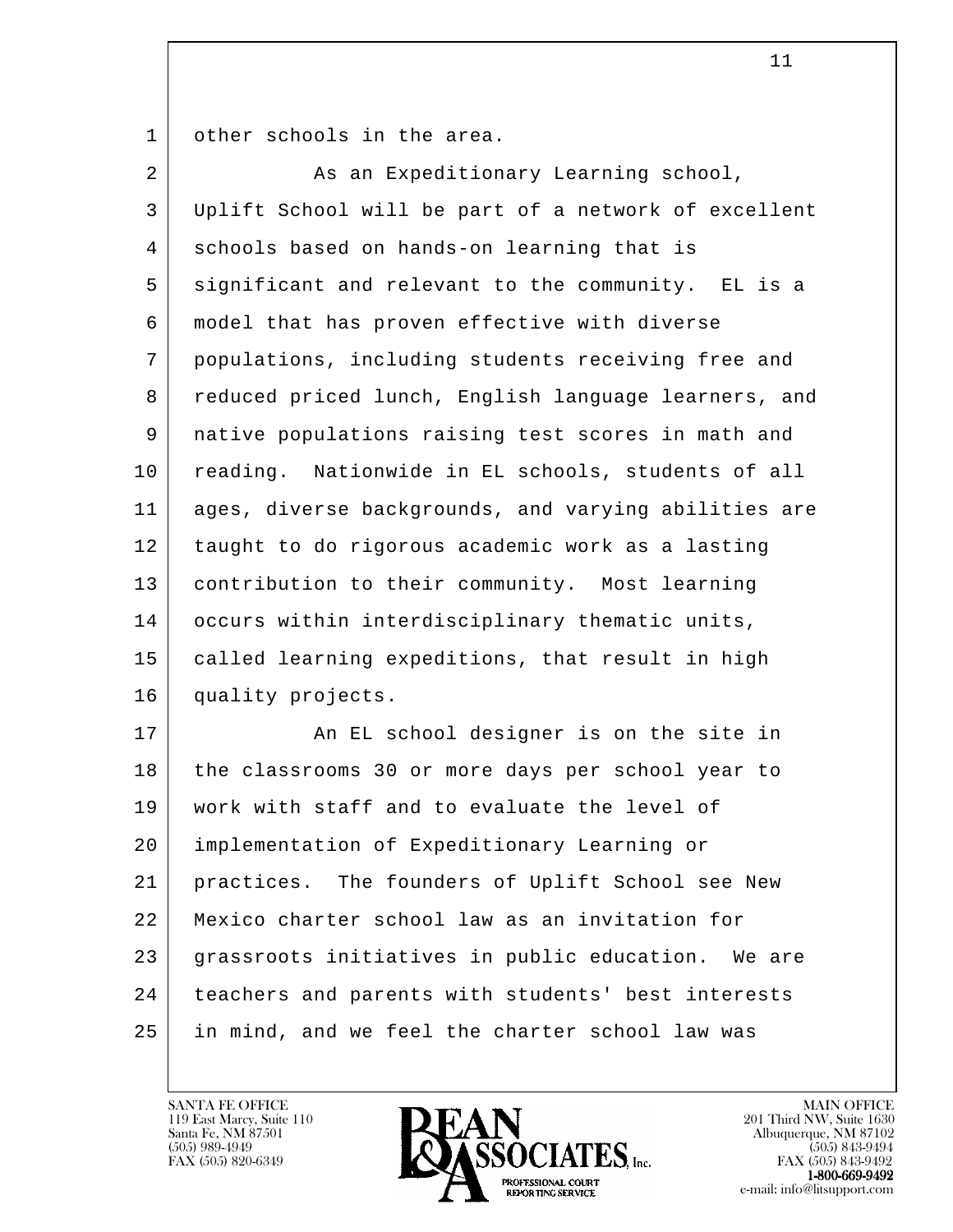other schools in the area.

As an Expeditionary Learning school, Uplift School will be part of a network of excellent schools based on hands-on learning that is significant and relevant to the community. EL is a model that has proven effective with diverse populations, including students receiving free and reduced priced lunch, English language learners, and native populations raising test scores in math and reading. Nationwide in EL schools, students of all ages, diverse backgrounds, and varying abilities are taught to do rigorous academic work as a lasting contribution to their community. Most learning occurs within interdisciplinary thematic units, called learning expeditions, that result in high quality projects.

An EL school designer is on the site in the classrooms 30 or more days per school year to work with staff and to evaluate the level of implementation of Expeditionary Learning or practices. The founders of Uplift School see New Mexico charter school law as an invitation for grassroots initiatives in public education. We are teachers and parents with students' best interests in mind, and we feel the charter school law was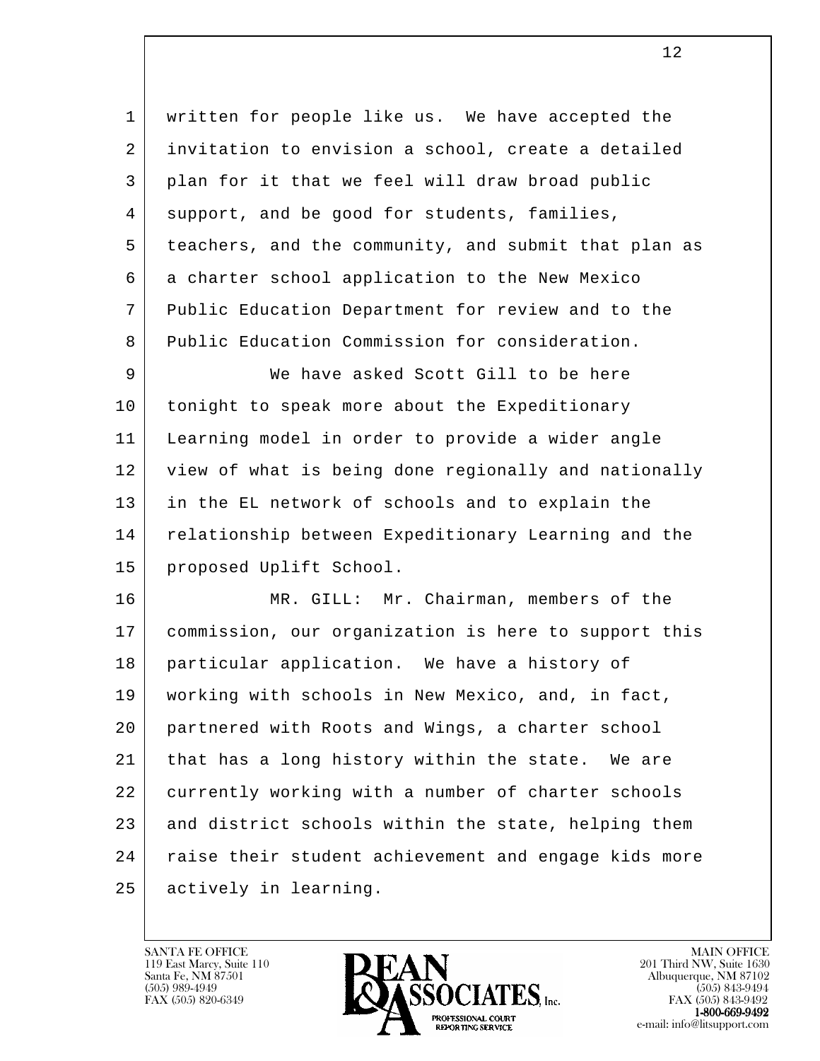written for people like us. We have accepted the invitation to envision a school, create a detailed plan for it that we feel will draw broad public support, and be good for students, families, teachers, and the community, and submit that plan as a charter school application to the New Mexico Public Education Department for review and to the Public Education Commission for consideration.

We have asked Scott Gill to be here tonight to speak more about the Expeditionary Learning model in order to provide a wider angle view of what is being done regionally and nationally in the EL network of schools and to explain the relationship between Expeditionary Learning and the proposed Uplift School.

MR. GILL: Mr. Chairman, members of the commission, our organization is here to support this particular application. We have a history of working with schools in New Mexico, and, in fact, partnered with Roots and Wings, a charter school that has a long history within the state. We are currently working with a number of charter schools and district schools within the state, helping them raise their student achievement and engage kids more actively in learning.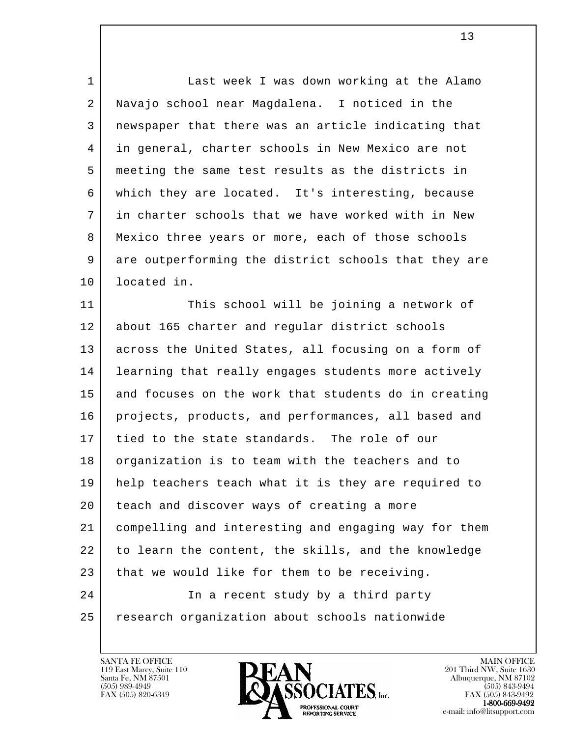Last week I was down working at the Alamo Navajo school near Magdalena. I noticed in the newspaper that there was an article indicating that in general, charter schools in New Mexico are not meeting the same test results as the districts in which they are located. It's interesting, because in charter schools that we have worked with in New Mexico three years or more, each of those schools are outperforming the district schools that they are located in.

This school will be joining a network of about 165 charter and regular district schools across the United States, all focusing on a form of learning that really engages students more actively and focuses on the work that students do in creating projects, products, and performances, all based and tied to the state standards. The role of our organization is to team with the teachers and to help teachers teach what it is they are required to teach and discover ways of creating a more compelling and interesting and engaging way for them to learn the content, the skills, and the knowledge that we would like for them to be receiving.

In a recent study by a third party research organization about schools nationwide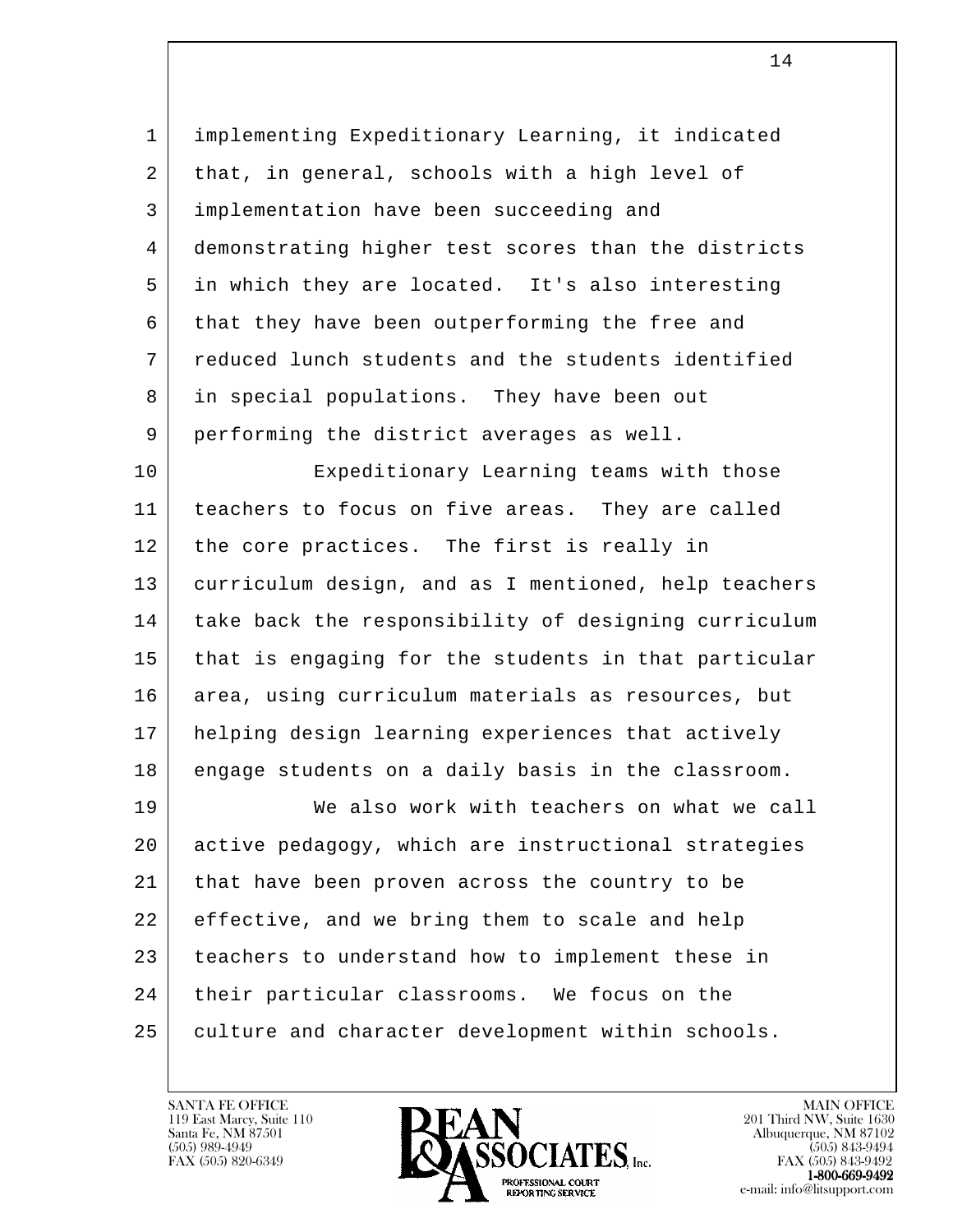implementing Expeditionary Learning, it indicated that, in general, schools with a high level of implementation have been succeeding and demonstrating higher test scores than the districts in which they are located. It's also interesting that they have been outperforming the free and reduced lunch students and the students identified in special populations. They have been out performing the district averages as well.

Expeditionary Learning teams with those teachers to focus on five areas. They are called the core practices. The first is really in curriculum design, and as I mentioned, help teachers take back the responsibility of designing curriculum that is engaging for the students in that particular area, using curriculum materials as resources, but helping design learning experiences that actively engage students on a daily basis in the classroom.

We also work with teachers on what we call active pedagogy, which are instructional strategies that have been proven across the country to be effective, and we bring them to scale and help teachers to understand how to implement these in their particular classrooms. We focus on the culture and character development within schools.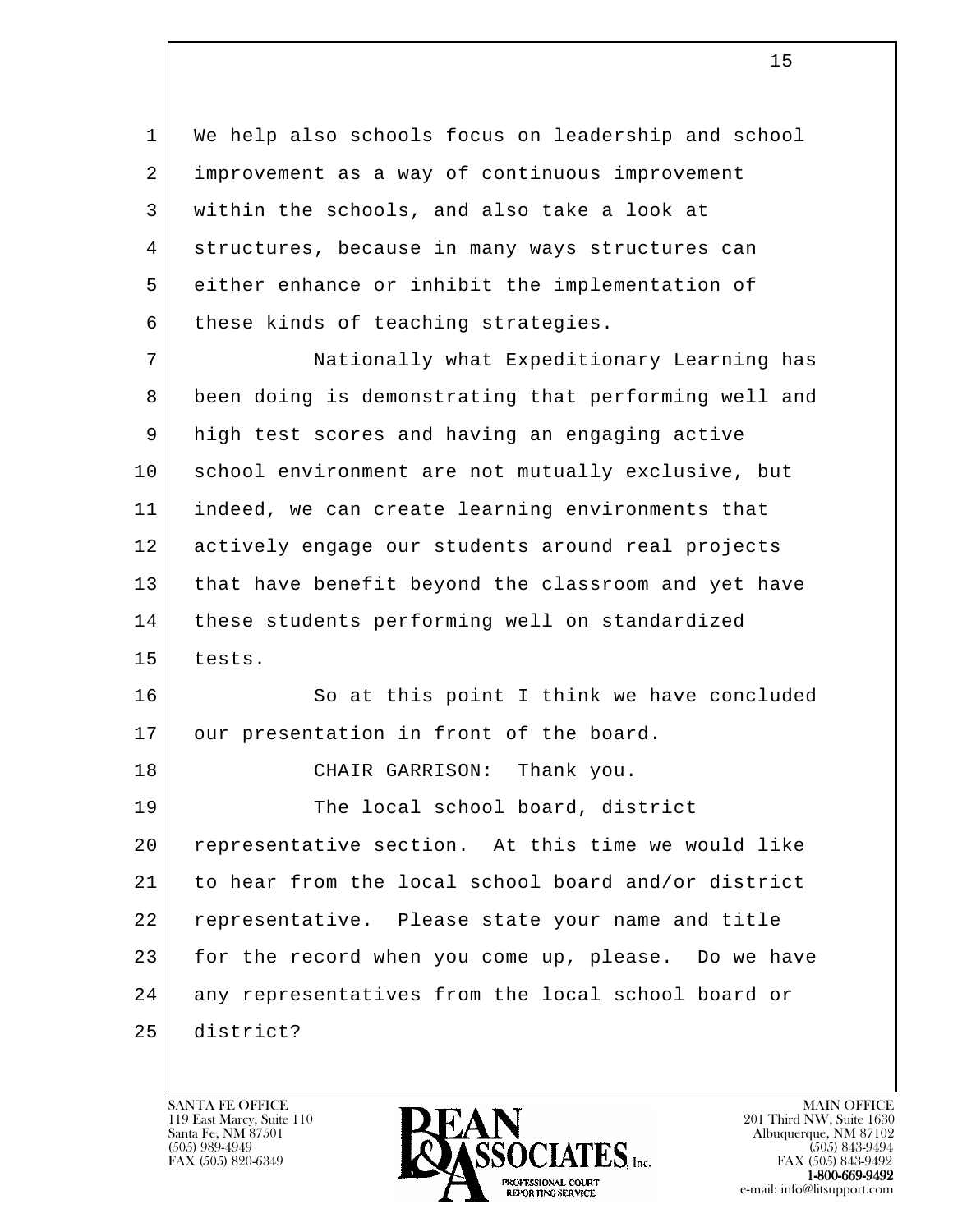We help also schools focus on leadership and school improvement as a way of continuous improvement within the schools, and also take a look at structures, because in many ways structures can either enhance or inhibit the implementation of these kinds of teaching strategies.

Nationally what Expeditionary Learning has been doing is demonstrating that performing well and high test scores and having an engaging active school environment are not mutually exclusive, but indeed, we can create learning environments that actively engage our students around real projects that have benefit beyond the classroom and yet have these students performing well on standardized tests.

So at this point I think we have concluded our presentation in front of the board.

CHAIR GARRISON: Thank you.

The local school board, district representative section. At this time we would like to hear from the local school board and/or district representative. Please state your name and title for the record when you come up, please. Do we have any representatives from the local school board or district?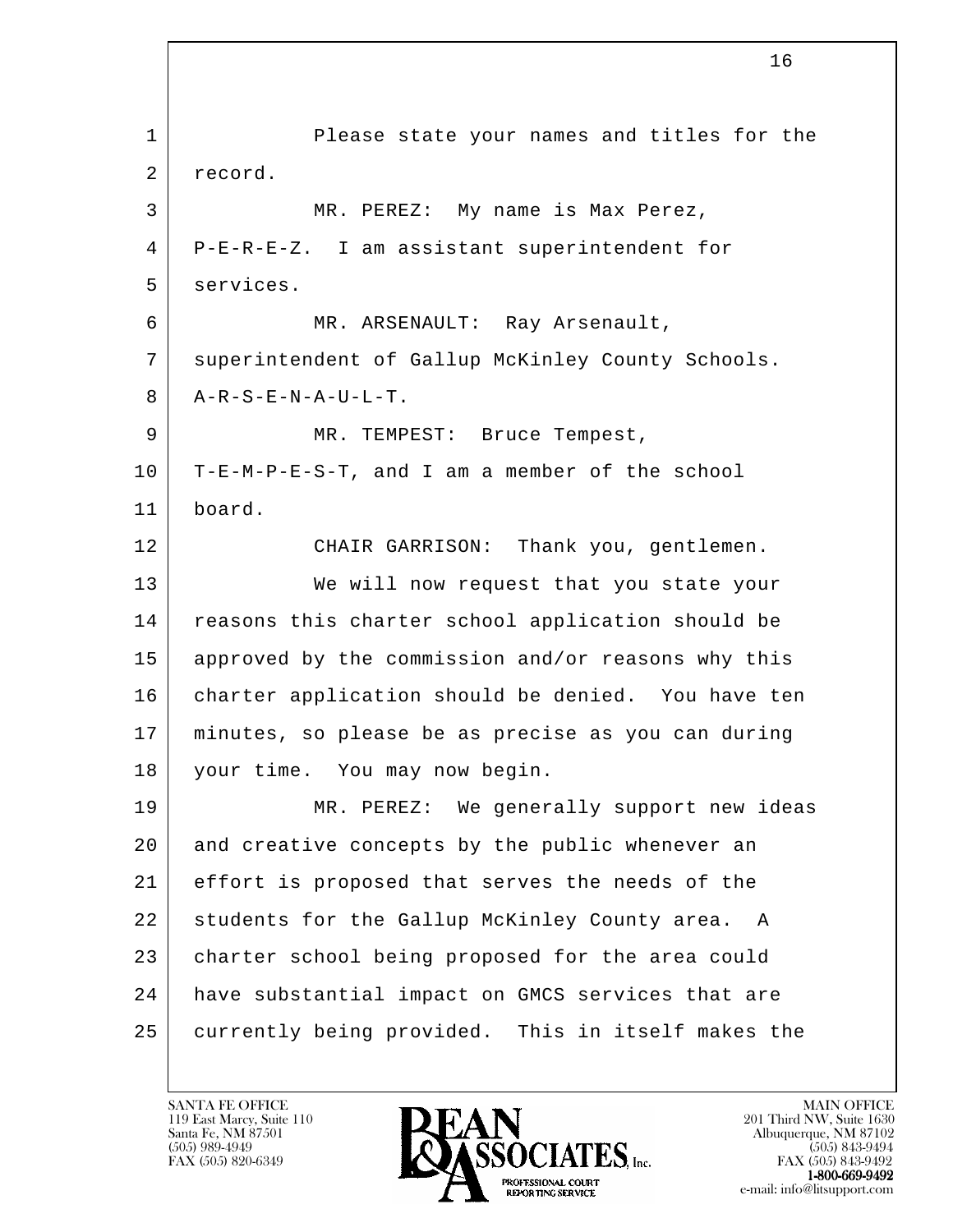Please state your names and titles for the record.

MR. PEREZ: My name is Max Perez, P-E-R-E-Z. I am assistant superintendent for services.

MR. ARSENAULT: Ray Arsenault, superintendent of Gallup McKinley County Schools. A-R-S-E-N-A-U-L-T.

MR. TEMPEST: Bruce Tempest, T-E-M-P-E-S-T, and I am a member of the school board.

CHAIR GARRISON: Thank you, gentlemen.

We will now request that you state your reasons this charter school application should be approved by the commission and/or reasons why this charter application should be denied. You have ten minutes, so please be as precise as you can during your time. You may now begin.

MR. PEREZ: We generally support new ideas and creative concepts by the public whenever an effort is proposed that serves the needs of the students for the Gallup McKinley County area. A charter school being proposed for the area could have substantial impact on GMCS services that are currently being provided. This in itself makes the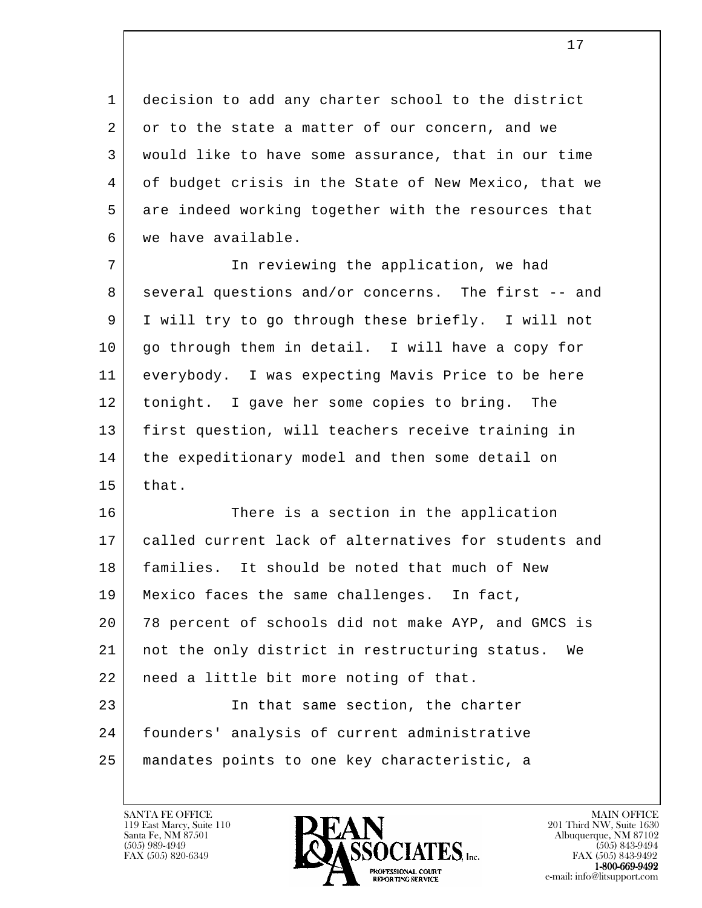decision to add any charter school to the district or to the state a matter of our concern, and we would like to have some assurance, that in our time of budget crisis in the State of New Mexico, that we are indeed working together with the resources that we have available.

In reviewing the application, we had several questions and/or concerns. The first -- and I will try to go through these briefly. I will not go through them in detail. I will have a copy for everybody. I was expecting Mavis Price to be here tonight. I gave her some copies to bring. The first question, will teachers receive training in the expeditionary model and then some detail on that.

There is a section in the application called current lack of alternatives for students and families. It should be noted that much of New Mexico faces the same challenges. In fact, 78 percent of schools did not make AYP, and GMCS is not the only district in restructuring status. We need a little bit more noting of that.

In that same section, the charter founders' analysis of current administrative mandates points to one key characteristic, a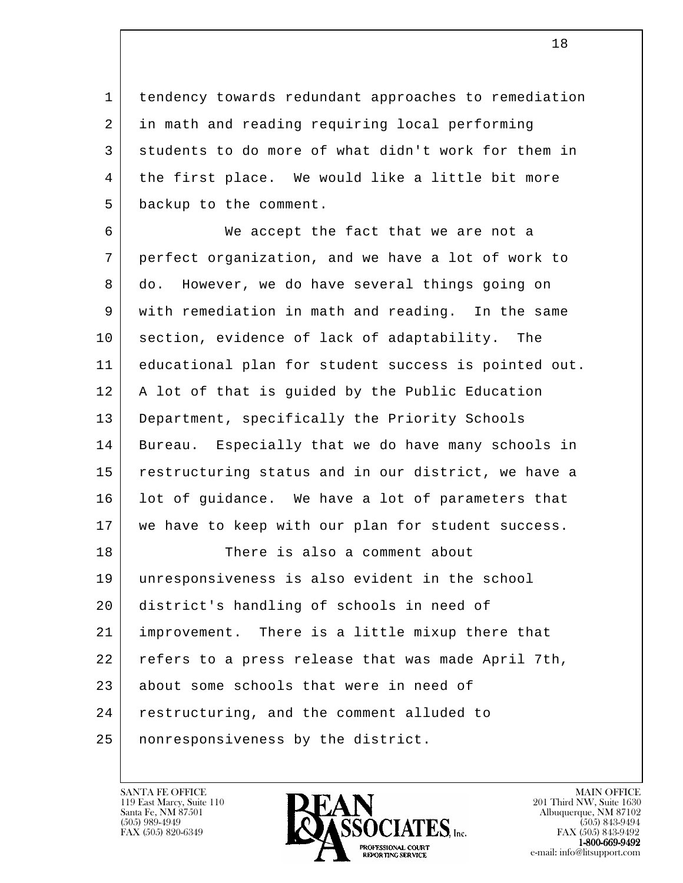tendency towards redundant approaches to remediation in math and reading requiring local performing students to do more of what didn't work for them in the first place. We would like a little bit more backup to the comment.

We accept the fact that we are not a perfect organization, and we have a lot of work to do. However, we do have several things going on with remediation in math and reading. In the same section, evidence of lack of adaptability. The educational plan for student success is pointed out. A lot of that is guided by the Public Education Department, specifically the Priority Schools Bureau. Especially that we do have many schools in restructuring status and in our district, we have a lot of guidance. We have a lot of parameters that we have to keep with our plan for student success.

There is also a comment about unresponsiveness is also evident in the school district's handling of schools in need of improvement. There is a little mixup there that refers to a press release that was made April 7th, about some schools that were in need of restructuring, and the comment alluded to nonresponsiveness by the district.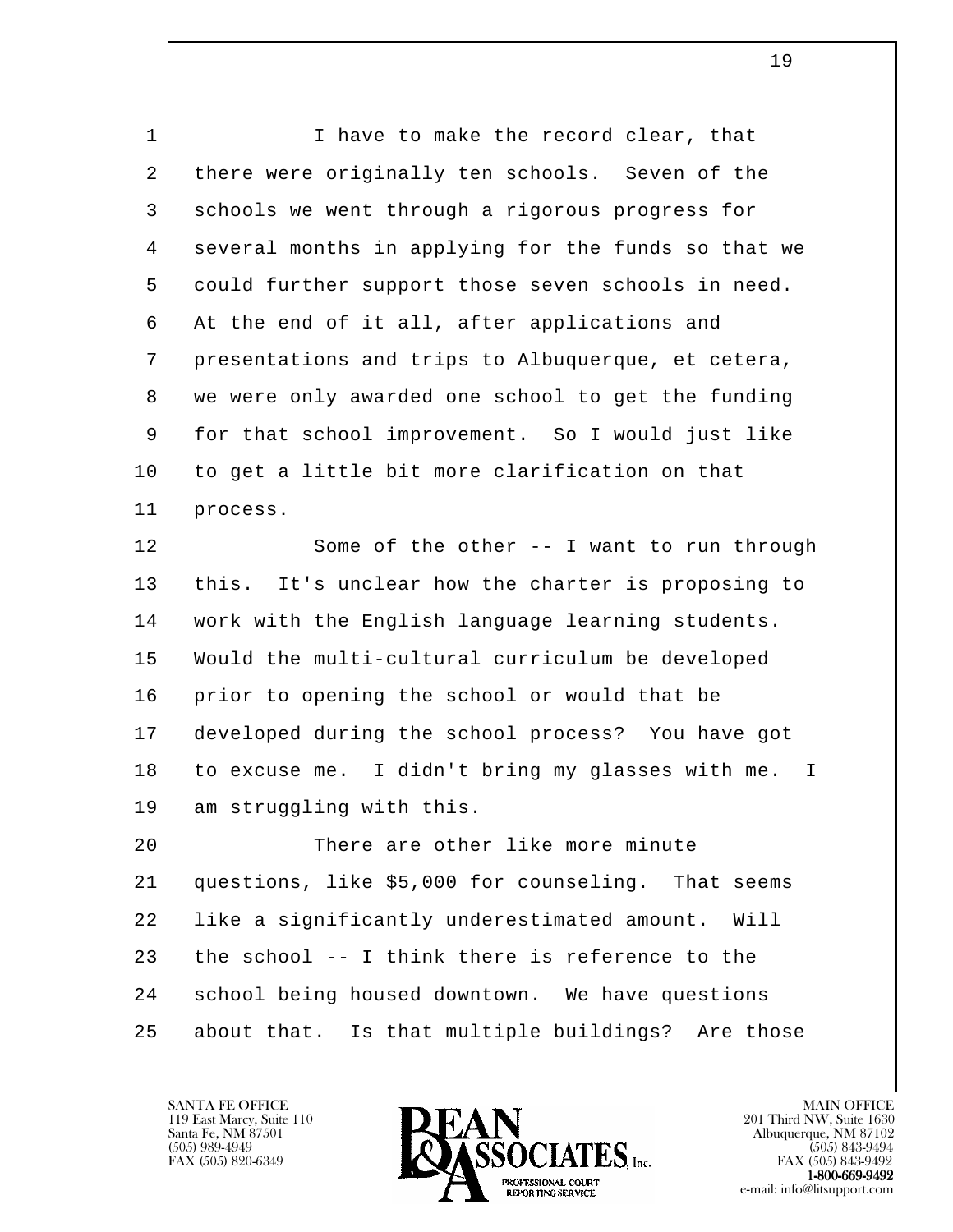I have to make the record clear, that there were originally ten schools. Seven of the schools we went through a rigorous progress for several months in applying for the funds so that we could further support those seven schools in need. At the end of it all, after applications and presentations and trips to Albuquerque, et cetera, we were only awarded one school to get the funding for that school improvement. So I would just like to get a little bit more clarification on that process.

Some of the other -- I want to run through this. It's unclear how the charter is proposing to work with the English language learning students. Would the multi-cultural curriculum be developed prior to opening the school or would that be developed during the school process? You have got to excuse me. I didn't bring my glasses with me. I am struggling with this.

There are other like more minute questions, like $5,000 for counseling. That seems like a significantly underestimated amount. Will the school -- I think there is reference to the school being housed downtown. We have questions about that. Is that multiple buildings? Are those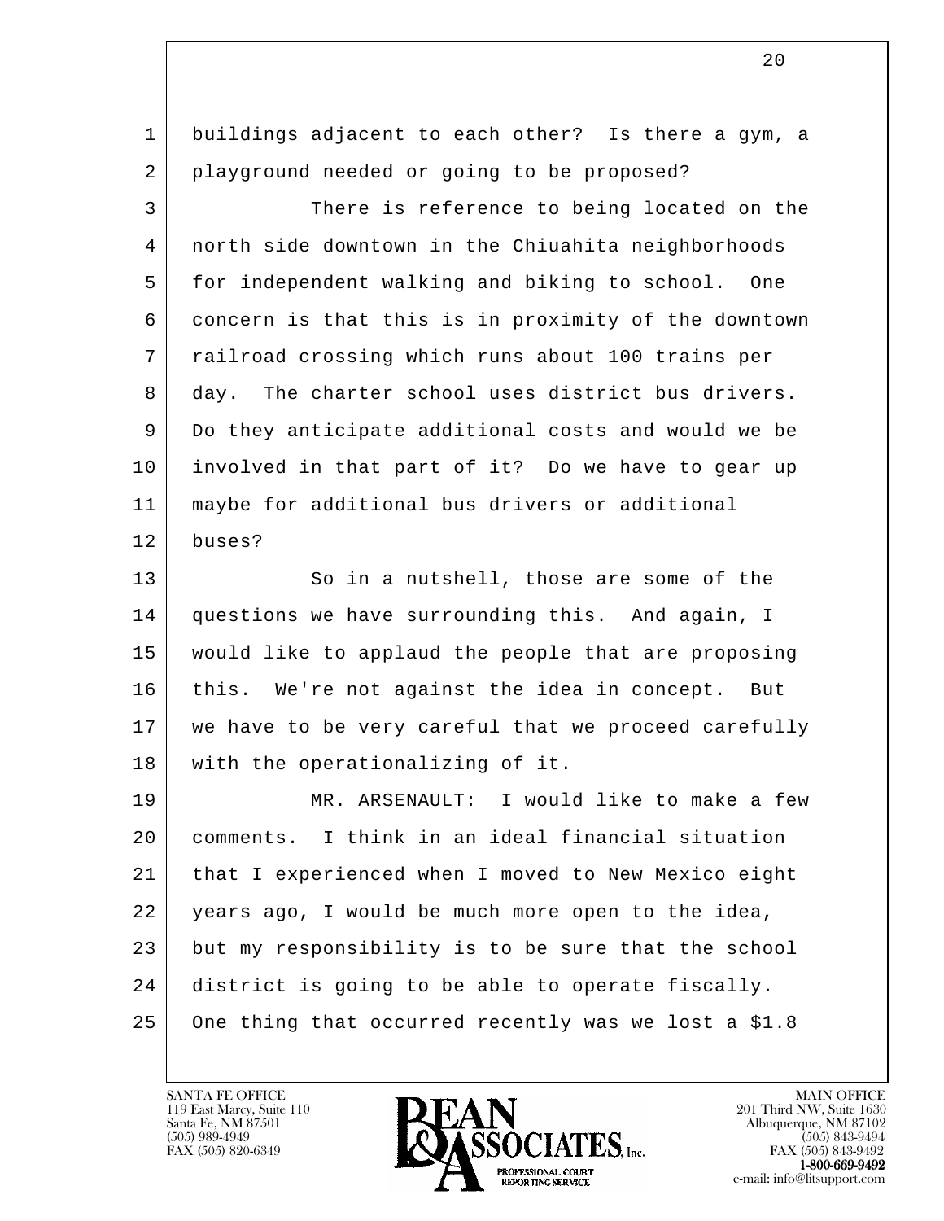buildings adjacent to each other? Is there a gym, a playground needed or going to be proposed?

There is reference to being located on the north side downtown in the Chiuahita neighborhoods for independent walking and biking to school. One concern is that this is in proximity of the downtown railroad crossing which runs about 100 trains per day. The charter school uses district bus drivers. Do they anticipate additional costs and would we be involved in that part of it? Do we have to gear up maybe for additional bus drivers or additional buses?

So in a nutshell, those are some of the questions we have surrounding this. And again, I would like to applaud the people that are proposing this. We're not against the idea in concept. But we have to be very careful that we proceed carefully with the operationalizing of it.

MR. ARSENAULT: I would like to make a few comments. I think in an ideal financial situation that I experienced when I moved to New Mexico eight years ago, I would be much more open to the idea, but my responsibility is to be sure that the school district is going to be able to operate fiscally. One thing that occurred recently was we lost a $1.8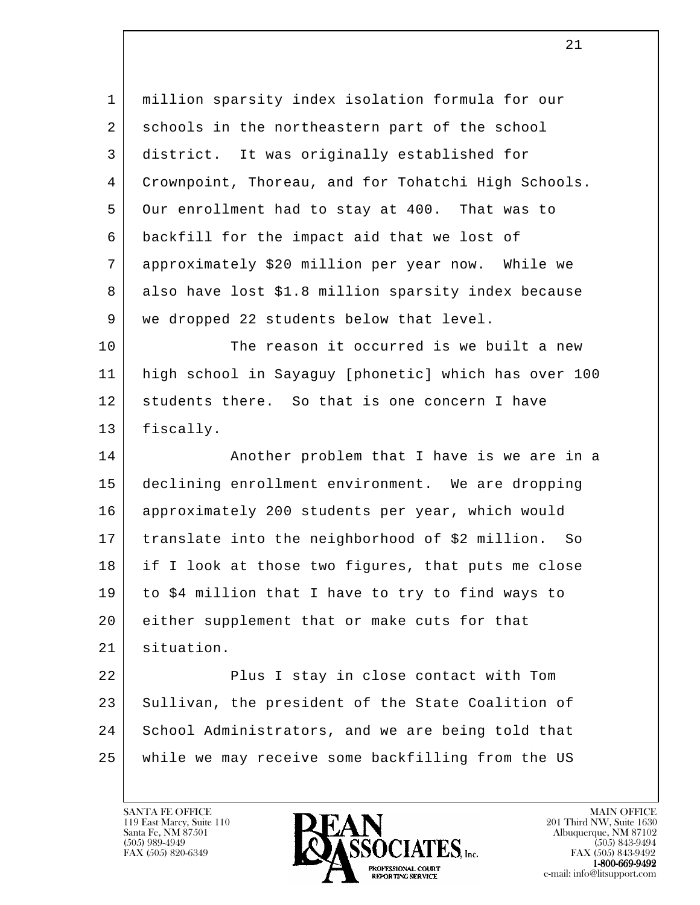million sparsity index isolation formula for our schools in the northeastern part of the school district. It was originally established for Crownpoint, Thoreau, and for Tohatchi High Schools. Our enrollment had to stay at 400. That was to backfill for the impact aid that we lost of approximately $20 million per year now. While we also have lost $1.8 million sparsity index because we dropped 22 students below that level.

The reason it occurred is we built a new high school in Sayaguy [phonetic] which has over 100 students there. So that is one concern I have fiscally.

Another problem that I have is we are in a declining enrollment environment. We are dropping approximately 200 students per year, which would translate into the neighborhood of $2 million. So if I look at those two figures, that puts me close to $4 million that I have to try to find ways to either supplement that or make cuts for that situation.

Plus I stay in close contact with Tom Sullivan, the president of the State Coalition of School Administrators, and we are being told that while we may receive some backfilling from the US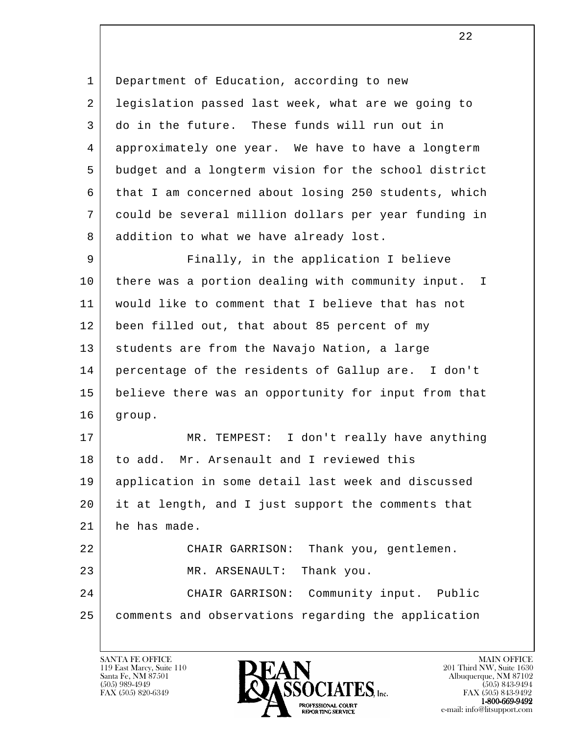Department of Education, according to new legislation passed last week, what are we going to do in the future. These funds will run out in approximately one year. We have to have a longterm budget and a longterm vision for the school district that I am concerned about losing 250 students, which could be several million dollars per year funding in addition to what we have already lost.

Finally, in the application I believe there was a portion dealing with community input. I would like to comment that I believe that has not been filled out, that about 85 percent of my students are from the Navajo Nation, a large percentage of the residents of Gallup are. I don't believe there was an opportunity for input from that group.

MR. TEMPEST: I don't really have anything to add. Mr. Arsenault and I reviewed this application in some detail last week and discussed it at length, and I just support the comments that he has made.

CHAIR GARRISON: Thank you, gentlemen.

MR. ARSENAULT: Thank you.

CHAIR GARRISON: Community input. Public comments and observations regarding the application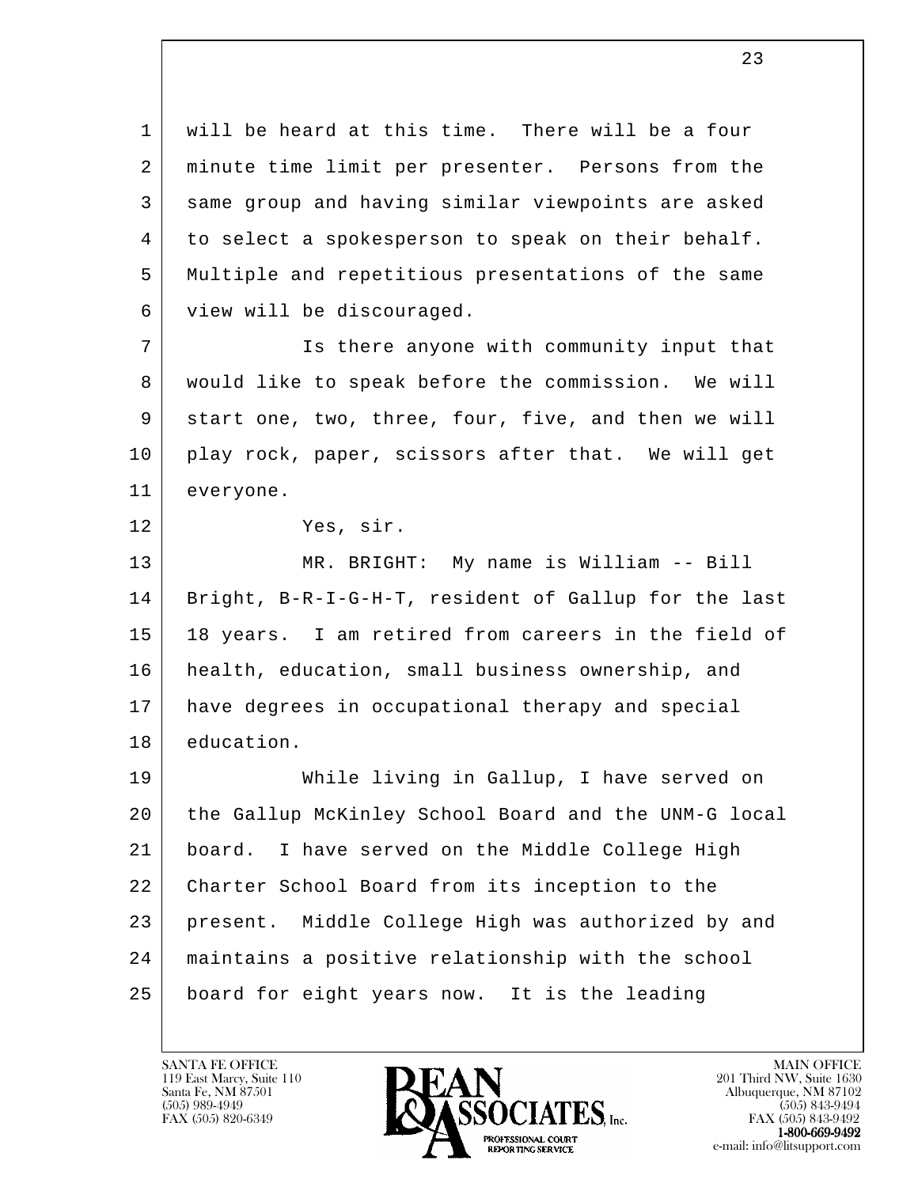will be heard at this time. There will be a four minute time limit per presenter. Persons from the same group and having similar viewpoints are asked to select a spokesperson to speak on their behalf. Multiple and repetitious presentations of the same view will be discouraged.

Is there anyone with community input that would like to speak before the commission. We will start one, two, three, four, five, and then we will play rock, paper, scissors after that. We will get everyone.

Yes, sir.

MR. BRIGHT: My name is William -- Bill Bright, B-R-I-G-H-T, resident of Gallup for the last 18 years. I am retired from careers in the field of health, education, small business ownership, and have degrees in occupational therapy and special education.

While living in Gallup, I have served on the Gallup McKinley School Board and the UNM-G local board. I have served on the Middle College High Charter School Board from its inception to the present. Middle College High was authorized by and maintains a positive relationship with the school board for eight years now. It is the leading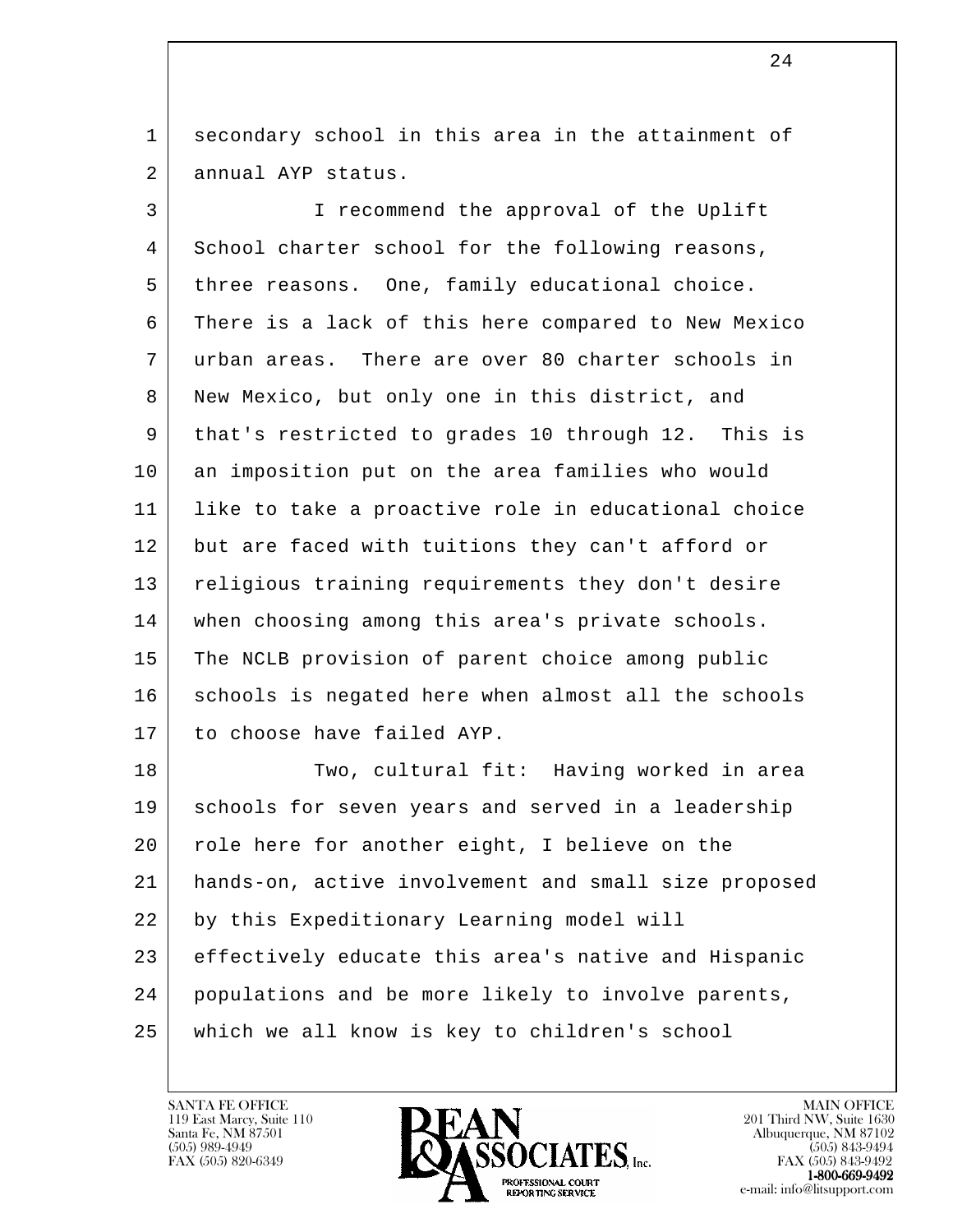secondary school in this area in the attainment of annual AYP status.

I recommend the approval of the Uplift School charter school for the following reasons, three reasons. One, family educational choice. There is a lack of this here compared to New Mexico urban areas. There are over 80 charter schools in New Mexico, but only one in this district, and that's restricted to grades 10 through 12. This is an imposition put on the area families who would like to take a proactive role in educational choice but are faced with tuitions they can't afford or religious training requirements they don't desire when choosing among this area's private schools. The NCLB provision of parent choice among public schools is negated here when almost all the schools to choose have failed AYP.

Two, cultural fit: Having worked in area schools for seven years and served in a leadership role here for another eight, I believe on the hands-on, active involvement and small size proposed by this Expeditionary Learning model will effectively educate this area's native and Hispanic populations and be more likely to involve parents, which we all know is key to children's school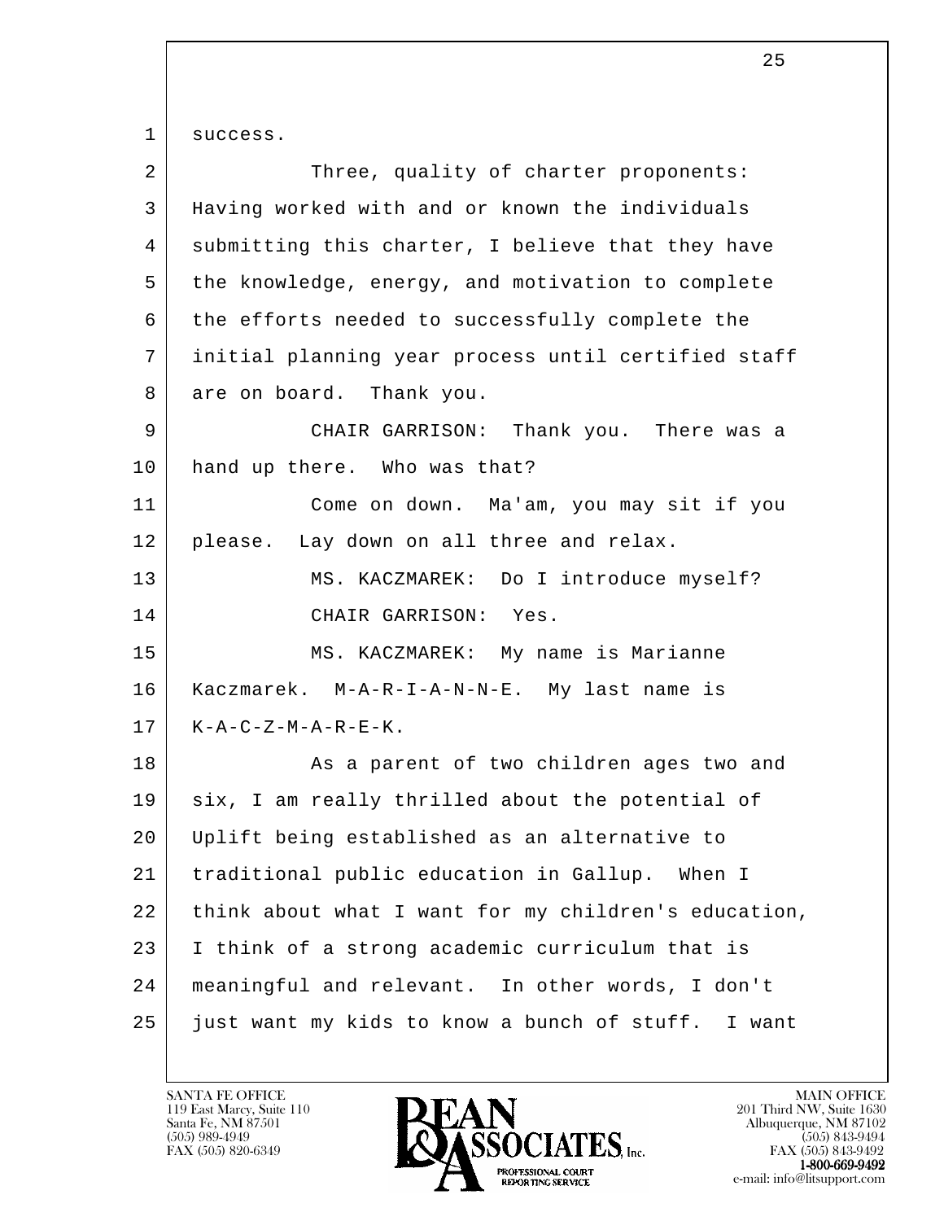success.

Three, quality of charter proponents: Having worked with and or known the individuals submitting this charter, I believe that they have the knowledge, energy, and motivation to complete the efforts needed to successfully complete the initial planning year process until certified staff are on board. Thank you.

CHAIR GARRISON: Thank you. There was a hand up there. Who was that?

Come on down. Ma'am, you may sit if you please. Lay down on all three and relax.

MS. KACZMAREK: Do I introduce myself?

CHAIR GARRISON: Yes.

MS. KACZMAREK: My name is Marianne Kaczmarek. M-A-R-I-A-N-N-E. My last name is K-A-C-Z-M-A-R-E-K.

As a parent of two children ages two and six, I am really thrilled about the potential of Uplift being established as an alternative to traditional public education in Gallup. When I think about what I want for my children's education, I think of a strong academic curriculum that is meaningful and relevant. In other words, I don't just want my kids to know a bunch of stuff. I want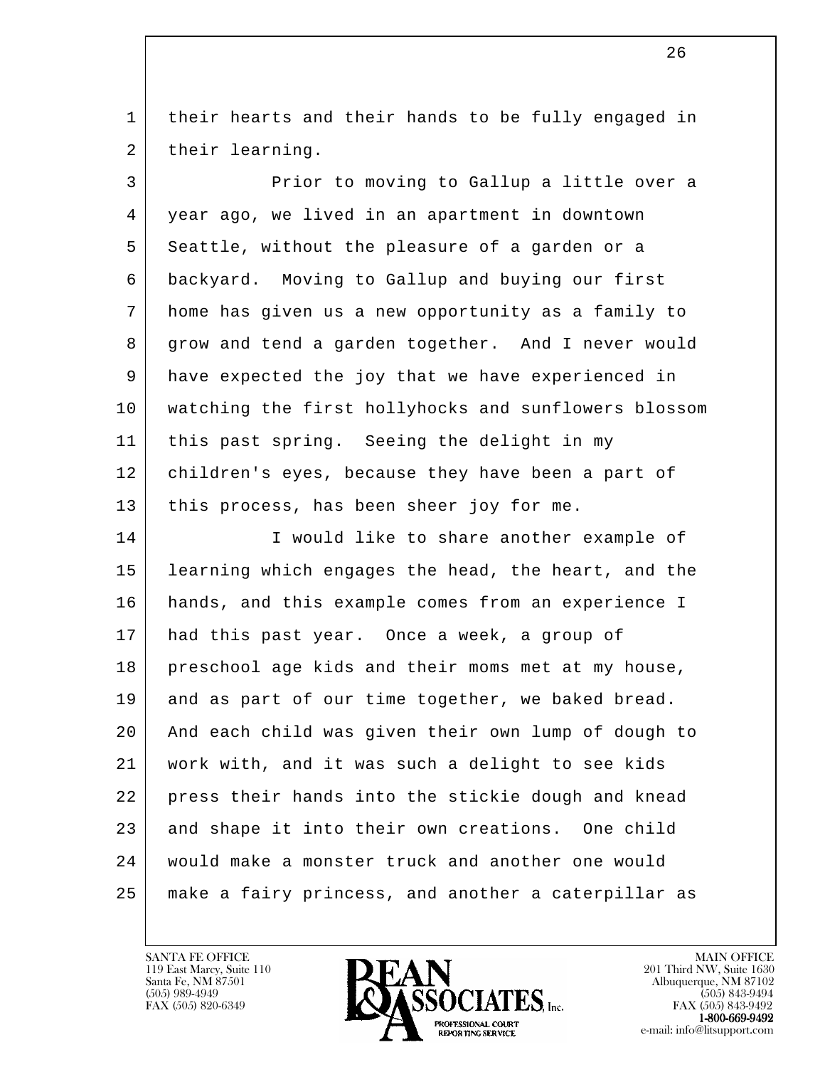their hearts and their hands to be fully engaged in their learning.

Prior to moving to Gallup a little over a year ago, we lived in an apartment in downtown Seattle, without the pleasure of a garden or a backyard. Moving to Gallup and buying our first home has given us a new opportunity as a family to grow and tend a garden together. And I never would have expected the joy that we have experienced in watching the first hollyhocks and sunflowers blossom this past spring. Seeing the delight in my children's eyes, because they have been a part of this process, has been sheer joy for me.

I would like to share another example of learning which engages the head, the heart, and the hands, and this example comes from an experience I had this past year. Once a week, a group of preschool age kids and their moms met at my house, and as part of our time together, we baked bread. And each child was given their own lump of dough to work with, and it was such a delight to see kids press their hands into the stickie dough and knead and shape it into their own creations. One child would make a monster truck and another one would make a fairy princess, and another a caterpillar as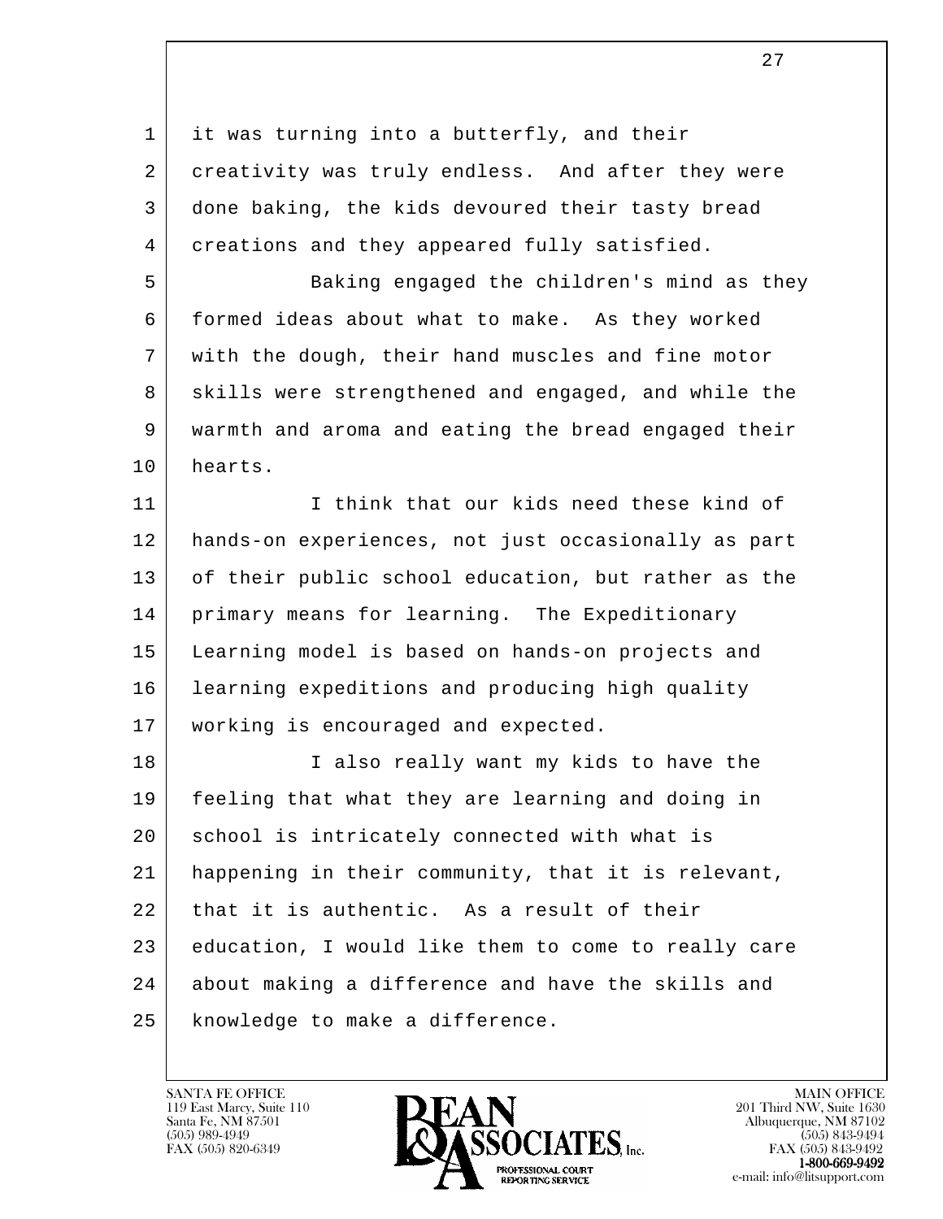it was turning into a butterfly, and their creativity was truly endless. And after they were done baking, the kids devoured their tasty bread creations and they appeared fully satisfied.

Baking engaged the children's mind as they formed ideas about what to make. As they worked with the dough, their hand muscles and fine motor skills were strengthened and engaged, and while the warmth and aroma and eating the bread engaged their hearts.

I think that our kids need these kind of hands-on experiences, not just occasionally as part of their public school education, but rather as the primary means for learning. The Expeditionary Learning model is based on hands-on projects and learning expeditions and producing high quality working is encouraged and expected.

I also really want my kids to have the feeling that what they are learning and doing in school is intricately connected with what is happening in their community, that it is relevant, that it is authentic. As a result of their education, I would like them to come to really care about making a difference and have the skills and knowledge to make a difference.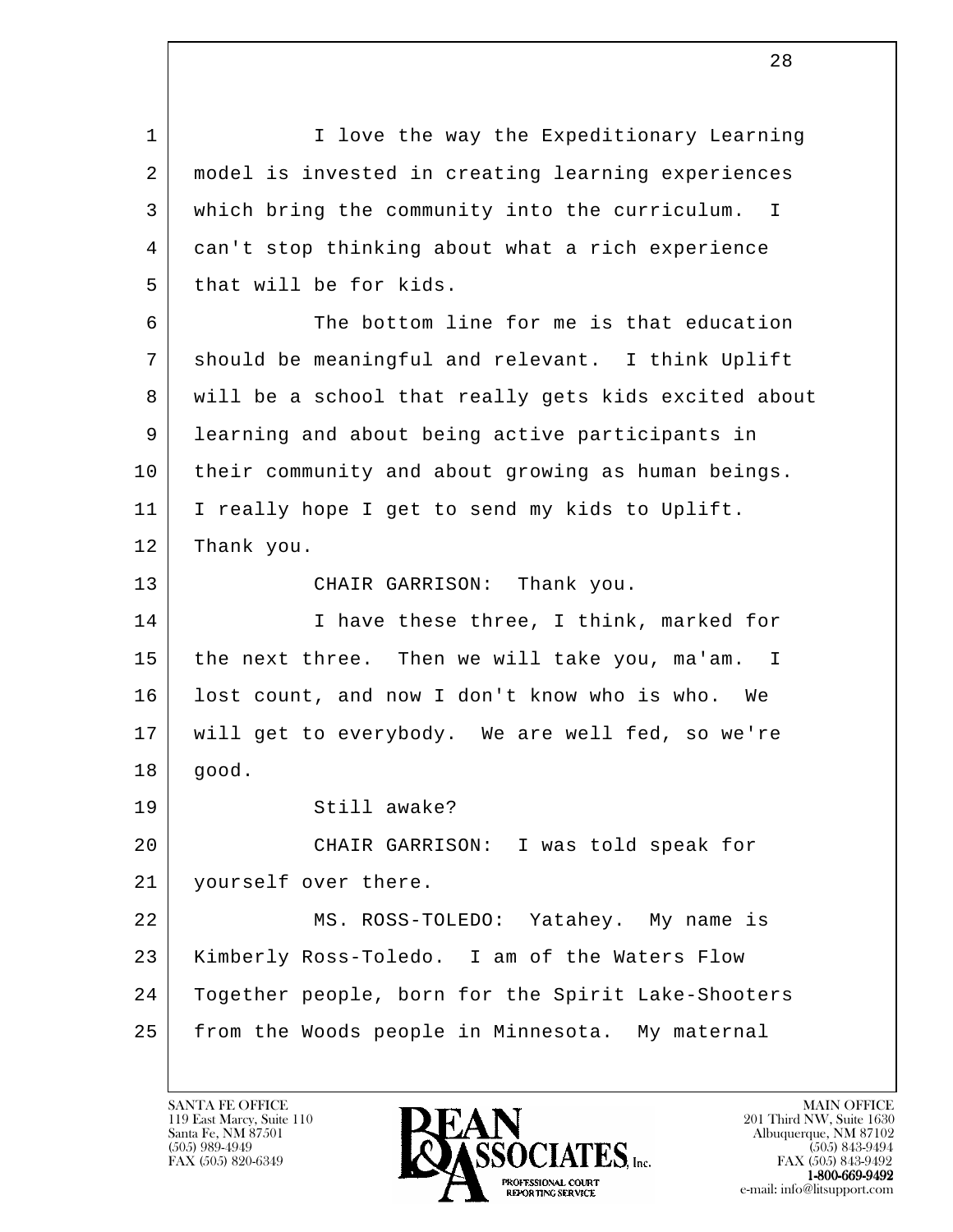I love the way the Expeditionary Learning model is invested in creating learning experiences which bring the community into the curriculum. I can't stop thinking about what a rich experience that will be for kids.

The bottom line for me is that education should be meaningful and relevant. I think Uplift will be a school that really gets kids excited about learning and about being active participants in their community and about growing as human beings. I really hope I get to send my kids to Uplift. Thank you.

CHAIR GARRISON: Thank you.

I have these three, I think, marked for the next three. Then we will take you, ma'am. I lost count, and now I don't know who is who. We will get to everybody. We are well fed, so we're good.

Still awake?

CHAIR GARRISON: I was told speak for yourself over there.

MS. ROSS-TOLEDO: Yatahey. My name is Kimberly Ross-Toledo. I am of the Waters Flow Together people, born for the Spirit Lake-Shooters from the Woods people in Minnesota. My maternal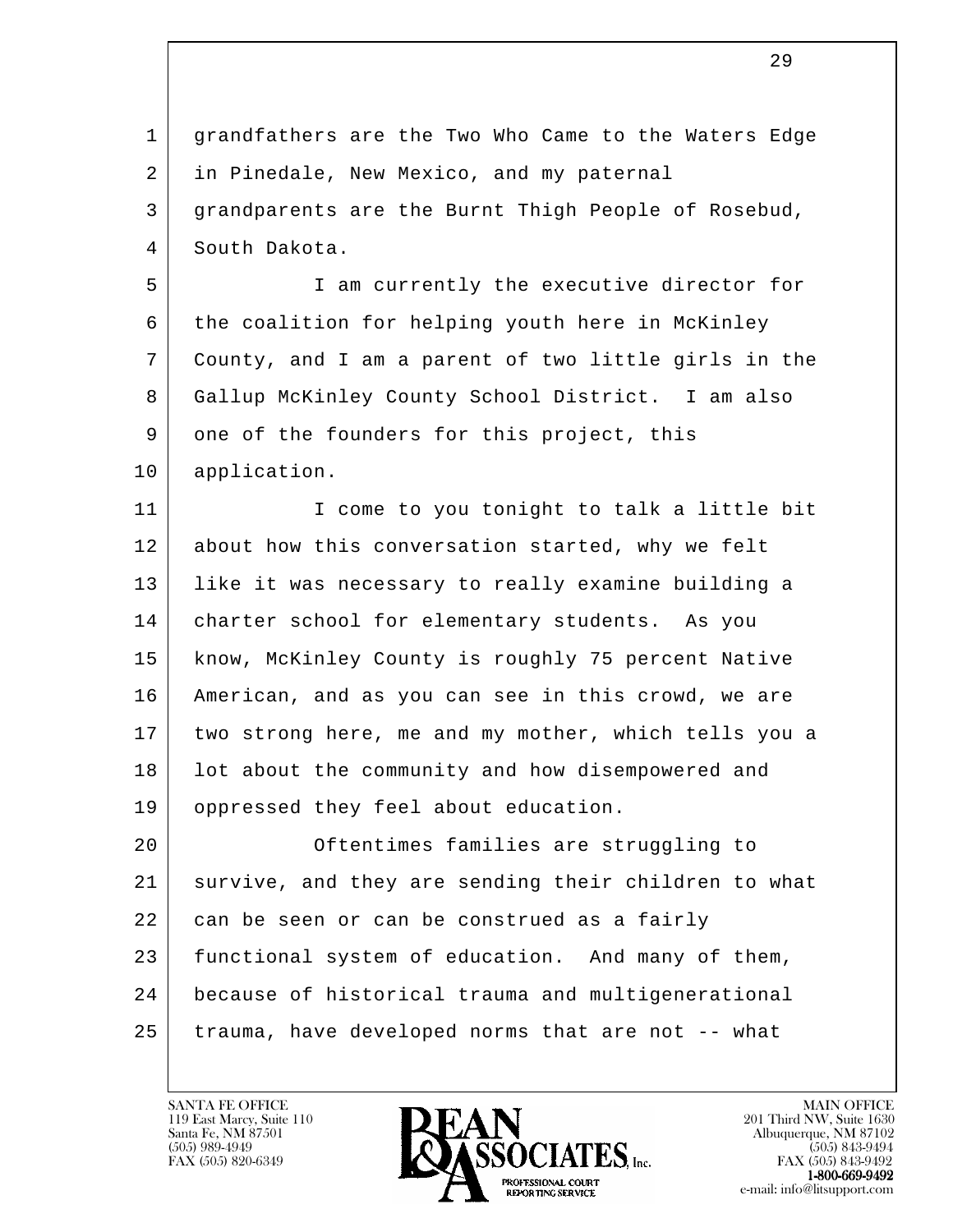grandfathers are the Two Who Came to the Waters Edge in Pinedale, New Mexico, and my paternal grandparents are the Burnt Thigh People of Rosebud, South Dakota.

I am currently the executive director for the coalition for helping youth here in McKinley County, and I am a parent of two little girls in the Gallup McKinley County School District. I am also one of the founders for this project, this application.

I come to you tonight to talk a little bit about how this conversation started, why we felt like it was necessary to really examine building a charter school for elementary students. As you know, McKinley County is roughly 75 percent Native American, and as you can see in this crowd, we are two strong here, me and my mother, which tells you a lot about the community and how disempowered and oppressed they feel about education.

Oftentimes families are struggling to survive, and they are sending their children to what can be seen or can be construed as a fairly functional system of education. And many of them, because of historical trauma and multigenerational trauma, have developed norms that are not -- what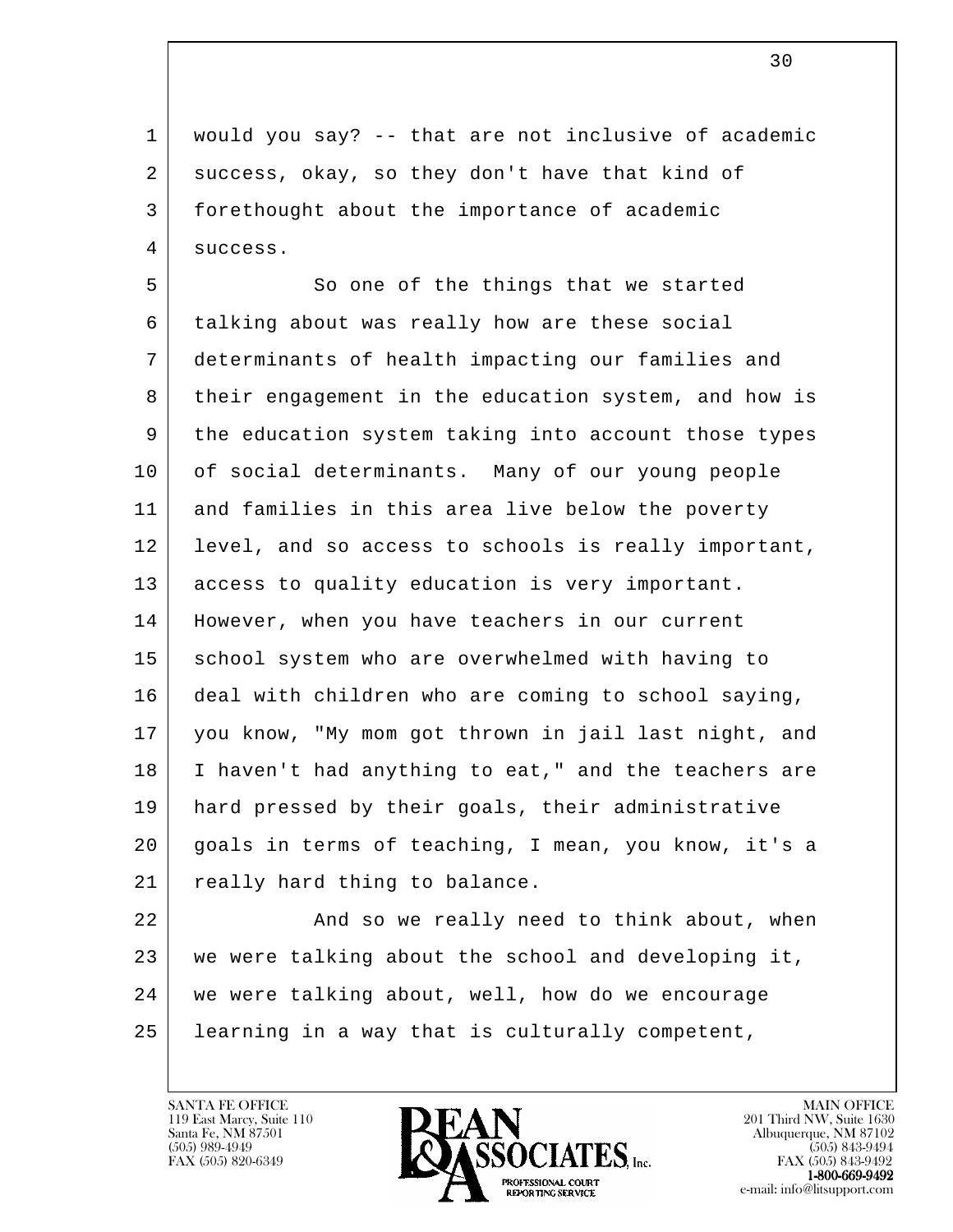would you say? -- that are not inclusive of academic success, okay, so they don't have that kind of forethought about the importance of academic success.

So one of the things that we started talking about was really how are these social determinants of health impacting our families and their engagement in the education system, and how is the education system taking into account those types of social determinants. Many of our young people and families in this area live below the poverty level, and so access to schools is really important, access to quality education is very important. However, when you have teachers in our current school system who are overwhelmed with having to deal with children who are coming to school saying, you know, "My mom got thrown in jail last night, and I haven't had anything to eat," and the teachers are hard pressed by their goals, their administrative goals in terms of teaching, I mean, you know, it's a really hard thing to balance.

And so we really need to think about, when we were talking about the school and developing it, we were talking about, well, how do we encourage learning in a way that is culturally competent,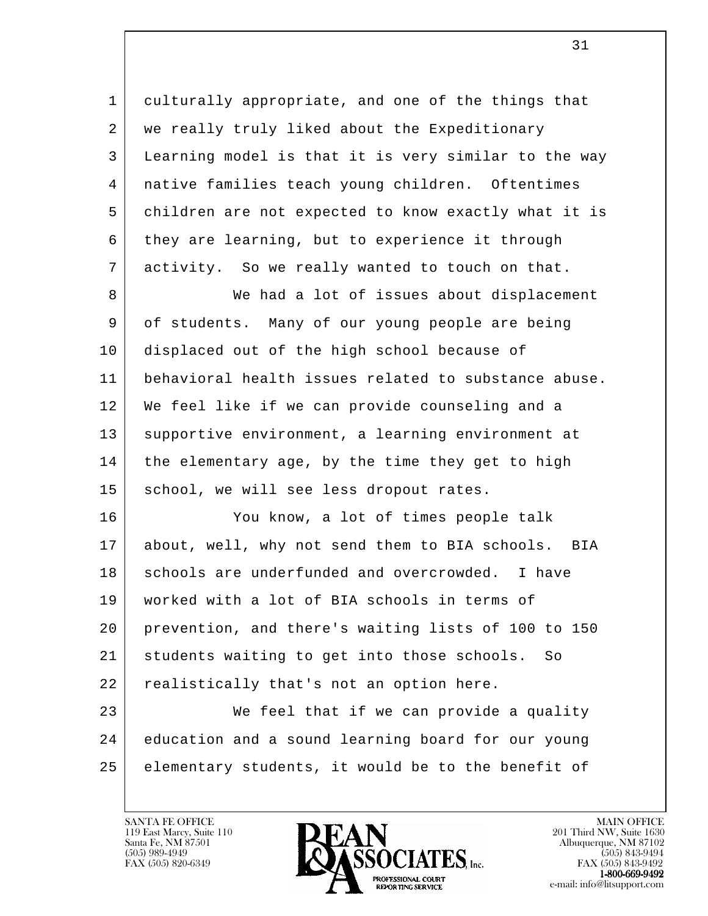culturally appropriate, and one of the things that we really truly liked about the Expeditionary Learning model is that it is very similar to the way native families teach young children. Oftentimes children are not expected to know exactly what it is they are learning, but to experience it through activity. So we really wanted to touch on that.

We had a lot of issues about displacement of students. Many of our young people are being displaced out of the high school because of behavioral health issues related to substance abuse. We feel like if we can provide counseling and a supportive environment, a learning environment at the elementary age, by the time they get to high school, we will see less dropout rates.

You know, a lot of times people talk about, well, why not send them to BIA schools. BIA schools are underfunded and overcrowded. I have worked with a lot of BIA schools in terms of prevention, and there's waiting lists of 100 to 150 students waiting to get into those schools. So realistically that's not an option here.

We feel that if we can provide a quality education and a sound learning board for our young elementary students, it would be to the benefit of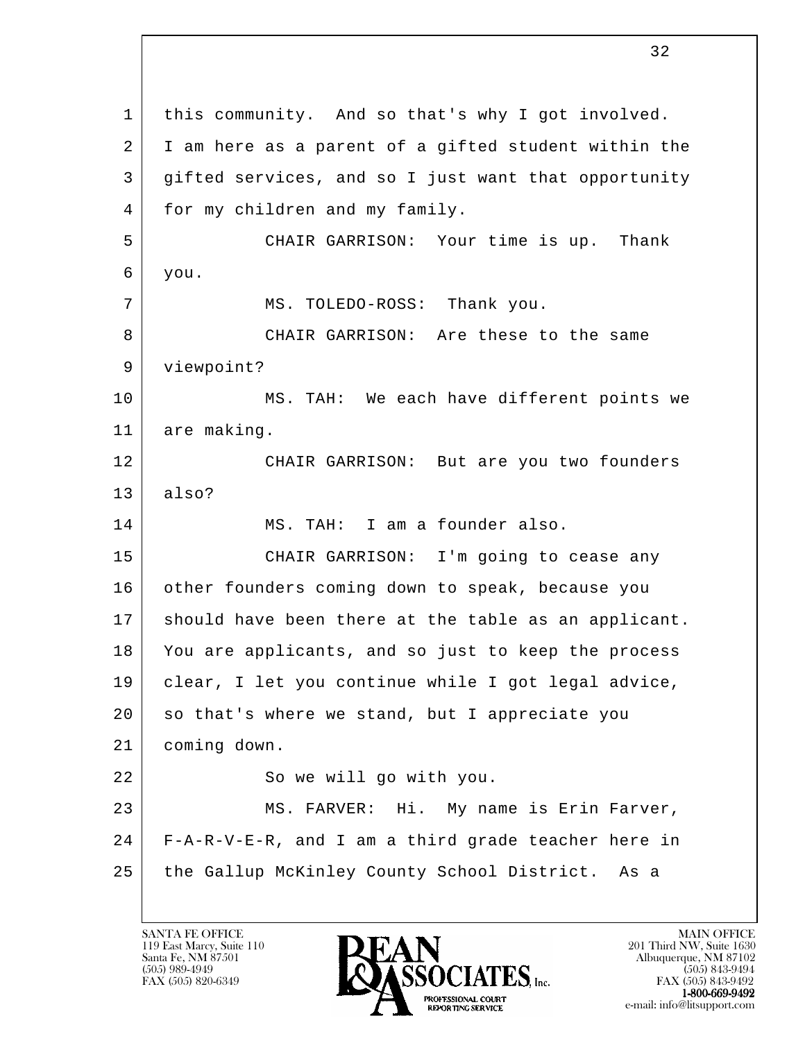1 this community. And so that's why I got involved.
2 I am here as a parent of a gifted student within the
3 gifted services, and so I just want that opportunity
4 for my children and my family.
5 CHAIR GARRISON: Your time is up. Thank
6 you.
7 MS. TOLEDO-ROSS: Thank you.
8 CHAIR GARRISON: Are these to the same
9 viewpoint?
10 MS. TAH: We each have different points we
11 are making.
12 CHAIR GARRISON: But are you two founders
13 also?
14 MS. TAH: I am a founder also.
15 CHAIR GARRISON: I'm going to cease any
16 other founders coming down to speak, because you
17 should have been there at the table as an applicant.
18 You are applicants, and so just to keep the process
19 clear, I let you continue while I got legal advice,
20 so that's where we stand, but I appreciate you
21 coming down.
22 So we will go with you.
23 MS. FARVER: Hi. My name is Erin Farver,
24 F-A-R-V-E-R, and I am a third grade teacher here in
25 the Gallup McKinley County School District. As a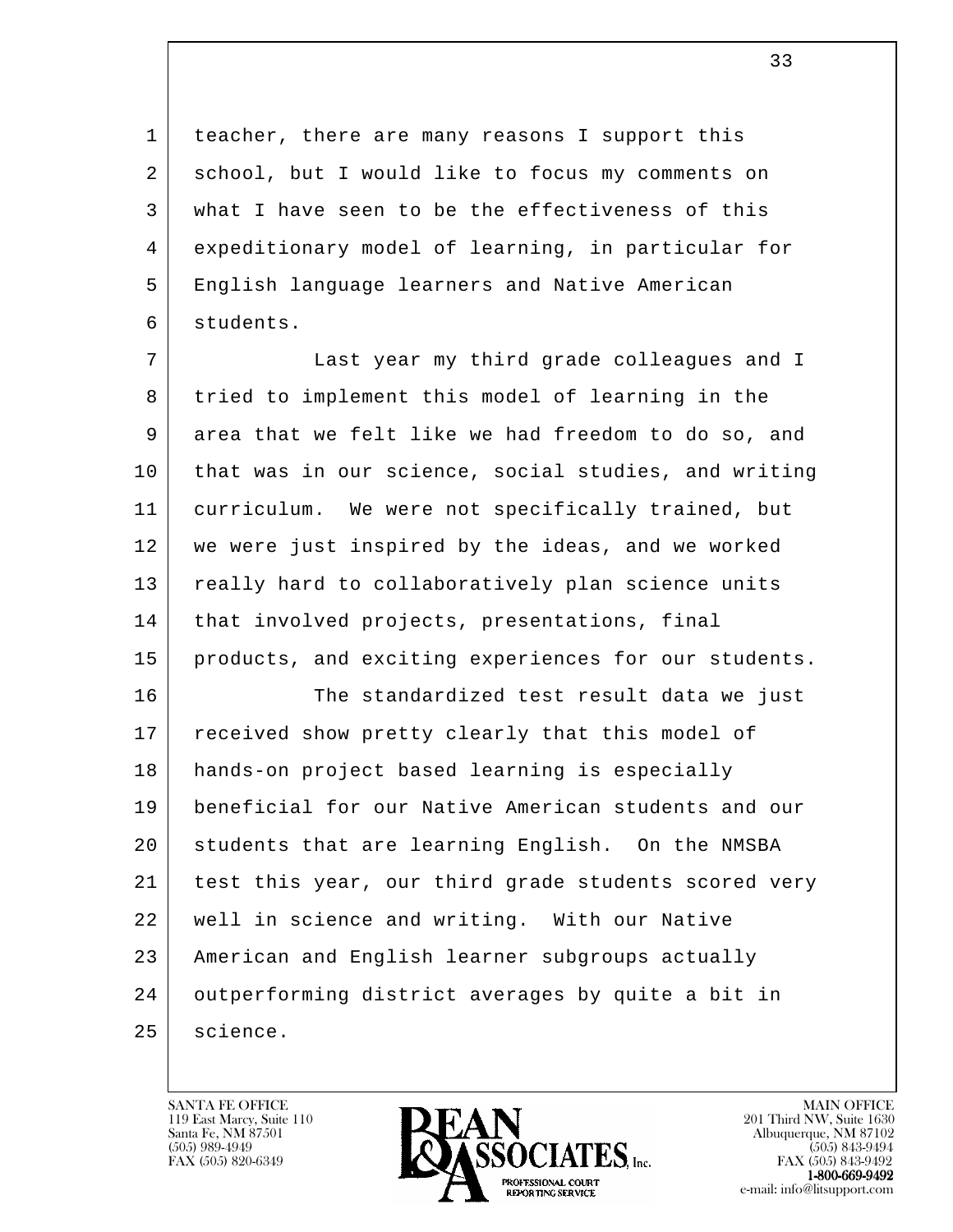teacher, there are many reasons I support this school, but I would like to focus my comments on what I have seen to be the effectiveness of this expeditionary model of learning, in particular for English language learners and Native American students.

Last year my third grade colleagues and I tried to implement this model of learning in the area that we felt like we had freedom to do so, and that was in our science, social studies, and writing curriculum. We were not specifically trained, but we were just inspired by the ideas, and we worked really hard to collaboratively plan science units that involved projects, presentations, final products, and exciting experiences for our students.

The standardized test result data we just received show pretty clearly that this model of hands-on project based learning is especially beneficial for our Native American students and our students that are learning English. On the NMSBA test this year, our third grade students scored very well in science and writing. With our Native American and English learner subgroups actually outperforming district averages by quite a bit in science.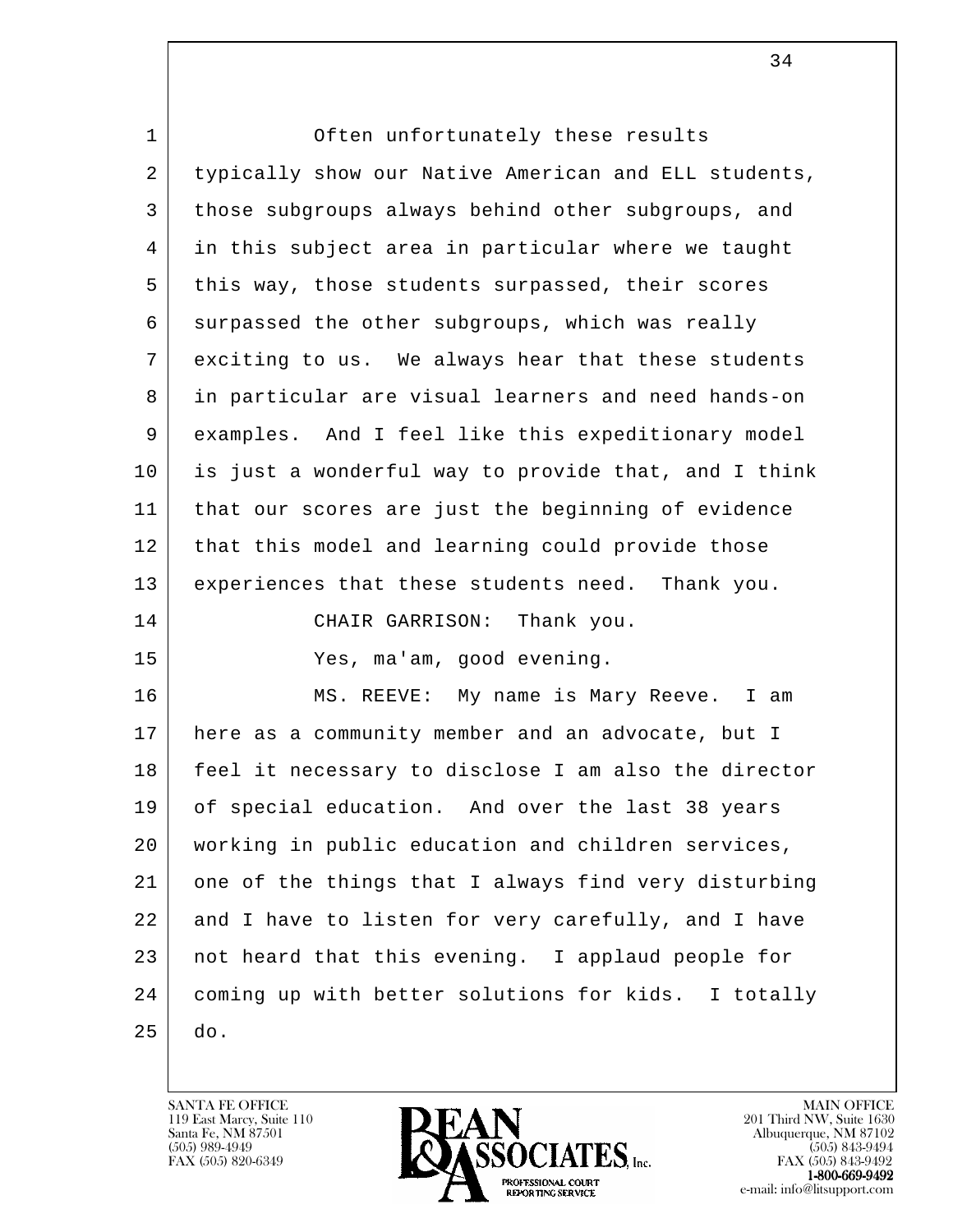Often unfortunately these results typically show our Native American and ELL students, those subgroups always behind other subgroups, and in this subject area in particular where we taught this way, those students surpassed, their scores surpassed the other subgroups, which was really exciting to us. We always hear that these students in particular are visual learners and need hands-on examples. And I feel like this expeditionary model is just a wonderful way to provide that, and I think that our scores are just the beginning of evidence that this model and learning could provide those experiences that these students need. Thank you.

CHAIR GARRISON: Thank you.

Yes, ma'am, good evening.

MS. REEVE: My name is Mary Reeve. I am here as a community member and an advocate, but I feel it necessary to disclose I am also the director of special education. And over the last 38 years working in public education and children services, one of the things that I always find very disturbing and I have to listen for very carefully, and I have not heard that this evening. I applaud people for coming up with better solutions for kids. I totally do.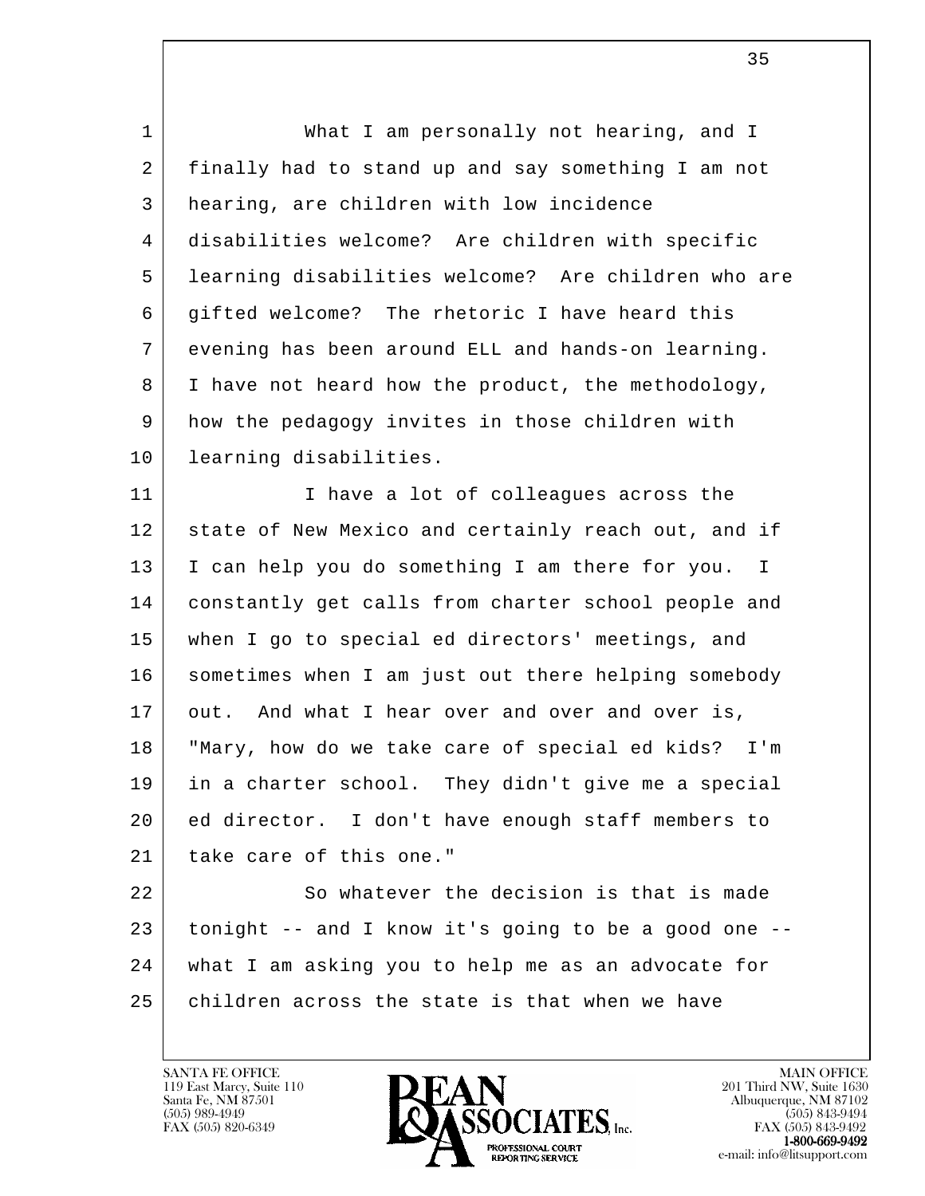What I am personally not hearing, and I finally had to stand up and say something I am not hearing, are children with low incidence disabilities welcome? Are children with specific learning disabilities welcome? Are children who are gifted welcome? The rhetoric I have heard this evening has been around ELL and hands-on learning. I have not heard how the product, the methodology, how the pedagogy invites in those children with learning disabilities.

I have a lot of colleagues across the state of New Mexico and certainly reach out, and if I can help you do something I am there for you. I constantly get calls from charter school people and when I go to special ed directors' meetings, and sometimes when I am just out there helping somebody out. And what I hear over and over and over is, "Mary, how do we take care of special ed kids? I'm in a charter school. They didn't give me a special ed director. I don't have enough staff members to take care of this one."

So whatever the decision is that is made tonight -- and I know it's going to be a good one -- what I am asking you to help me as an advocate for children across the state is that when we have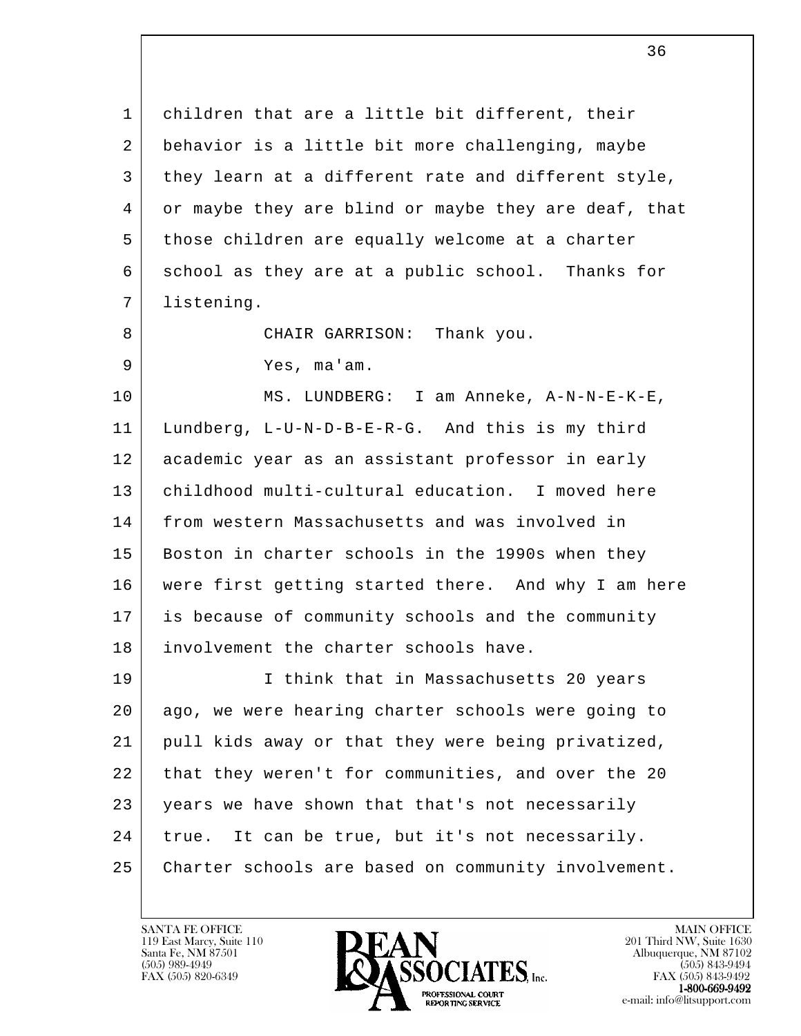children that are a little bit different, their behavior is a little bit more challenging, maybe they learn at a different rate and different style, or maybe they are blind or maybe they are deaf, that those children are equally welcome at a charter school as they are at a public school. Thanks for listening.

CHAIR GARRISON: Thank you.

Yes, ma'am.

MS. LUNDBERG: I am Anneke, A-N-N-E-K-E, Lundberg, L-U-N-D-B-E-R-G. And this is my third academic year as an assistant professor in early childhood multi-cultural education. I moved here from western Massachusetts and was involved in Boston in charter schools in the 1990s when they were first getting started there. And why I am here is because of community schools and the community involvement the charter schools have.

I think that in Massachusetts 20 years ago, we were hearing charter schools were going to pull kids away or that they were being privatized, that they weren't for communities, and over the 20 years we have shown that that's not necessarily true. It can be true, but it's not necessarily. Charter schools are based on community involvement.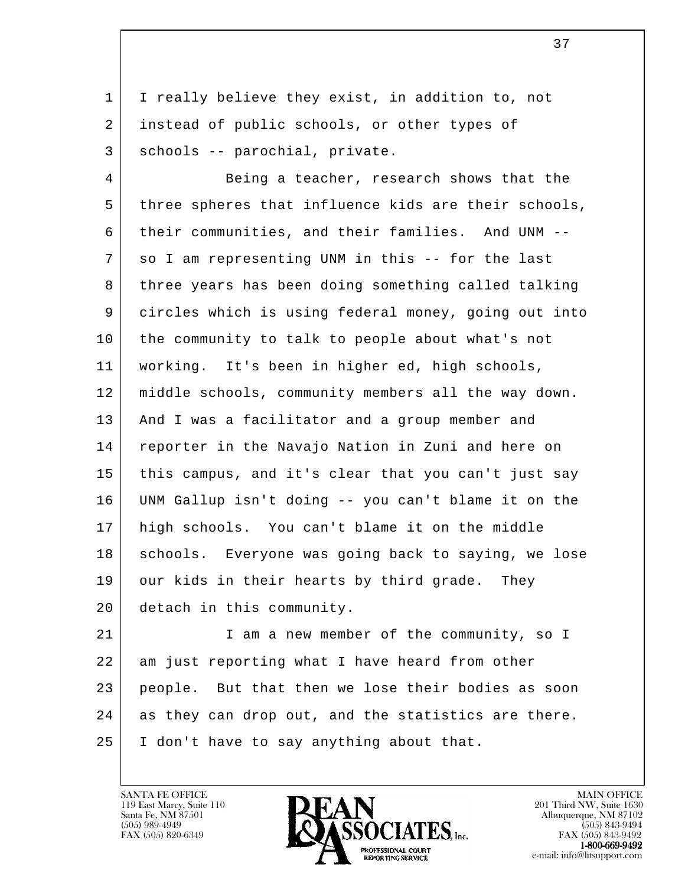I really believe they exist, in addition to, not instead of public schools, or other types of schools -- parochial, private.

Being a teacher, research shows that the three spheres that influence kids are their schools, their communities, and their families. And UNM -- so I am representing UNM in this -- for the last three years has been doing something called talking circles which is using federal money, going out into the community to talk to people about what's not working. It's been in higher ed, high schools, middle schools, community members all the way down. And I was a facilitator and a group member and reporter in the Navajo Nation in Zuni and here on this campus, and it's clear that you can't just say UNM Gallup isn't doing -- you can't blame it on the high schools. You can't blame it on the middle schools. Everyone was going back to saying, we lose our kids in their hearts by third grade. They detach in this community.

I am a new member of the community, so I am just reporting what I have heard from other people. But that then we lose their bodies as soon as they can drop out, and the statistics are there. I don't have to say anything about that.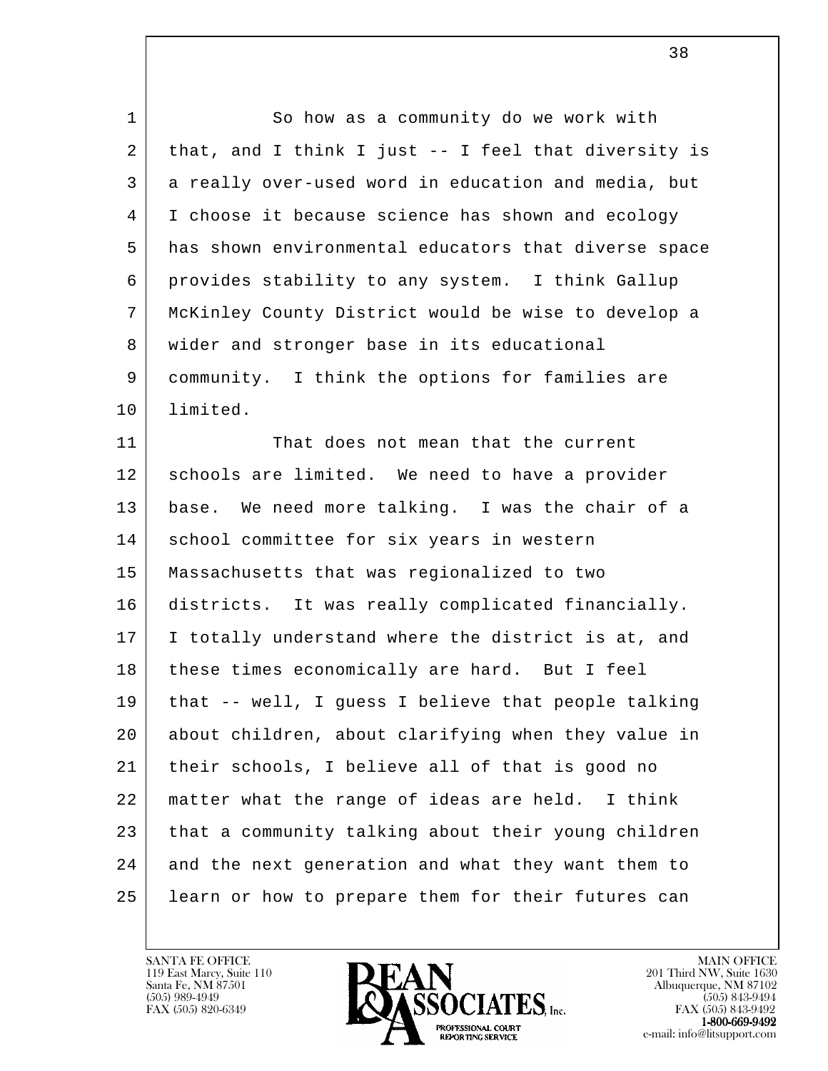So how as a community do we work with that, and I think I just -- I feel that diversity is a really over-used word in education and media, but I choose it because science has shown and ecology has shown environmental educators that diverse space provides stability to any system. I think Gallup McKinley County District would be wise to develop a wider and stronger base in its educational community. I think the options for families are limited.

That does not mean that the current schools are limited. We need to have a provider base. We need more talking. I was the chair of a school committee for six years in western Massachusetts that was regionalized to two districts. It was really complicated financially. I totally understand where the district is at, and these times economically are hard. But I feel that -- well, I guess I believe that people talking about children, about clarifying when they value in their schools, I believe all of that is good no matter what the range of ideas are held. I think that a community talking about their young children and the next generation and what they want them to learn or how to prepare them for their futures can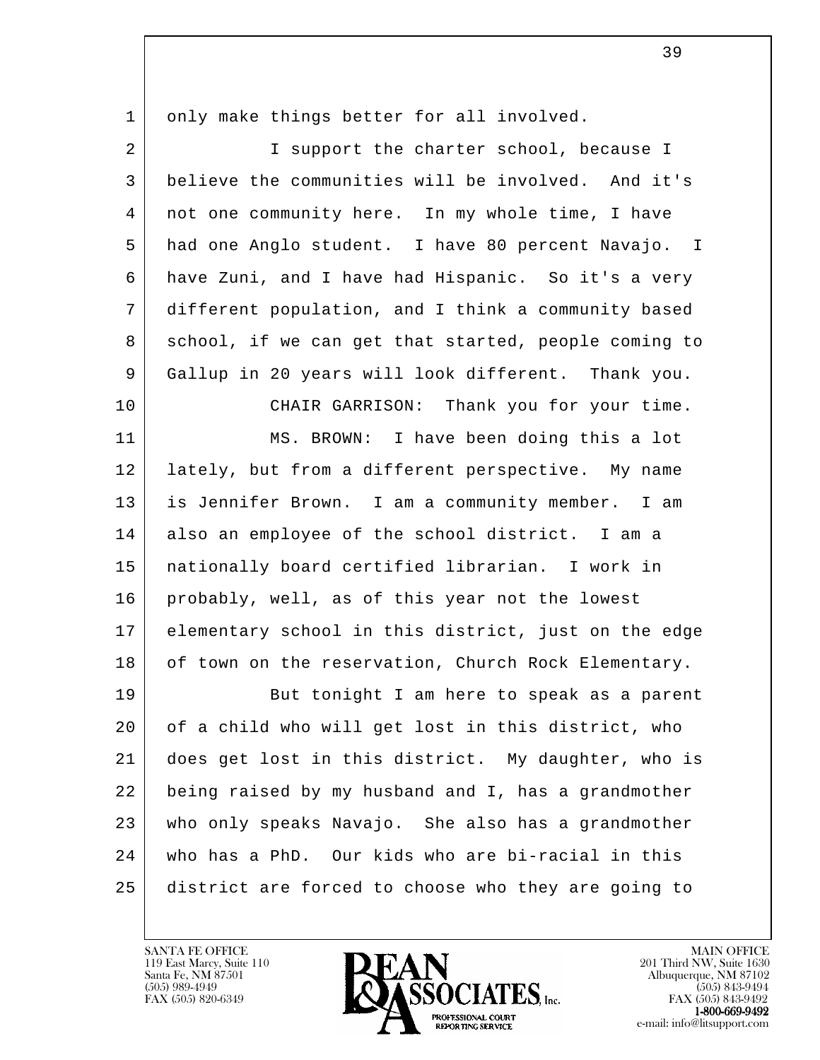only make things better for all involved.

I support the charter school, because I believe the communities will be involved. And it's not one community here. In my whole time, I have had one Anglo student. I have 80 percent Navajo. I have Zuni, and I have had Hispanic. So it's a very different population, and I think a community based school, if we can get that started, people coming to Gallup in 20 years will look different. Thank you.

CHAIR GARRISON: Thank you for your time.

MS. BROWN: I have been doing this a lot lately, but from a different perspective. My name is Jennifer Brown. I am a community member. I am also an employee of the school district. I am a nationally board certified librarian. I work in probably, well, as of this year not the lowest elementary school in this district, just on the edge of town on the reservation, Church Rock Elementary.

But tonight I am here to speak as a parent of a child who will get lost in this district, who does get lost in this district. My daughter, who is being raised by my husband and I, has a grandmother who only speaks Navajo. She also has a grandmother who has a PhD. Our kids who are bi-racial in this district are forced to choose who they are going to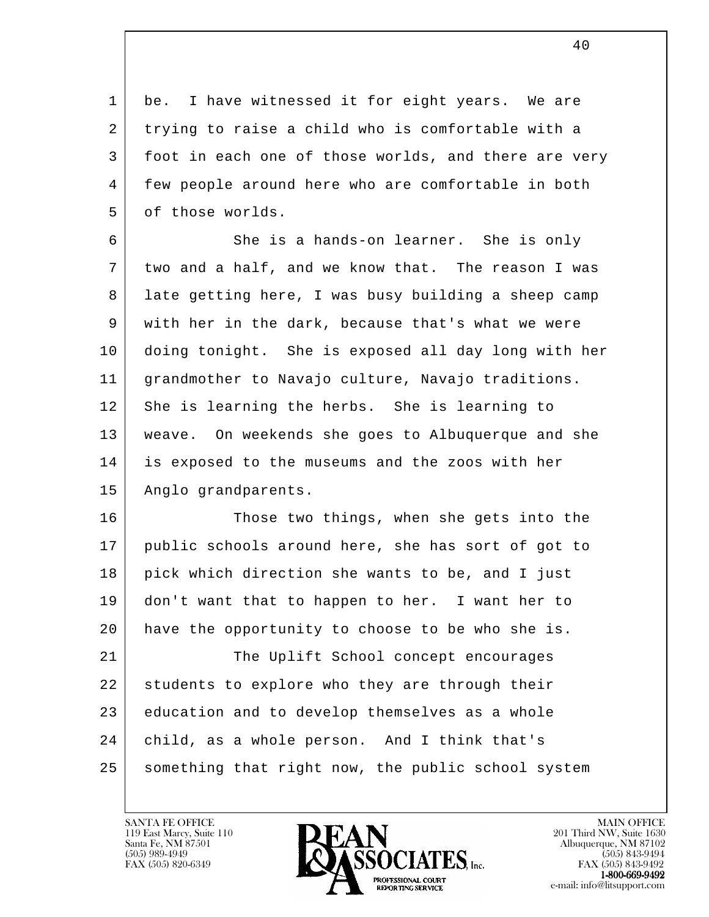be. I have witnessed it for eight years. We are trying to raise a child who is comfortable with a foot in each one of those worlds, and there are very few people around here who are comfortable in both of those worlds.

She is a hands-on learner. She is only two and a half, and we know that. The reason I was late getting here, I was busy building a sheep camp with her in the dark, because that's what we were doing tonight. She is exposed all day long with her grandmother to Navajo culture, Navajo traditions. She is learning the herbs. She is learning to weave. On weekends she goes to Albuquerque and she is exposed to the museums and the zoos with her Anglo grandparents.

Those two things, when she gets into the public schools around here, she has sort of got to pick which direction she wants to be, and I just don't want that to happen to her. I want her to have the opportunity to choose to be who she is.

The Uplift School concept encourages students to explore who they are through their education and to develop themselves as a whole child, as a whole person. And I think that's something that right now, the public school system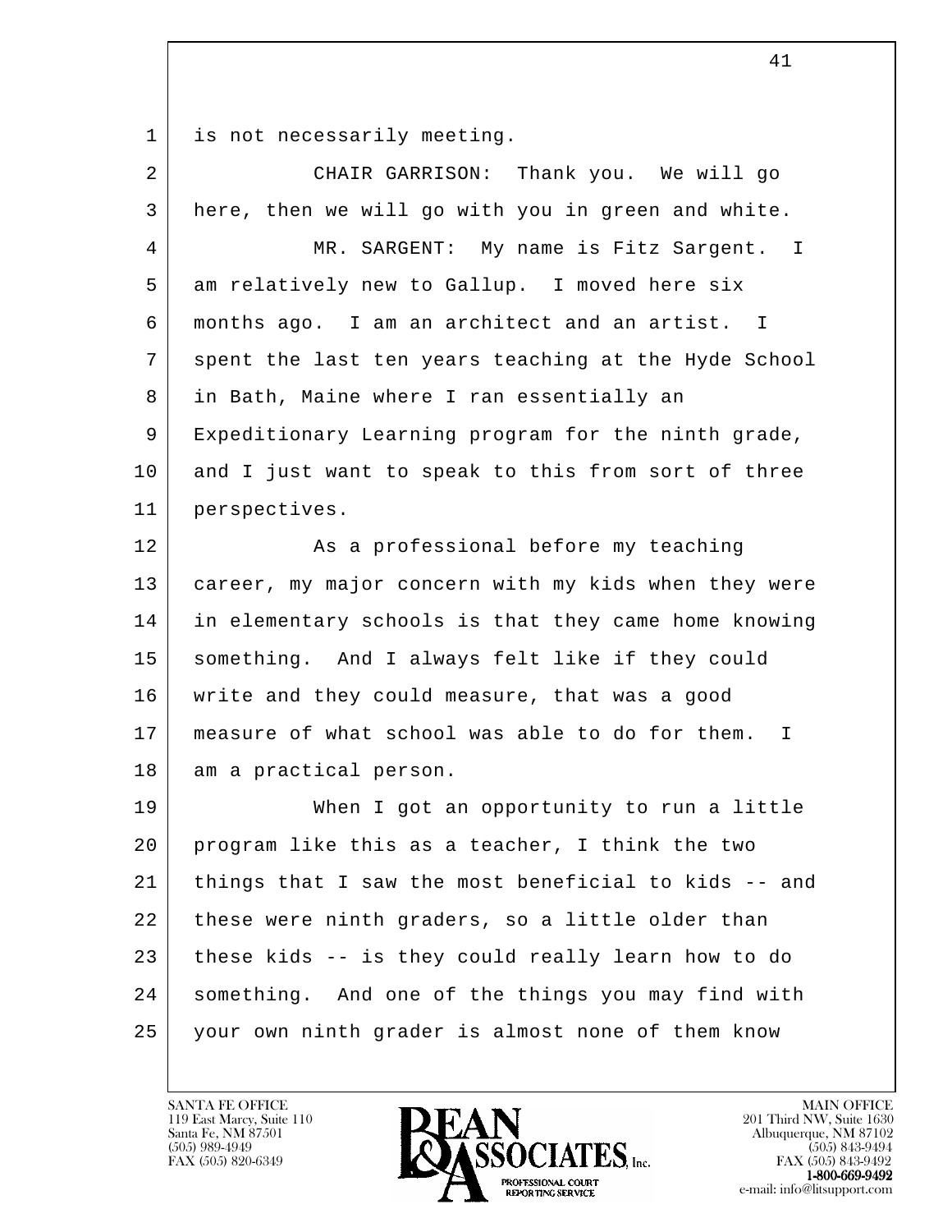is not necessarily meeting.

CHAIR GARRISON: Thank you. We will go here, then we will go with you in green and white.

MR. SARGENT: My name is Fitz Sargent. I am relatively new to Gallup. I moved here six months ago. I am an architect and an artist. I spent the last ten years teaching at the Hyde School in Bath, Maine where I ran essentially an Expeditionary Learning program for the ninth grade, and I just want to speak to this from sort of three perspectives.

As a professional before my teaching career, my major concern with my kids when they were in elementary schools is that they came home knowing something. And I always felt like if they could write and they could measure, that was a good measure of what school was able to do for them. I am a practical person.

When I got an opportunity to run a little program like this as a teacher, I think the two things that I saw the most beneficial to kids -- and these were ninth graders, so a little older than these kids -- is they could really learn how to do something. And one of the things you may find with your own ninth grader is almost none of them know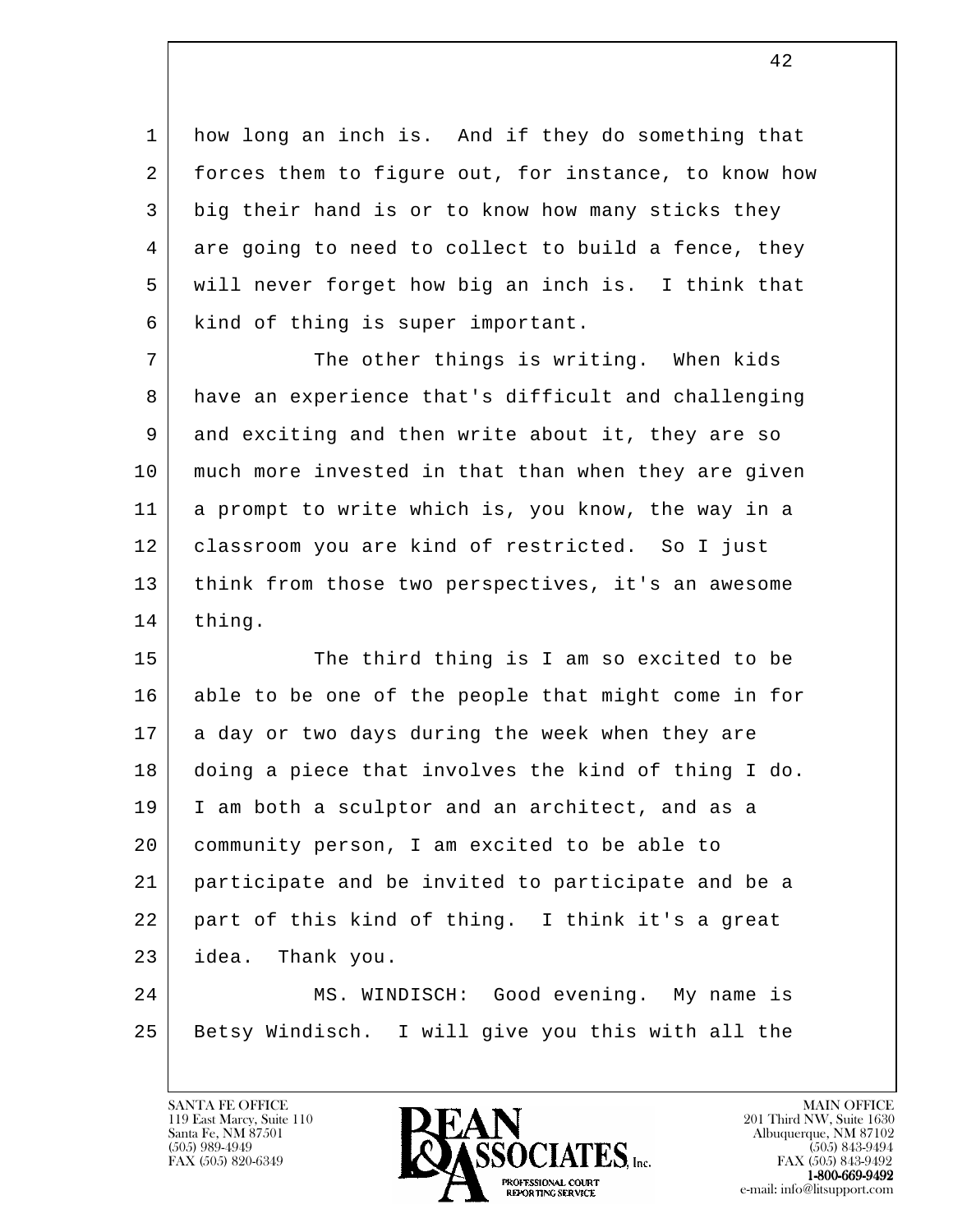how long an inch is. And if they do something that forces them to figure out, for instance, to know how big their hand is or to know how many sticks they are going to need to collect to build a fence, they will never forget how big an inch is. I think that kind of thing is super important.

The other things is writing. When kids have an experience that's difficult and challenging and exciting and then write about it, they are so much more invested in that than when they are given a prompt to write which is, you know, the way in a classroom you are kind of restricted. So I just think from those two perspectives, it's an awesome thing.

The third thing is I am so excited to be able to be one of the people that might come in for a day or two days during the week when they are doing a piece that involves the kind of thing I do. I am both a sculptor and an architect, and as a community person, I am excited to be able to participate and be invited to participate and be a part of this kind of thing. I think it's a great idea. Thank you.

MS. WINDISCH: Good evening. My name is Betsy Windisch. I will give you this with all the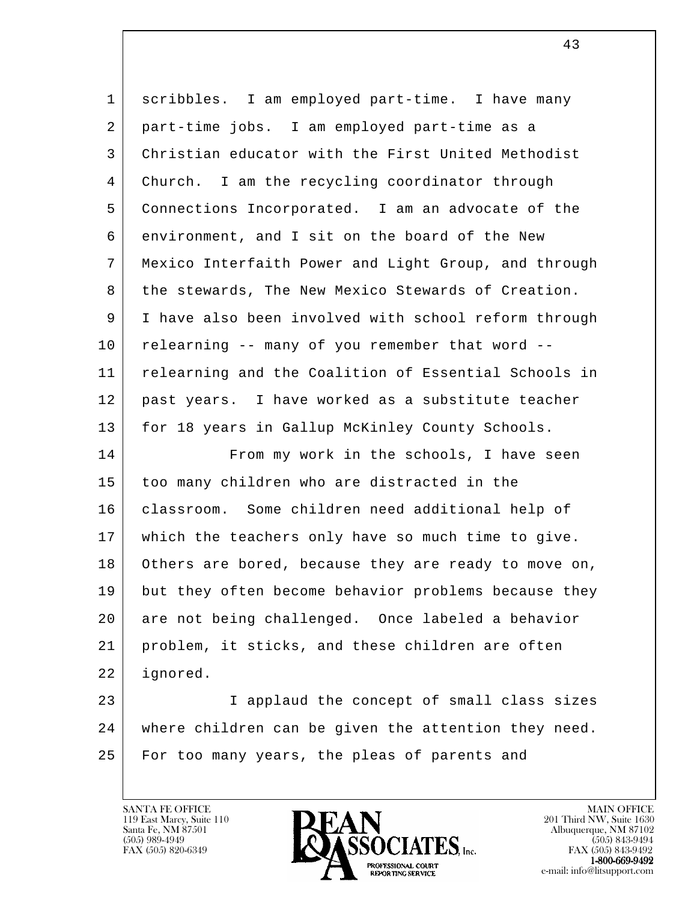scribbles. I am employed part-time. I have many part-time jobs. I am employed part-time as a Christian educator with the First United Methodist Church. I am the recycling coordinator through Connections Incorporated. I am an advocate of the environment, and I sit on the board of the New Mexico Interfaith Power and Light Group, and through the stewards, The New Mexico Stewards of Creation. I have also been involved with school reform through relearning -- many of you remember that word -- relearning and the Coalition of Essential Schools in past years. I have worked as a substitute teacher for 18 years in Gallup McKinley County Schools.

From my work in the schools, I have seen too many children who are distracted in the classroom. Some children need additional help of which the teachers only have so much time to give. Others are bored, because they are ready to move on, but they often become behavior problems because they are not being challenged. Once labeled a behavior problem, it sticks, and these children are often ignored.

I applaud the concept of small class sizes where children can be given the attention they need. For too many years, the pleas of parents and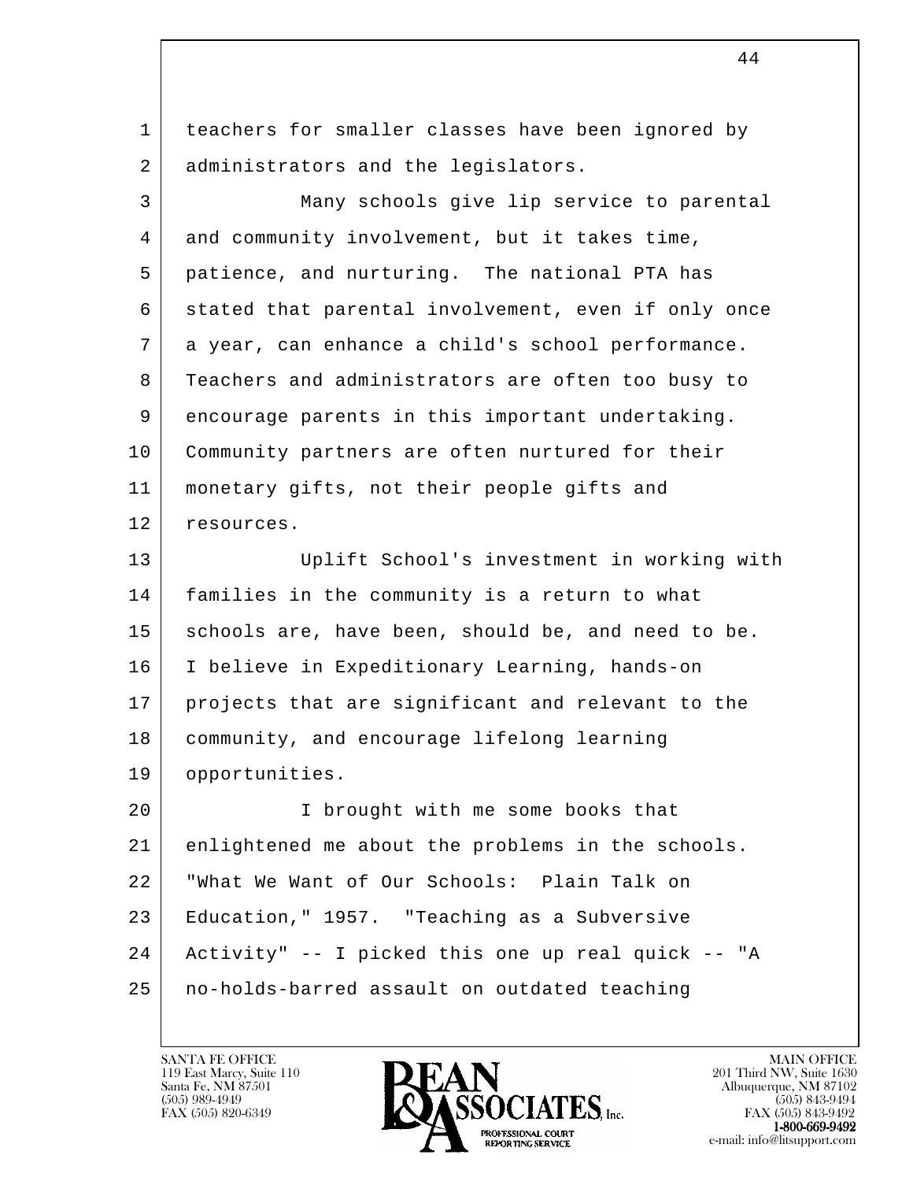teachers for smaller classes have been ignored by administrators and the legislators.

Many schools give lip service to parental and community involvement, but it takes time, patience, and nurturing. The national PTA has stated that parental involvement, even if only once a year, can enhance a child's school performance. Teachers and administrators are often too busy to encourage parents in this important undertaking. Community partners are often nurtured for their monetary gifts, not their people gifts and resources.

Uplift School's investment in working with families in the community is a return to what schools are, have been, should be, and need to be. I believe in Expeditionary Learning, hands-on projects that are significant and relevant to the community, and encourage lifelong learning opportunities.

I brought with me some books that enlightened me about the problems in the schools. "What We Want of Our Schools: Plain Talk on Education," 1957. "Teaching as a Subversive Activity" -- I picked this one up real quick -- "A no-holds-barred assault on outdated teaching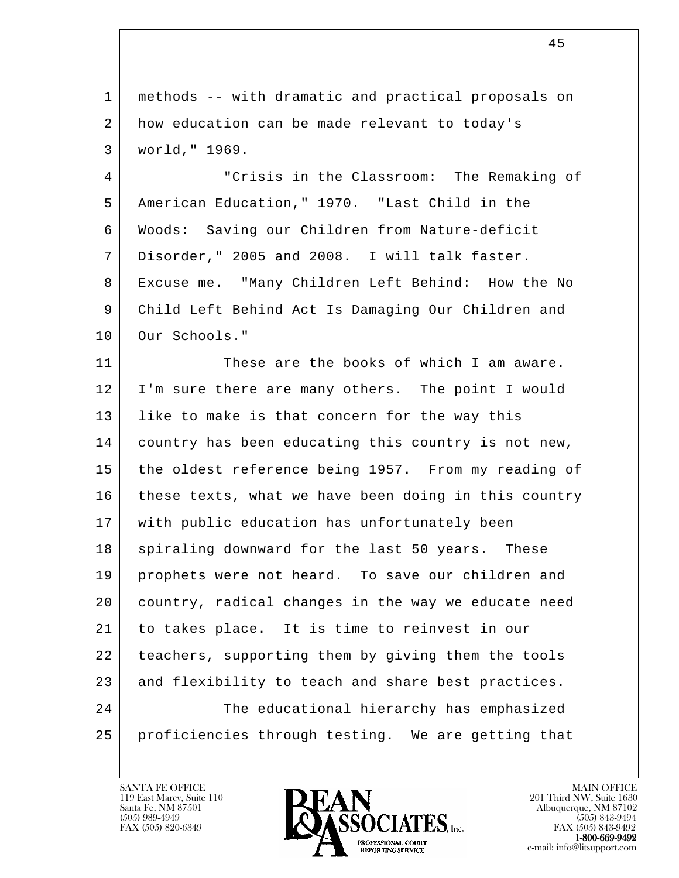methods -- with dramatic and practical proposals on how education can be made relevant to today's world," 1969.

"Crisis in the Classroom: The Remaking of American Education," 1970. "Last Child in the Woods: Saving our Children from Nature-deficit Disorder," 2005 and 2008. I will talk faster. Excuse me. "Many Children Left Behind: How the No Child Left Behind Act Is Damaging Our Children and Our Schools."

These are the books of which I am aware. I'm sure there are many others. The point I would like to make is that concern for the way this country has been educating this country is not new, the oldest reference being 1957. From my reading of these texts, what we have been doing in this country with public education has unfortunately been spiraling downward for the last 50 years. These prophets were not heard. To save our children and country, radical changes in the way we educate need to takes place. It is time to reinvest in our teachers, supporting them by giving them the tools and flexibility to teach and share best practices.

The educational hierarchy has emphasized proficiencies through testing. We are getting that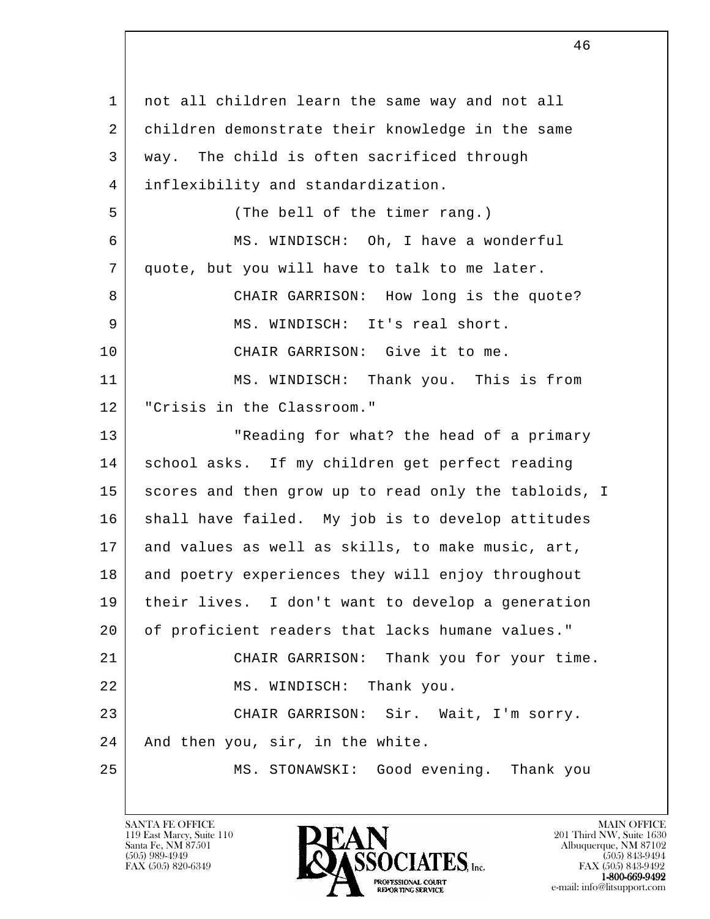not all children learn the same way and not all children demonstrate their knowledge in the same way. The child is often sacrificed through inflexibility and standardization.

(The bell of the timer rang.)

MS. WINDISCH: Oh, I have a wonderful quote, but you will have to talk to me later.

CHAIR GARRISON: How long is the quote?

MS. WINDISCH: It's real short.

CHAIR GARRISON: Give it to me.

MS. WINDISCH: Thank you. This is from "Crisis in the Classroom."

"Reading for what? the head of a primary school asks. If my children get perfect reading scores and then grow up to read only the tabloids, I shall have failed. My job is to develop attitudes and values as well as skills, to make music, art, and poetry experiences they will enjoy throughout their lives. I don't want to develop a generation of proficient readers that lacks humane values."

CHAIR GARRISON: Thank you for your time.

MS. WINDISCH: Thank you.

CHAIR GARRISON: Sir. Wait, I'm sorry. And then you, sir, in the white.

MS. STONAWSKI: Good evening. Thank you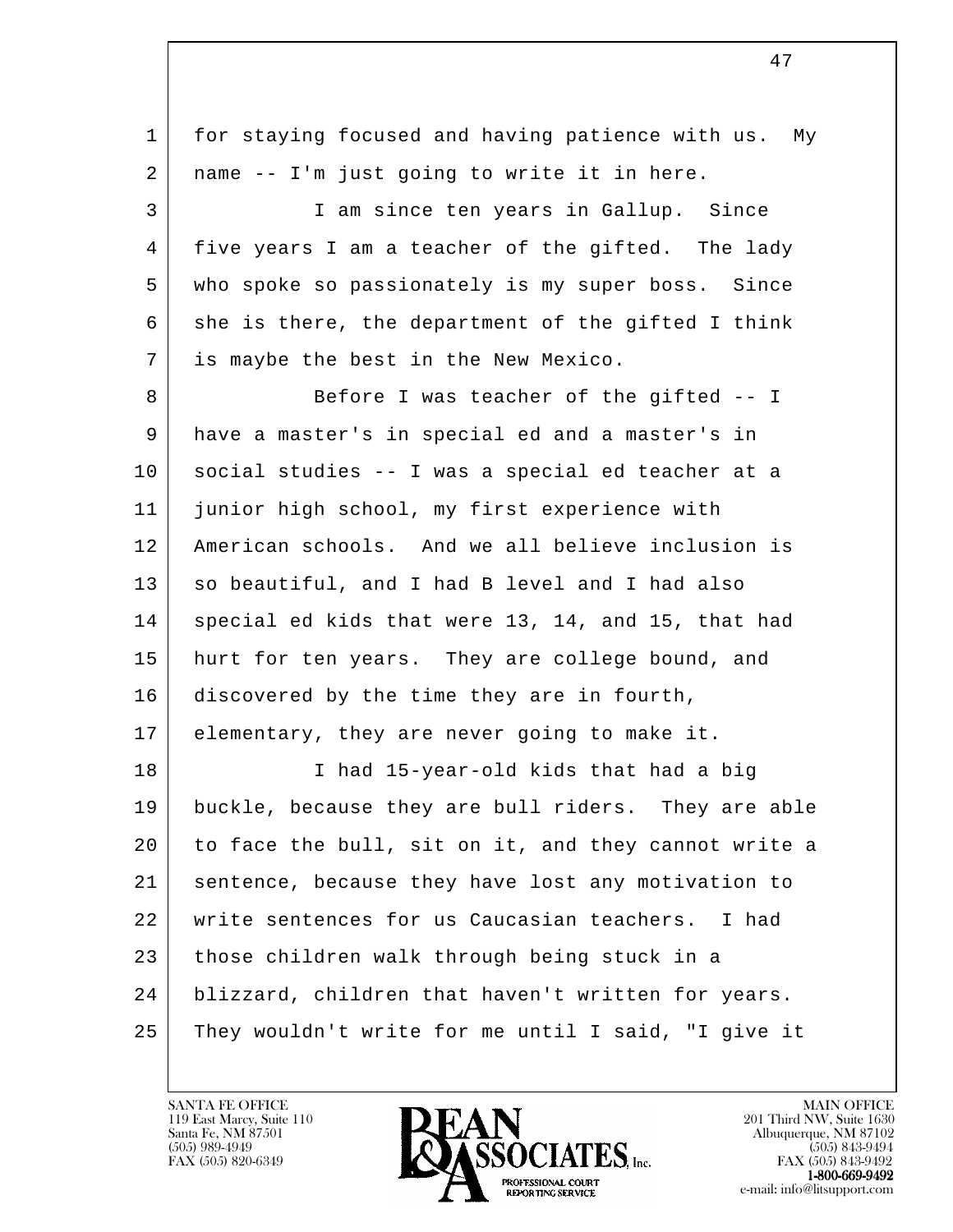for staying focused and having patience with us. My name -- I'm just going to write it in here.

I am since ten years in Gallup. Since five years I am a teacher of the gifted. The lady who spoke so passionately is my super boss. Since she is there, the department of the gifted I think is maybe the best in the New Mexico.

Before I was teacher of the gifted -- I have a master's in special ed and a master's in social studies -- I was a special ed teacher at a junior high school, my first experience with American schools. And we all believe inclusion is so beautiful, and I had B level and I had also special ed kids that were 13, 14, and 15, that had hurt for ten years. They are college bound, and discovered by the time they are in fourth, elementary, they are never going to make it.

I had 15-year-old kids that had a big buckle, because they are bull riders. They are able to face the bull, sit on it, and they cannot write a sentence, because they have lost any motivation to write sentences for us Caucasian teachers. I had those children walk through being stuck in a blizzard, children that haven't written for years. They wouldn't write for me until I said, "I give it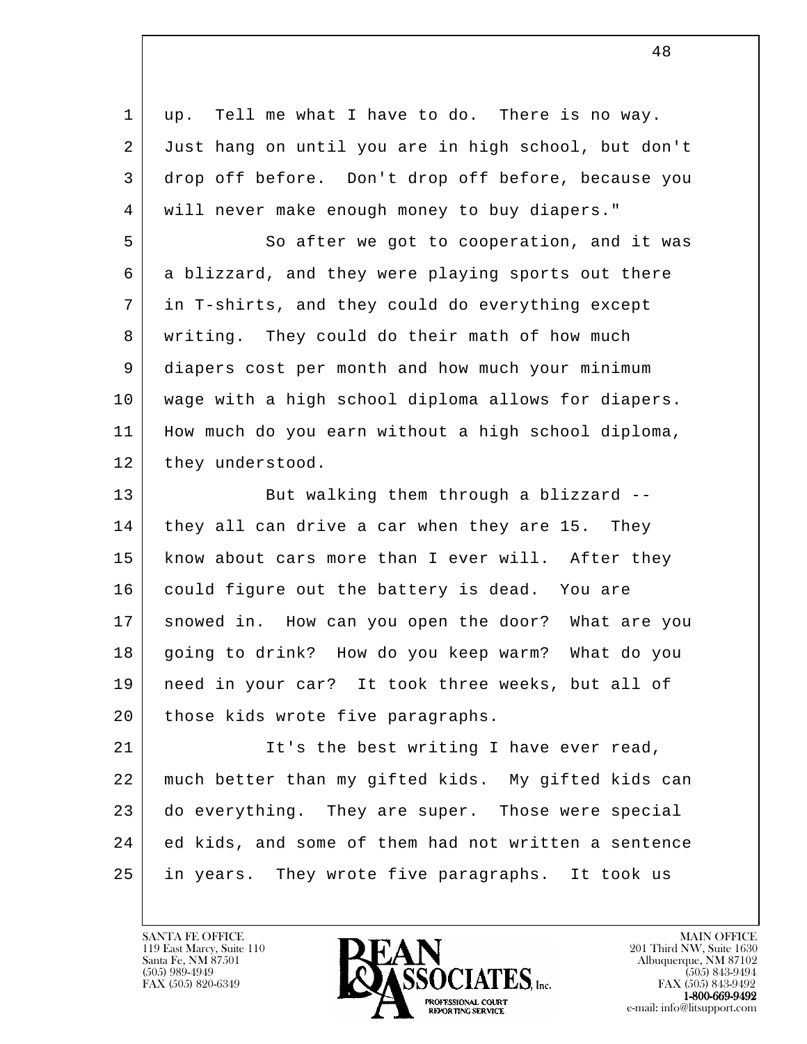up. Tell me what I have to do. There is no way. Just hang on until you are in high school, but don't drop off before. Don't drop off before, because you will never make enough money to buy diapers."

So after we got to cooperation, and it was a blizzard, and they were playing sports out there in T-shirts, and they could do everything except writing. They could do their math of how much diapers cost per month and how much your minimum wage with a high school diploma allows for diapers. How much do you earn without a high school diploma, they understood.

But walking them through a blizzard -- they all can drive a car when they are 15. They know about cars more than I ever will. After they could figure out the battery is dead. You are snowed in. How can you open the door? What are you going to drink? How do you keep warm? What do you need in your car? It took three weeks, but all of those kids wrote five paragraphs.

It's the best writing I have ever read, much better than my gifted kids. My gifted kids can do everything. They are super. Those were special ed kids, and some of them had not written a sentence in years. They wrote five paragraphs. It took us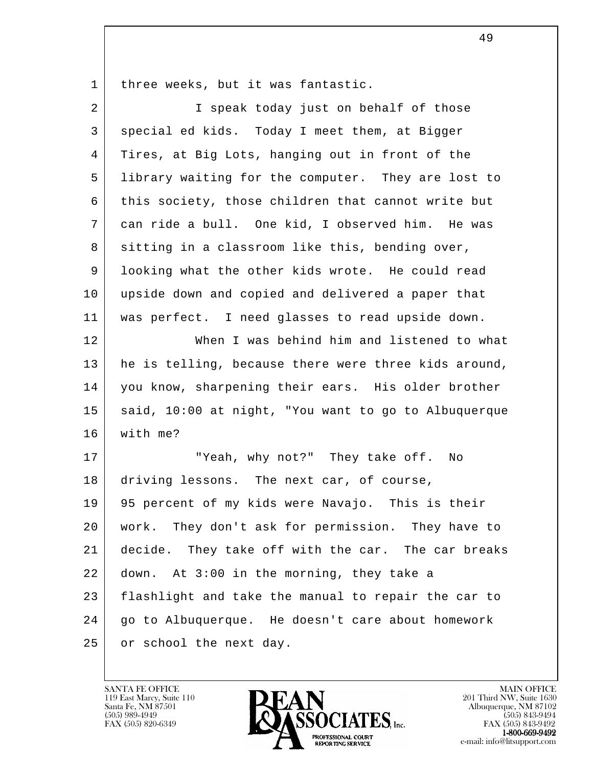three weeks, but it was fantastic.

I speak today just on behalf of those special ed kids. Today I meet them, at Bigger Tires, at Big Lots, hanging out in front of the library waiting for the computer. They are lost to this society, those children that cannot write but can ride a bull. One kid, I observed him. He was sitting in a classroom like this, bending over, looking what the other kids wrote. He could read upside down and copied and delivered a paper that was perfect. I need glasses to read upside down.

When I was behind him and listened to what he is telling, because there were three kids around, you know, sharpening their ears. His older brother said, 10:00 at night, "You want to go to Albuquerque with me?

"Yeah, why not?" They take off. No driving lessons. The next car, of course, 95 percent of my kids were Navajo. This is their work. They don't ask for permission. They have to decide. They take off with the car. The car breaks down. At 3:00 in the morning, they take a flashlight and take the manual to repair the car to go to Albuquerque. He doesn't care about homework or school the next day.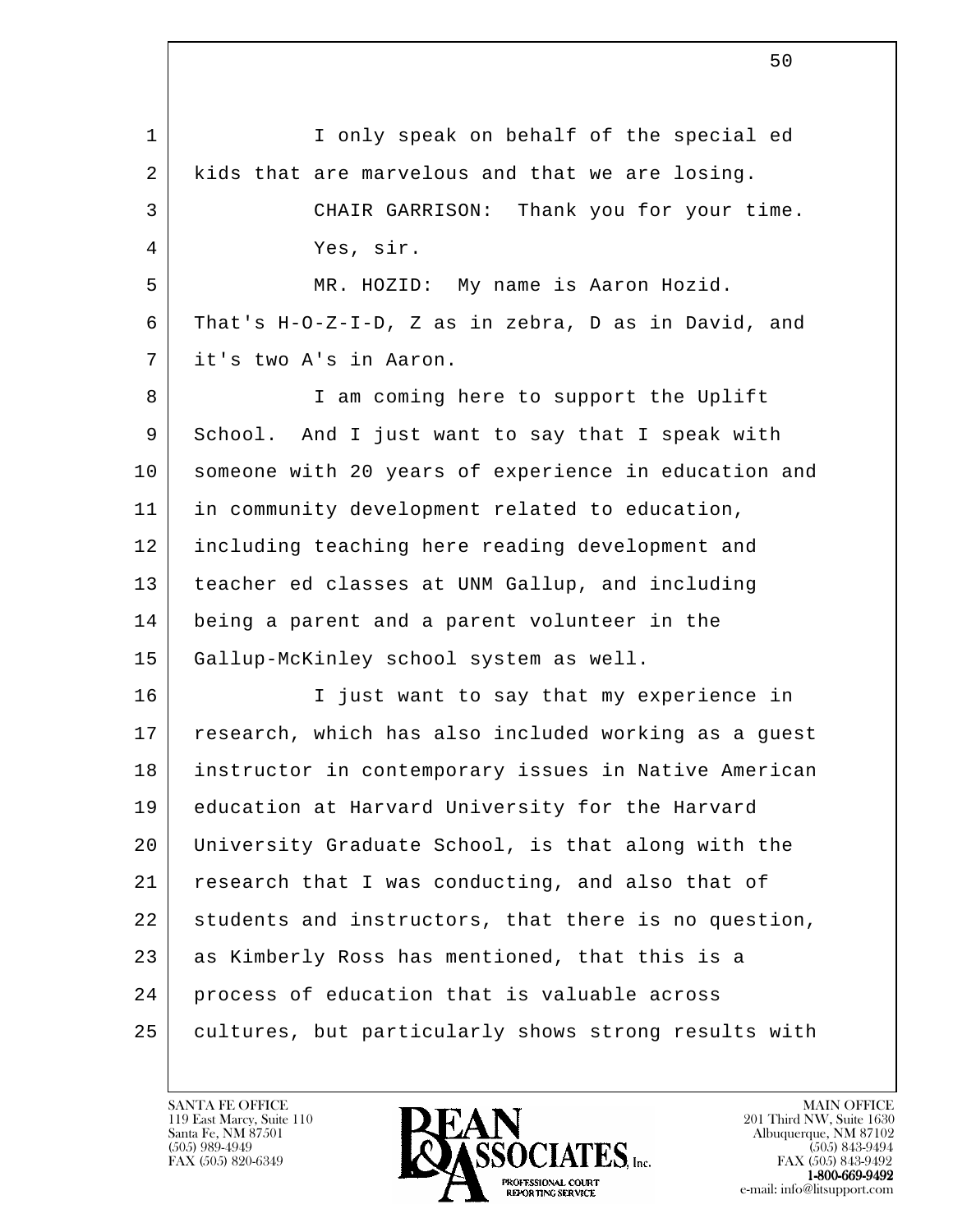I only speak on behalf of the special ed kids that are marvelous and that we are losing.

CHAIR GARRISON: Thank you for your time.

Yes, sir.

MR. HOZID: My name is Aaron Hozid. That's H-O-Z-I-D, Z as in zebra, D as in David, and it's two A's in Aaron.

I am coming here to support the Uplift School. And I just want to say that I speak with someone with 20 years of experience in education and in community development related to education, including teaching here reading development and teacher ed classes at UNM Gallup, and including being a parent and a parent volunteer in the Gallup-McKinley school system as well.

I just want to say that my experience in research, which has also included working as a guest instructor in contemporary issues in Native American education at Harvard University for the Harvard University Graduate School, is that along with the research that I was conducting, and also that of students and instructors, that there is no question, as Kimberly Ross has mentioned, that this is a process of education that is valuable across cultures, but particularly shows strong results with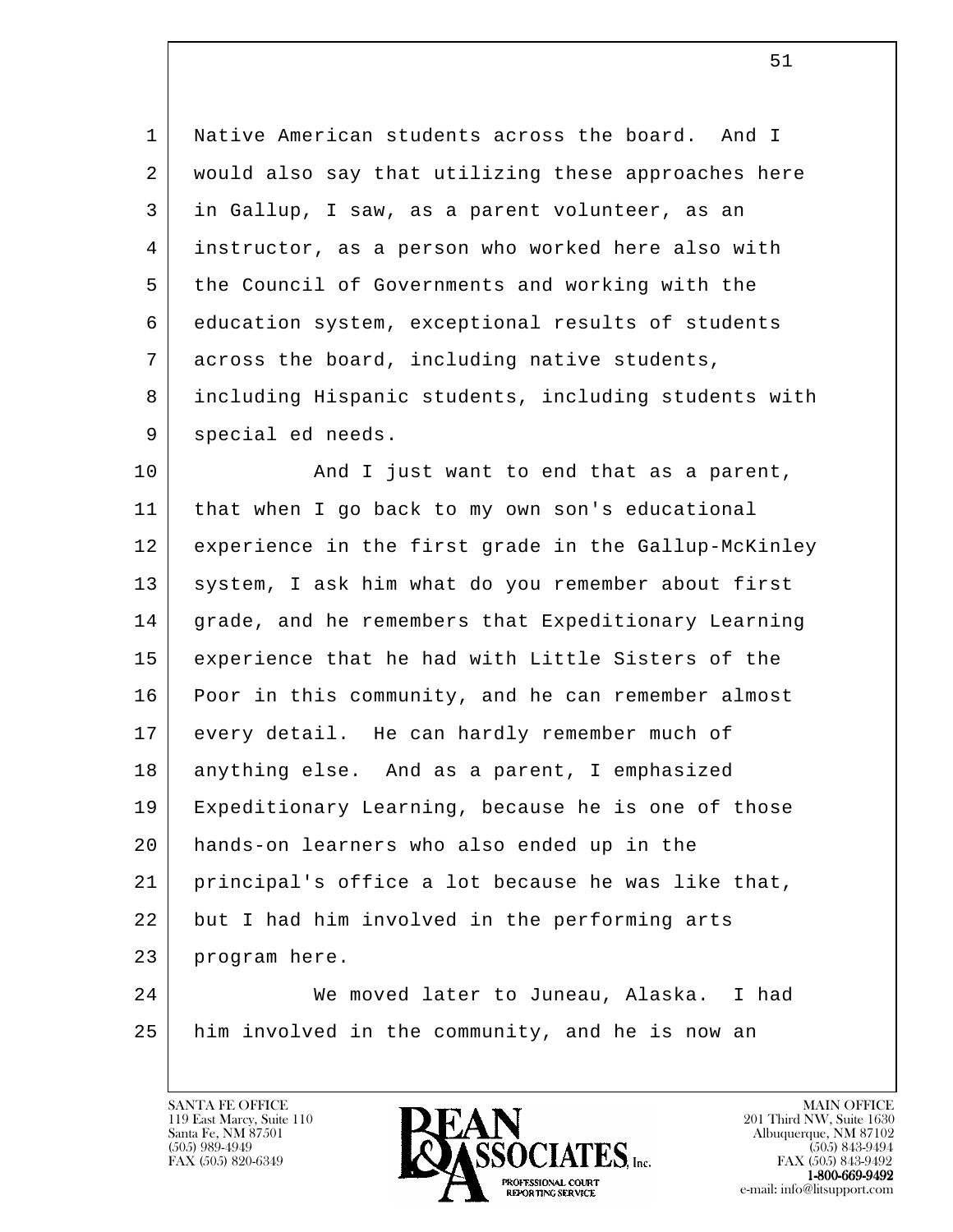Native American students across the board. And I would also say that utilizing these approaches here in Gallup, I saw, as a parent volunteer, as an instructor, as a person who worked here also with the Council of Governments and working with the education system, exceptional results of students across the board, including native students, including Hispanic students, including students with special ed needs.

And I just want to end that as a parent, that when I go back to my own son's educational experience in the first grade in the Gallup-McKinley system, I ask him what do you remember about first grade, and he remembers that Expeditionary Learning experience that he had with Little Sisters of the Poor in this community, and he can remember almost every detail. He can hardly remember much of anything else. And as a parent, I emphasized Expeditionary Learning, because he is one of those hands-on learners who also ended up in the principal's office a lot because he was like that, but I had him involved in the performing arts program here.

We moved later to Juneau, Alaska. I had him involved in the community, and he is now an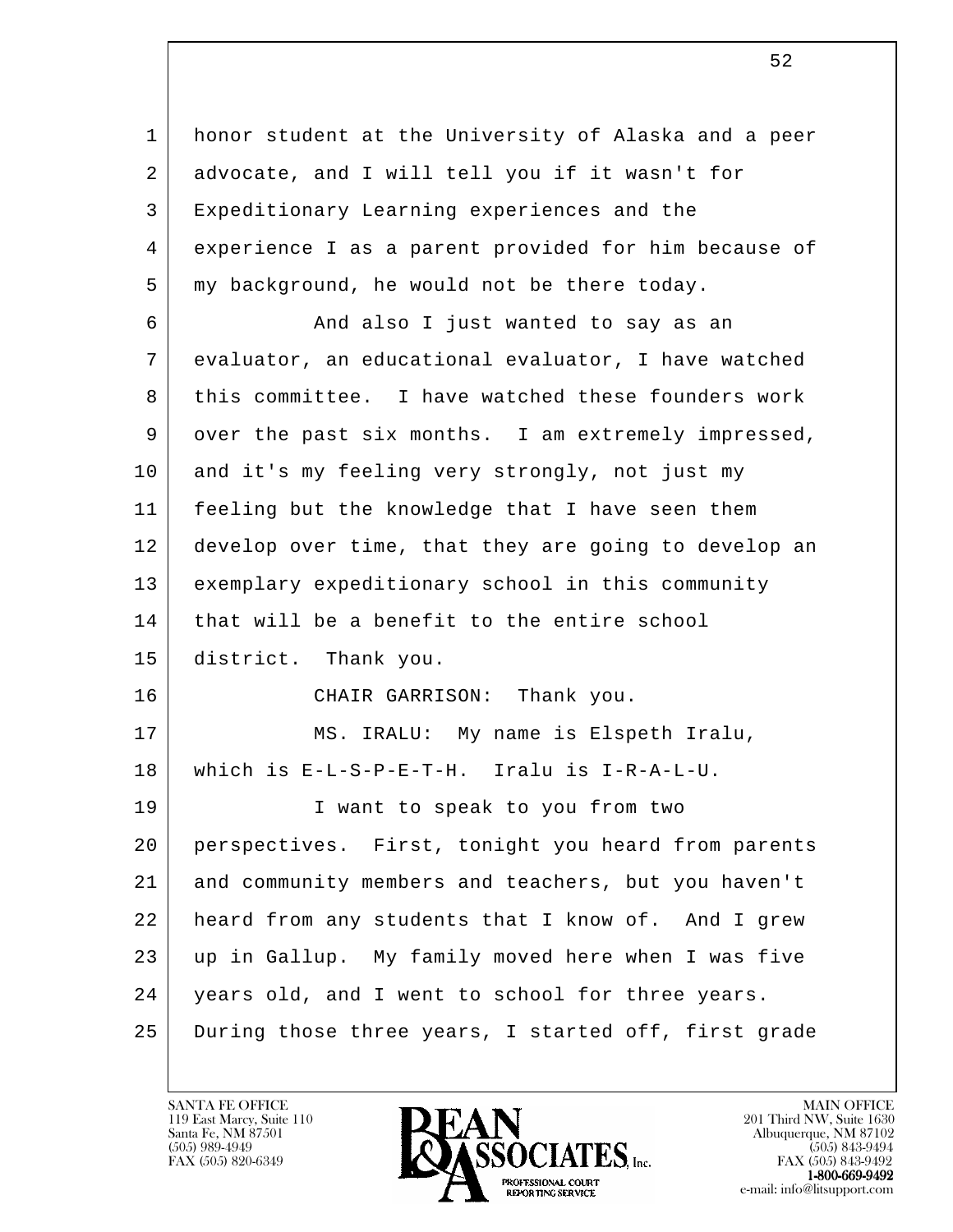honor student at the University of Alaska and a peer advocate, and I will tell you if it wasn't for Expeditionary Learning experiences and the experience I as a parent provided for him because of my background, he would not be there today.

And also I just wanted to say as an evaluator, an educational evaluator, I have watched this committee. I have watched these founders work over the past six months. I am extremely impressed, and it's my feeling very strongly, not just my feeling but the knowledge that I have seen them develop over time, that they are going to develop an exemplary expeditionary school in this community that will be a benefit to the entire school district. Thank you.

CHAIR GARRISON: Thank you.

MS. IRALU: My name is Elspeth Iralu, which is E-L-S-P-E-T-H. Iralu is I-R-A-L-U.

I want to speak to you from two perspectives. First, tonight you heard from parents and community members and teachers, but you haven't heard from any students that I know of. And I grew up in Gallup. My family moved here when I was five years old, and I went to school for three years. During those three years, I started off, first grade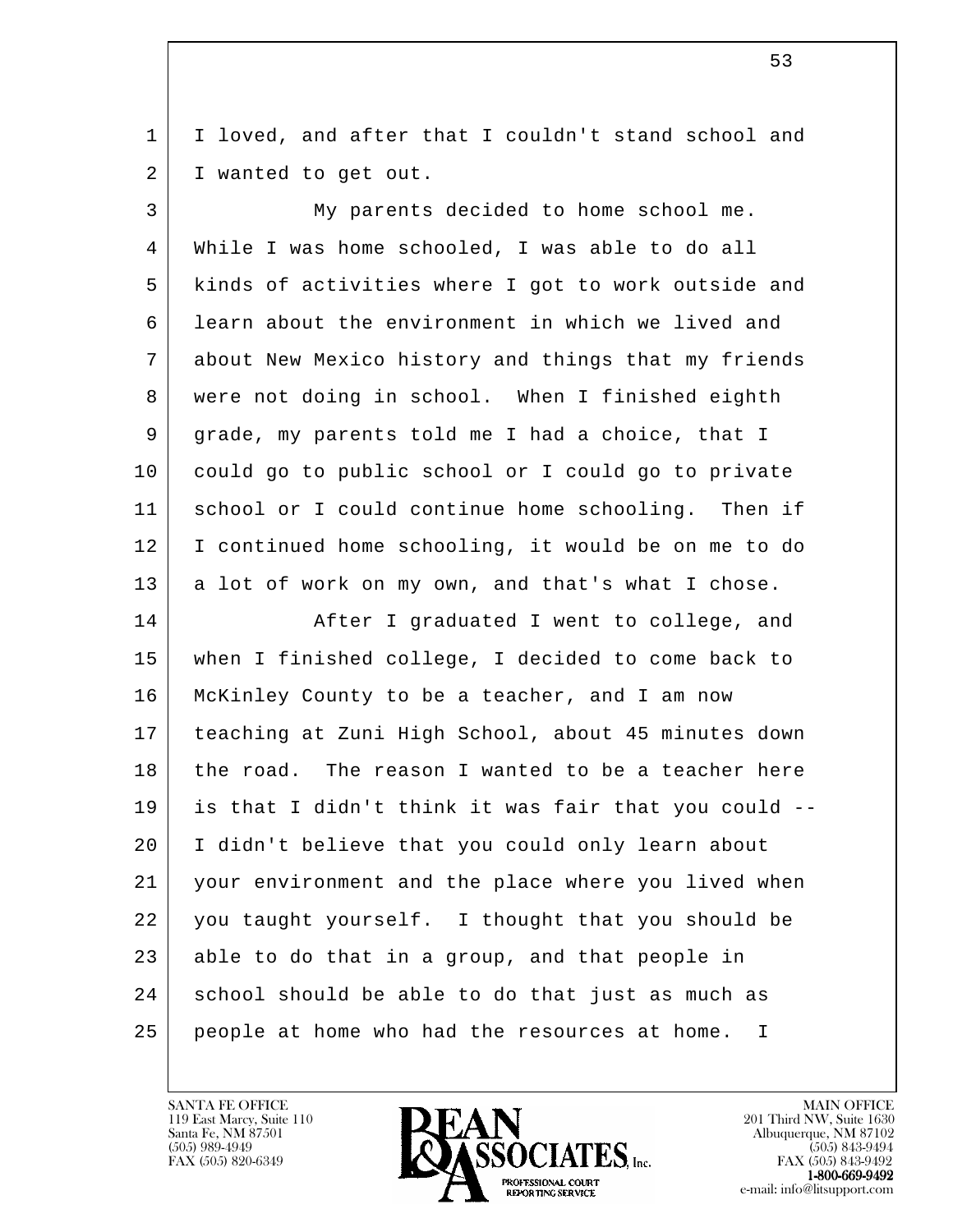I loved, and after that I couldn't stand school and I wanted to get out.

My parents decided to home school me. While I was home schooled, I was able to do all kinds of activities where I got to work outside and learn about the environment in which we lived and about New Mexico history and things that my friends were not doing in school. When I finished eighth grade, my parents told me I had a choice, that I could go to public school or I could go to private school or I could continue home schooling. Then if I continued home schooling, it would be on me to do a lot of work on my own, and that's what I chose.

After I graduated I went to college, and when I finished college, I decided to come back to McKinley County to be a teacher, and I am now teaching at Zuni High School, about 45 minutes down the road. The reason I wanted to be a teacher here is that I didn't think it was fair that you could -- I didn't believe that you could only learn about your environment and the place where you lived when you taught yourself. I thought that you should be able to do that in a group, and that people in school should be able to do that just as much as people at home who had the resources at home. I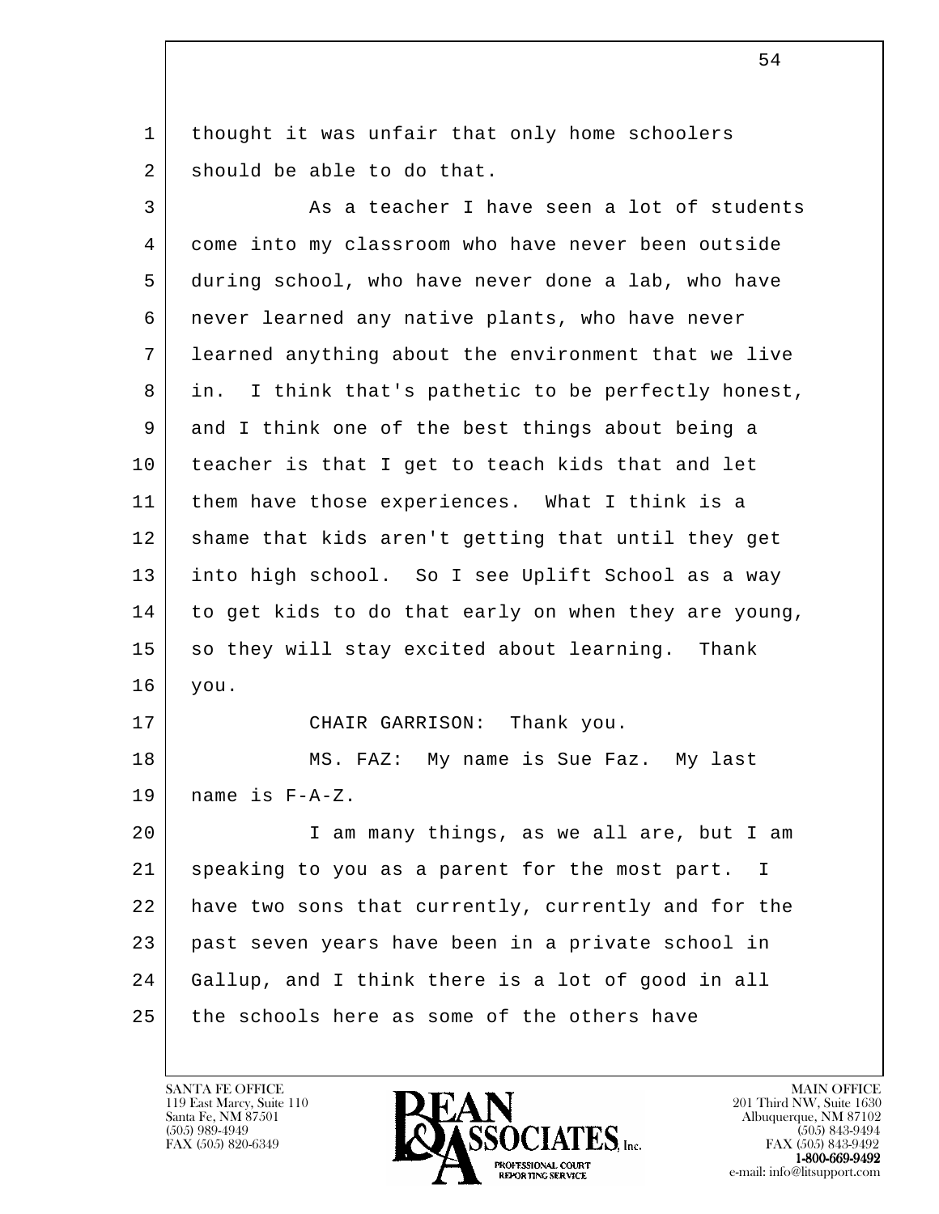thought it was unfair that only home schoolers should be able to do that.

As a teacher I have seen a lot of students come into my classroom who have never been outside during school, who have never done a lab, who have never learned any native plants, who have never learned anything about the environment that we live in. I think that's pathetic to be perfectly honest, and I think one of the best things about being a teacher is that I get to teach kids that and let them have those experiences. What I think is a shame that kids aren't getting that until they get into high school. So I see Uplift School as a way to get kids to do that early on when they are young, so they will stay excited about learning. Thank you.

CHAIR GARRISON: Thank you.

MS. FAZ: My name is Sue Faz. My last name is F-A-Z.

I am many things, as we all are, but I am speaking to you as a parent for the most part. I have two sons that currently, currently and for the past seven years have been in a private school in Gallup, and I think there is a lot of good in all the schools here as some of the others have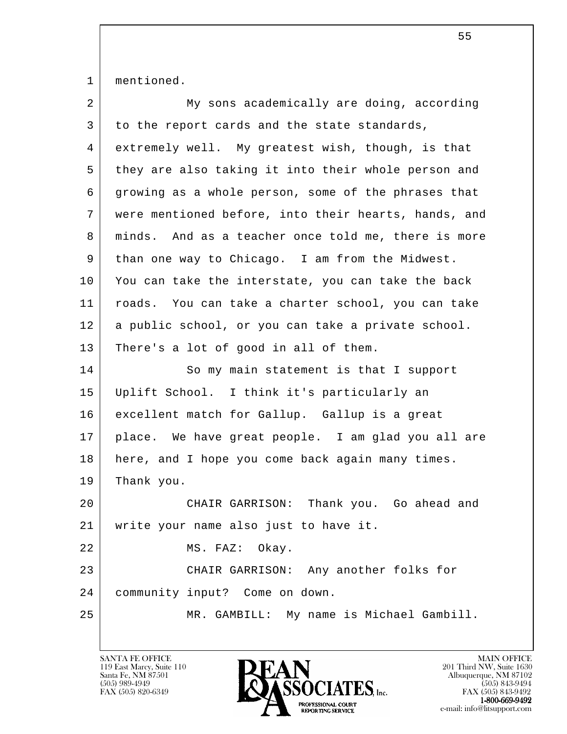mentioned.

My sons academically are doing, according to the report cards and the state standards, extremely well. My greatest wish, though, is that they are also taking it into their whole person and growing as a whole person, some of the phrases that were mentioned before, into their hearts, hands, and minds. And as a teacher once told me, there is more than one way to Chicago. I am from the Midwest. You can take the interstate, you can take the back roads. You can take a charter school, you can take a public school, or you can take a private school. There's a lot of good in all of them.

So my main statement is that I support Uplift School. I think it's particularly an excellent match for Gallup. Gallup is a great place. We have great people. I am glad you all are here, and I hope you come back again many times. Thank you.

CHAIR GARRISON: Thank you. Go ahead and write your name also just to have it.

MS. FAZ: Okay.

CHAIR GARRISON: Any another folks for community input? Come on down.

MR. GAMBILL: My name is Michael Gambill.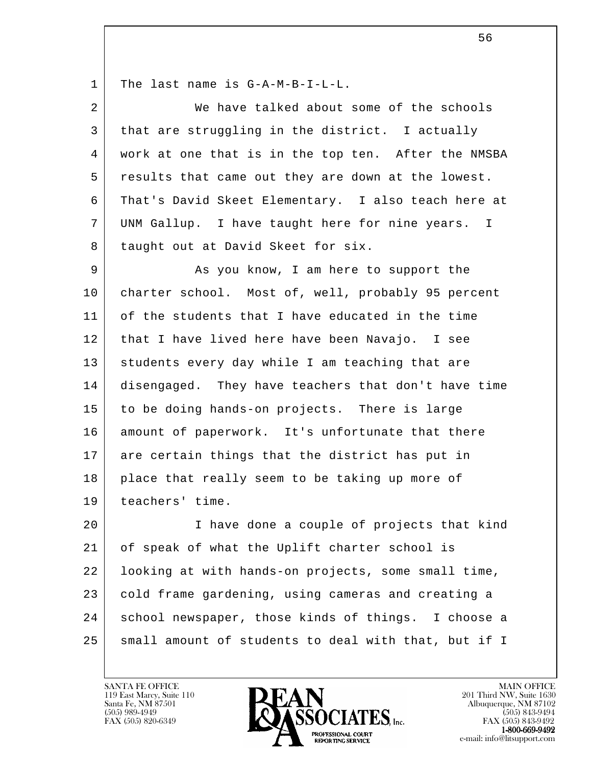The last name is G-A-M-B-I-L-L.

We have talked about some of the schools that are struggling in the district. I actually work at one that is in the top ten. After the NMSBA results that came out they are down at the lowest. That's David Skeet Elementary. I also teach here at UNM Gallup. I have taught here for nine years. I taught out at David Skeet for six.

As you know, I am here to support the charter school. Most of, well, probably 95 percent of the students that I have educated in the time that I have lived here have been Navajo. I see students every day while I am teaching that are disengaged. They have teachers that don't have time to be doing hands-on projects. There is large amount of paperwork. It's unfortunate that there are certain things that the district has put in place that really seem to be taking up more of teachers' time.

I have done a couple of projects that kind of speak of what the Uplift charter school is looking at with hands-on projects, some small time, cold frame gardening, using cameras and creating a school newspaper, those kinds of things. I choose a small amount of students to deal with that, but if I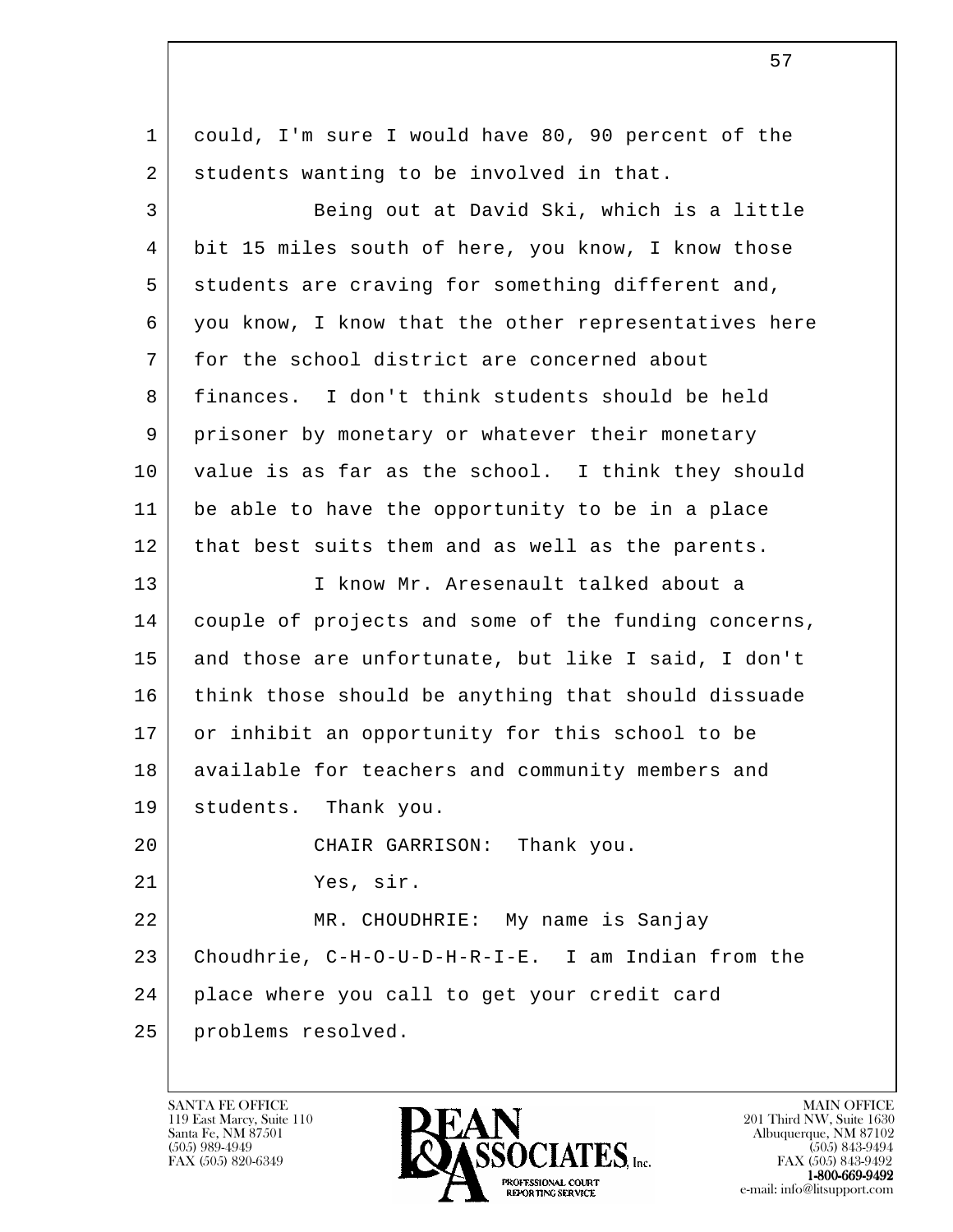1 could, I'm sure I would have 80, 90 percent of the
2 students wanting to be involved in that.
3 Being out at David Ski, which is a little
4 bit 15 miles south of here, you know, I know those
5 students are craving for something different and,
6 you know, I know that the other representatives here
7 for the school district are concerned about
8 finances. I don't think students should be held
9 prisoner by monetary or whatever their monetary
10 value is as far as the school. I think they should
11 be able to have the opportunity to be in a place
12 that best suits them and as well as the parents.
13 I know Mr. Aresenault talked about a
14 couple of projects and some of the funding concerns,
15 and those are unfortunate, but like I said, I don't
16 think those should be anything that should dissuade
17 or inhibit an opportunity for this school to be
18 available for teachers and community members and
19 students. Thank you.
20 CHAIR GARRISON: Thank you.
21 Yes, sir.
22 MR. CHOUDHRIE: My name is Sanjay
23 Choudhrie, C-H-O-U-D-H-R-I-E. I am Indian from the
24 place where you call to get your credit card
25 problems resolved.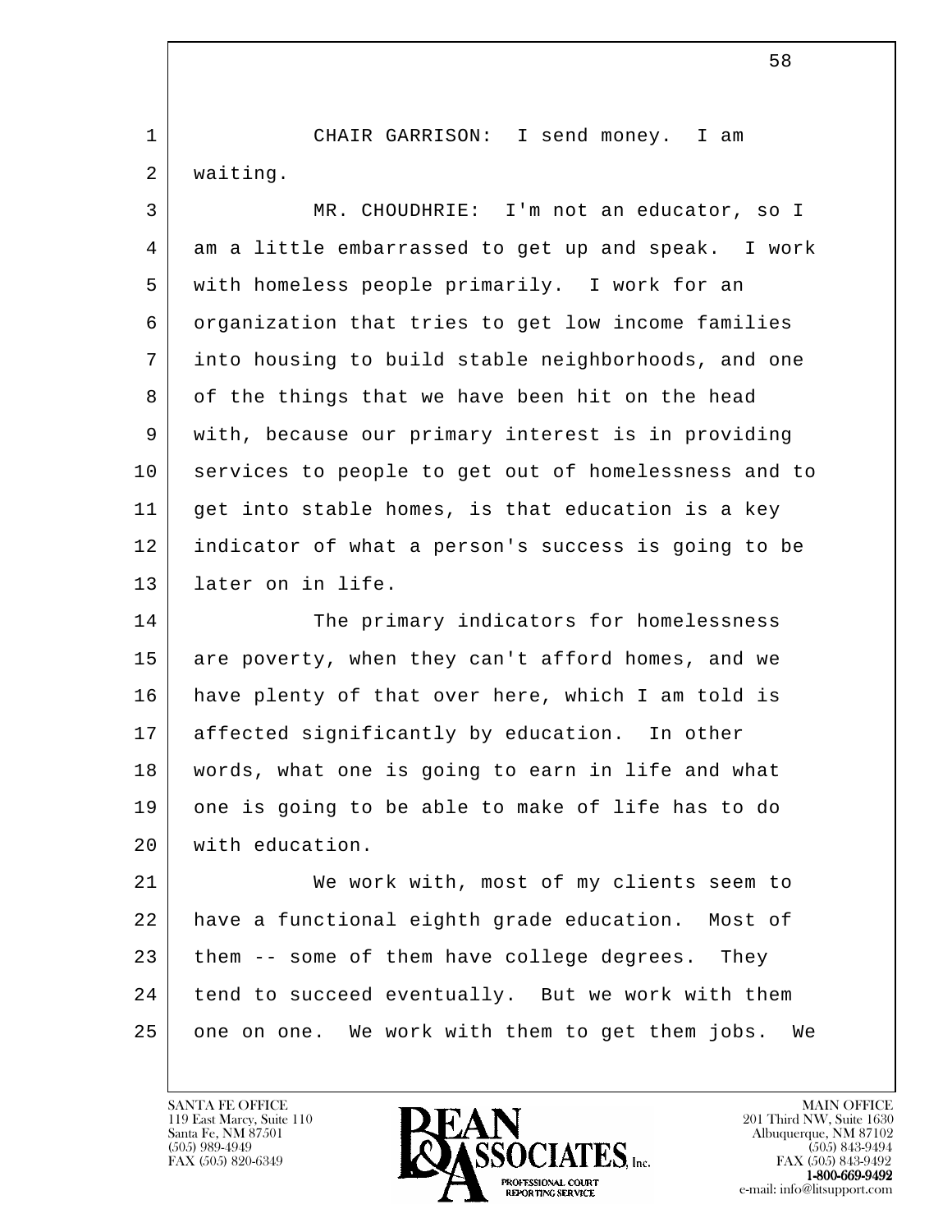CHAIR GARRISON: I send money. I am waiting.

MR. CHOUDHRIE: I'm not an educator, so I am a little embarrassed to get up and speak. I work with homeless people primarily. I work for an organization that tries to get low income families into housing to build stable neighborhoods, and one of the things that we have been hit on the head with, because our primary interest is in providing services to people to get out of homelessness and to get into stable homes, is that education is a key indicator of what a person's success is going to be later on in life.

The primary indicators for homelessness are poverty, when they can't afford homes, and we have plenty of that over here, which I am told is affected significantly by education. In other words, what one is going to earn in life and what one is going to be able to make of life has to do with education.

We work with, most of my clients seem to have a functional eighth grade education. Most of them -- some of them have college degrees. They tend to succeed eventually. But we work with them one on one. We work with them to get them jobs. We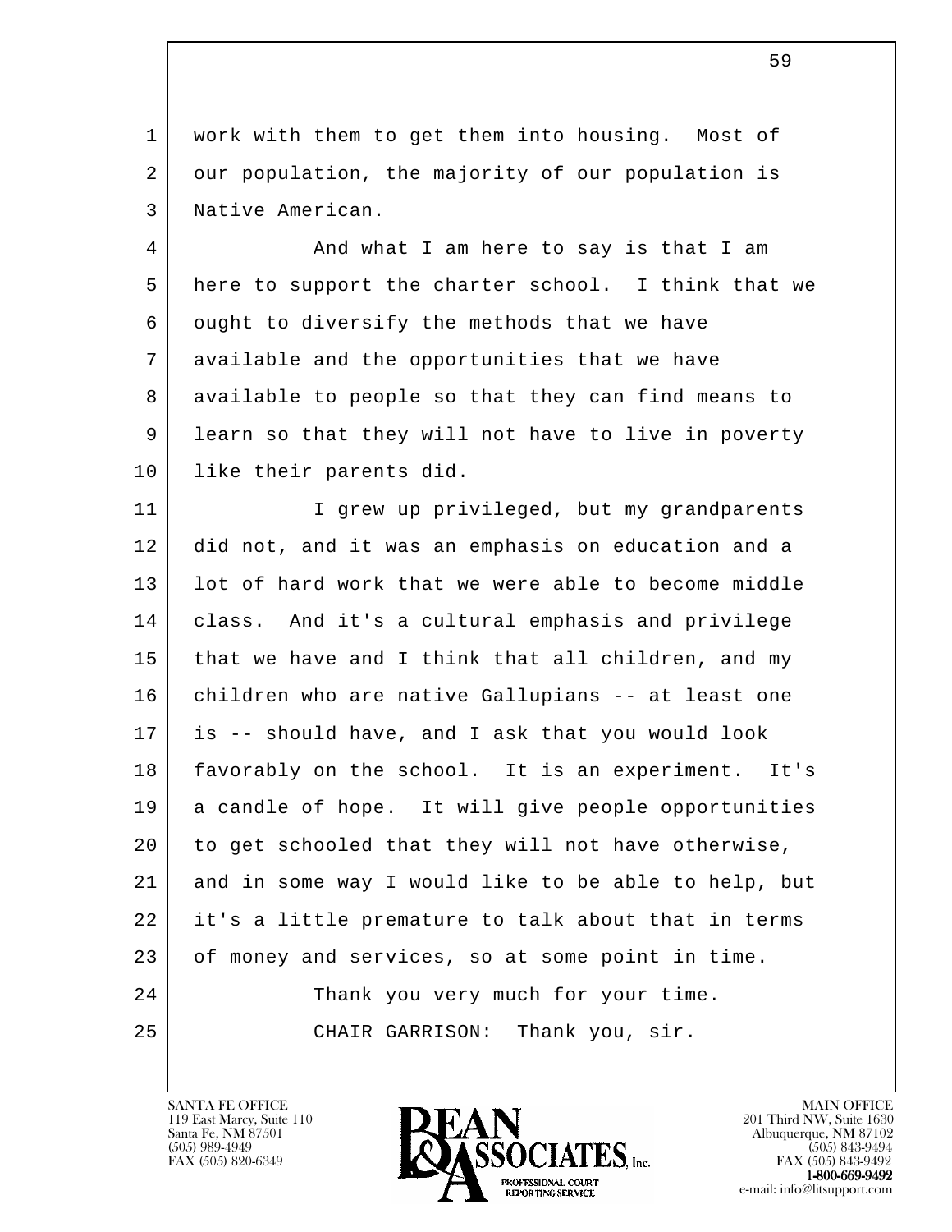work with them to get them into housing. Most of our population, the majority of our population is Native American.

And what I am here to say is that I am here to support the charter school. I think that we ought to diversify the methods that we have available and the opportunities that we have available to people so that they can find means to learn so that they will not have to live in poverty like their parents did.

I grew up privileged, but my grandparents did not, and it was an emphasis on education and a lot of hard work that we were able to become middle class. And it's a cultural emphasis and privilege that we have and I think that all children, and my children who are native Gallupians -- at least one is -- should have, and I ask that you would look favorably on the school. It is an experiment. It's a candle of hope. It will give people opportunities to get schooled that they will not have otherwise, and in some way I would like to be able to help, but it's a little premature to talk about that in terms of money and services, so at some point in time.

Thank you very much for your time.

CHAIR GARRISON: Thank you, sir.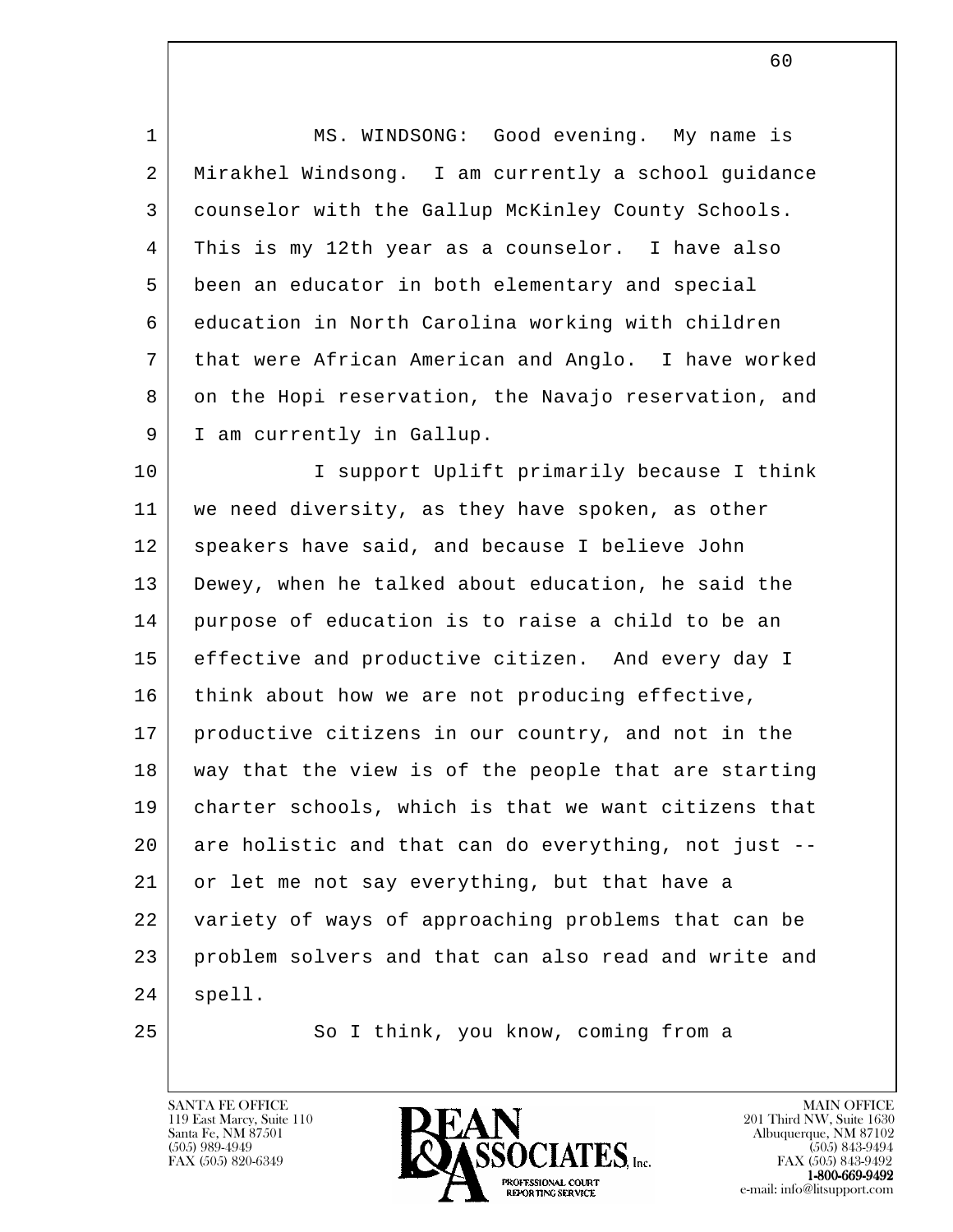MS. WINDSONG: Good evening. My name is Mirakhel Windsong. I am currently a school guidance counselor with the Gallup McKinley County Schools. This is my 12th year as a counselor. I have also been an educator in both elementary and special education in North Carolina working with children that were African American and Anglo. I have worked on the Hopi reservation, the Navajo reservation, and I am currently in Gallup.

I support Uplift primarily because I think we need diversity, as they have spoken, as other speakers have said, and because I believe John Dewey, when he talked about education, he said the purpose of education is to raise a child to be an effective and productive citizen. And every day I think about how we are not producing effective, productive citizens in our country, and not in the way that the view is of the people that are starting charter schools, which is that we want citizens that are holistic and that can do everything, not just -- or let me not say everything, but that have a variety of ways of approaching problems that can be problem solvers and that can also read and write and spell.

So I think, you know, coming from a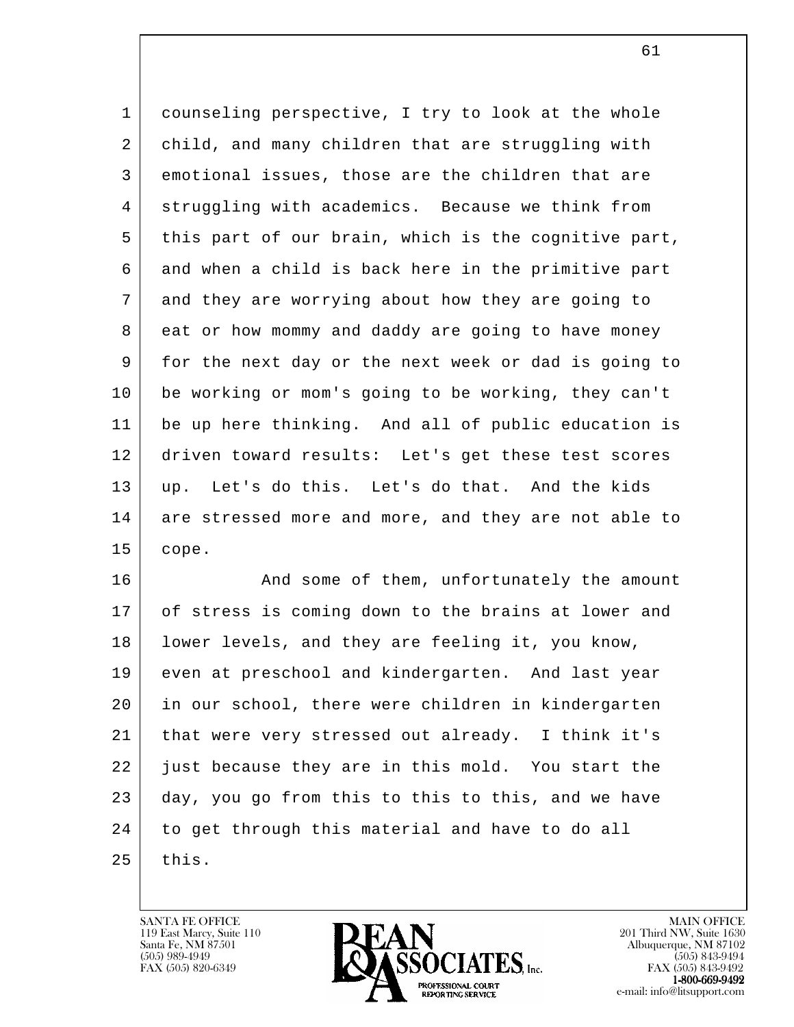counseling perspective, I try to look at the whole child, and many children that are struggling with emotional issues, those are the children that are struggling with academics. Because we think from this part of our brain, which is the cognitive part, and when a child is back here in the primitive part and they are worrying about how they are going to eat or how mommy and daddy are going to have money for the next day or the next week or dad is going to be working or mom's going to be working, they can't be up here thinking. And all of public education is driven toward results: Let's get these test scores up. Let's do this. Let's do that. And the kids are stressed more and more, and they are not able to cope.

And some of them, unfortunately the amount of stress is coming down to the brains at lower and lower levels, and they are feeling it, you know, even at preschool and kindergarten. And last year in our school, there were children in kindergarten that were very stressed out already. I think it's just because they are in this mold. You start the day, you go from this to this to this, and we have to get through this material and have to do all this.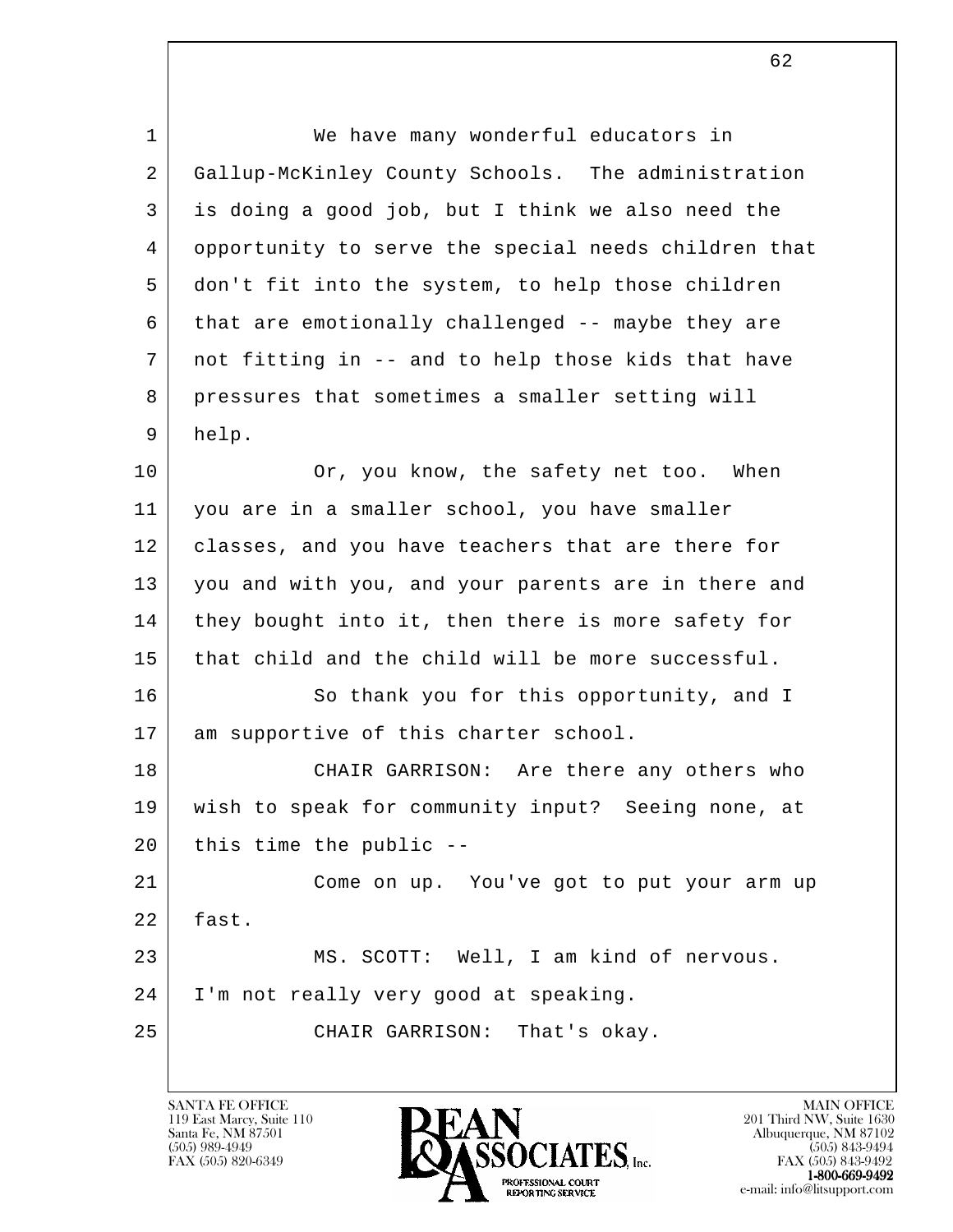We have many wonderful educators in Gallup-McKinley County Schools. The administration is doing a good job, but I think we also need the opportunity to serve the special needs children that don't fit into the system, to help those children that are emotionally challenged -- maybe they are not fitting in -- and to help those kids that have pressures that sometimes a smaller setting will help.

Or, you know, the safety net too. When you are in a smaller school, you have smaller classes, and you have teachers that are there for you and with you, and your parents are in there and they bought into it, then there is more safety for that child and the child will be more successful.

So thank you for this opportunity, and I am supportive of this charter school.

CHAIR GARRISON: Are there any others who wish to speak for community input? Seeing none, at this time the public --

Come on up. You've got to put your arm up fast.

MS. SCOTT: Well, I am kind of nervous. I'm not really very good at speaking.

CHAIR GARRISON: That's okay.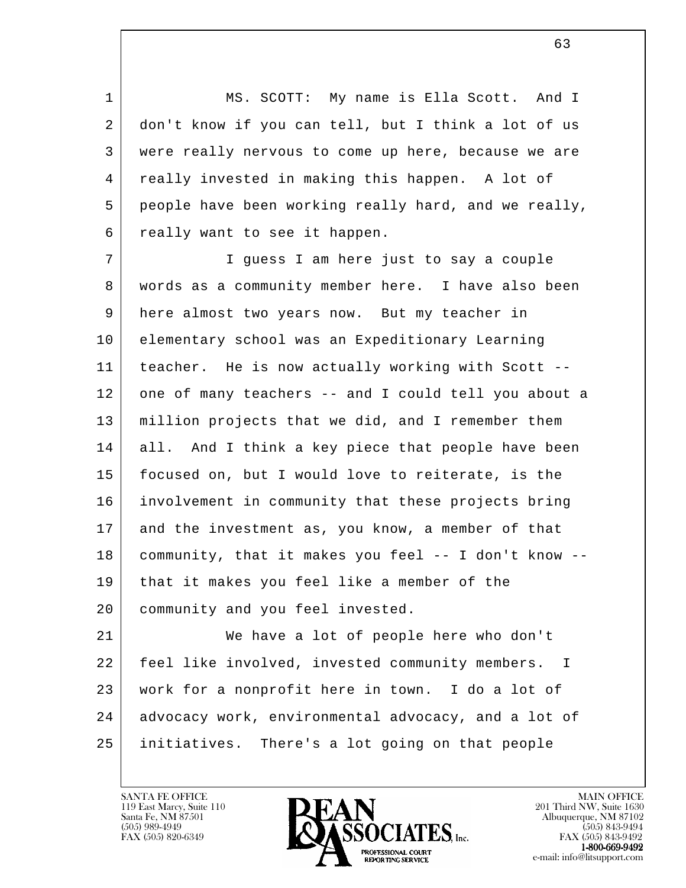MS. SCOTT: My name is Ella Scott. And I don't know if you can tell, but I think a lot of us were really nervous to come up here, because we are really invested in making this happen. A lot of people have been working really hard, and we really, really want to see it happen.

I guess I am here just to say a couple words as a community member here. I have also been here almost two years now. But my teacher in elementary school was an Expeditionary Learning teacher. He is now actually working with Scott -- one of many teachers -- and I could tell you about a million projects that we did, and I remember them all. And I think a key piece that people have been focused on, but I would love to reiterate, is the involvement in community that these projects bring and the investment as, you know, a member of that community, that it makes you feel -- I don't know -- that it makes you feel like a member of the community and you feel invested.

We have a lot of people here who don't feel like involved, invested community members. I work for a nonprofit here in town. I do a lot of advocacy work, environmental advocacy, and a lot of initiatives. There's a lot going on that people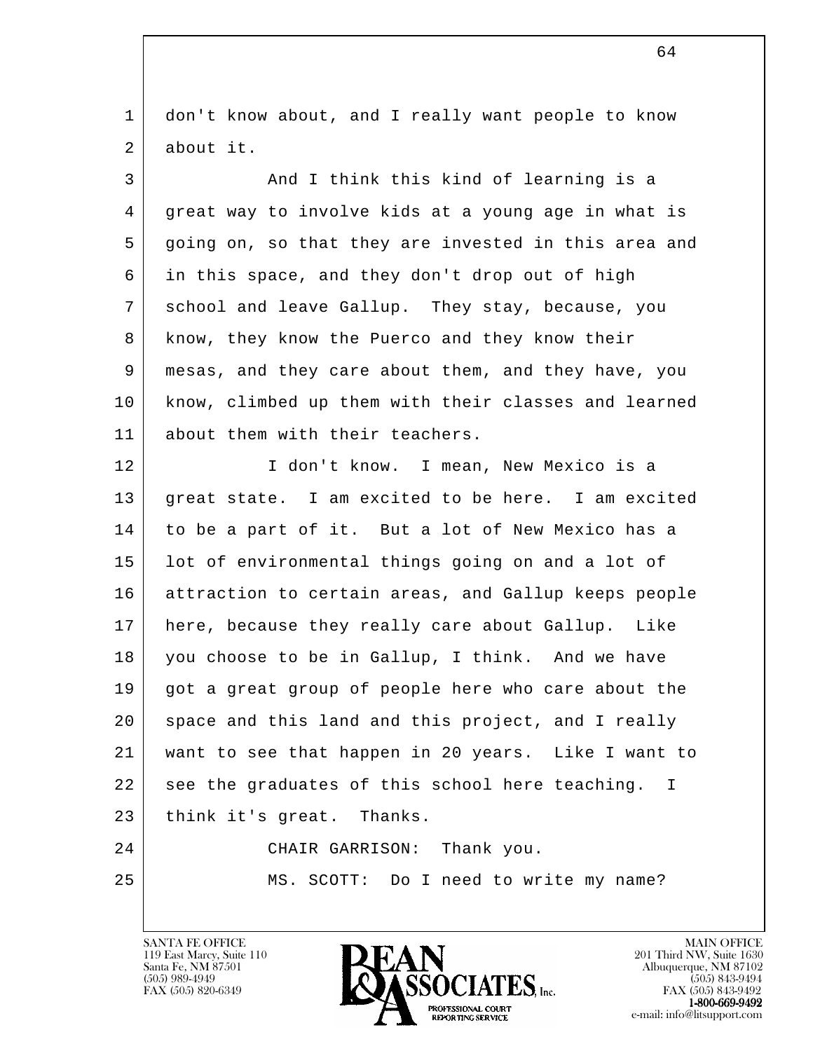don't know about, and I really want people to know about it.

And I think this kind of learning is a great way to involve kids at a young age in what is going on, so that they are invested in this area and in this space, and they don't drop out of high school and leave Gallup. They stay, because, you know, they know the Puerco and they know their mesas, and they care about them, and they have, you know, climbed up them with their classes and learned about them with their teachers.

I don't know. I mean, New Mexico is a great state. I am excited to be here. I am excited to be a part of it. But a lot of New Mexico has a lot of environmental things going on and a lot of attraction to certain areas, and Gallup keeps people here, because they really care about Gallup. Like you choose to be in Gallup, I think. And we have got a great group of people here who care about the space and this land and this project, and I really want to see that happen in 20 years. Like I want to see the graduates of this school here teaching. I think it's great. Thanks.

CHAIR GARRISON: Thank you.

MS. SCOTT: Do I need to write my name?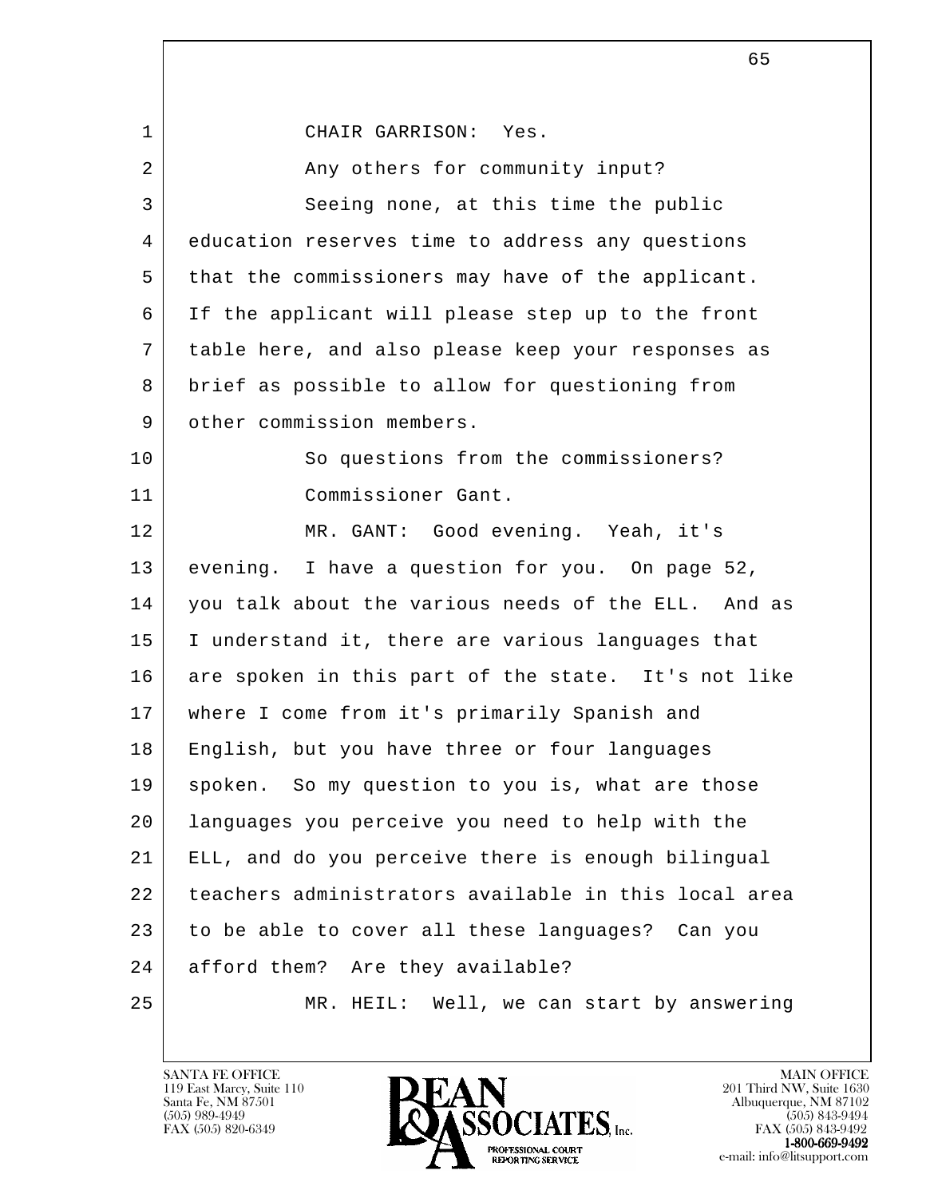CHAIR GARRISON: Yes.

Any others for community input?

Seeing none, at this time the public education reserves time to address any questions that the commissioners may have of the applicant. If the applicant will please step up to the front table here, and also please keep your responses as brief as possible to allow for questioning from other commission members.

So questions from the commissioners?

Commissioner Gant.

MR. GANT: Good evening. Yeah, it's evening. I have a question for you. On page 52, you talk about the various needs of the ELL. And as I understand it, there are various languages that are spoken in this part of the state. It's not like where I come from it's primarily Spanish and English, but you have three or four languages spoken. So my question to you is, what are those languages you perceive you need to help with the ELL, and do you perceive there is enough bilingual teachers administrators available in this local area to be able to cover all these languages? Can you afford them? Are they available?

MR. HEIL: Well, we can start by answering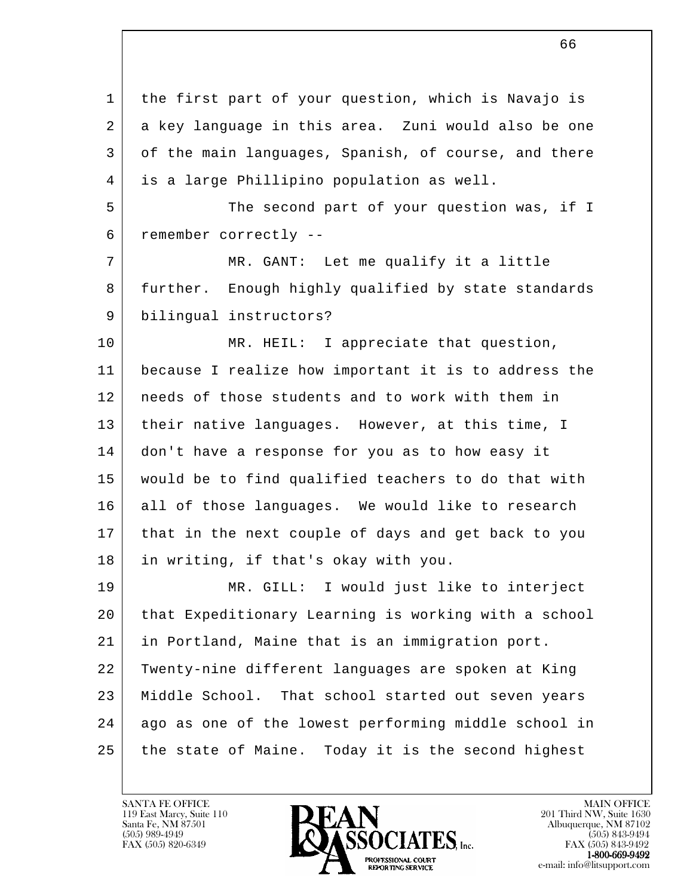1 the first part of your question, which is Navajo is
2 a key language in this area. Zuni would also be one
3 of the main languages, Spanish, of course, and there
4 is a large Phillipino population as well.

5 The second part of your question was, if I
6 remember correctly --

7 MR. GANT: Let me qualify it a little
8 further. Enough highly qualified by state standards
9 bilingual instructors?

10 MR. HEIL: I appreciate that question,
11 because I realize how important it is to address the
12 needs of those students and to work with them in
13 their native languages. However, at this time, I
14 don't have a response for you as to how easy it
15 would be to find qualified teachers to do that with
16 all of those languages. We would like to research
17 that in the next couple of days and get back to you
18 in writing, if that's okay with you.

19 MR. GILL: I would just like to interject
20 that Expeditionary Learning is working with a school
21 in Portland, Maine that is an immigration port.
22 Twenty-nine different languages are spoken at King
23 Middle School. That school started out seven years
24 ago as one of the lowest performing middle school in
25 the state of Maine. Today it is the second highest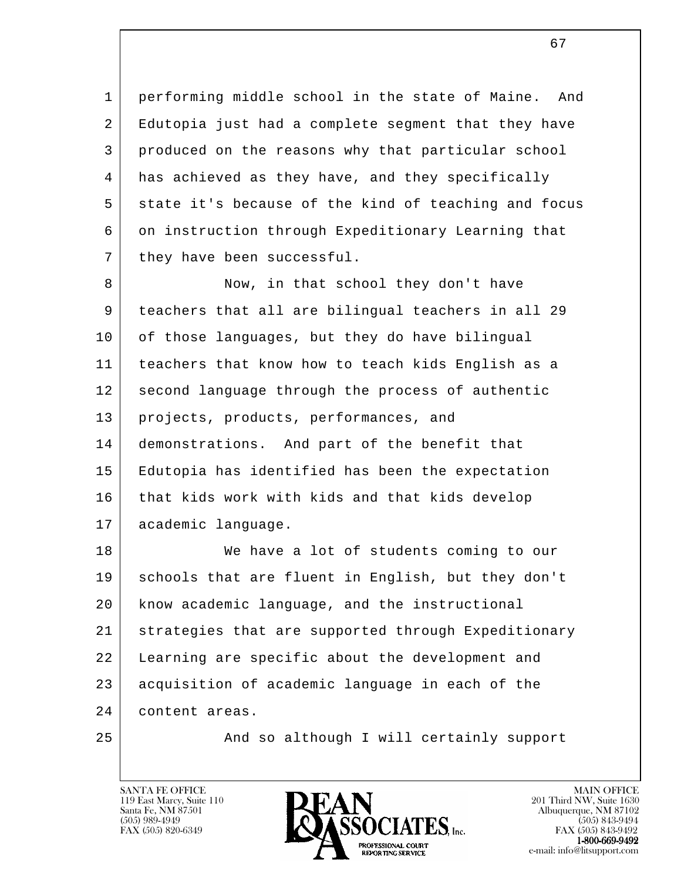performing middle school in the state of Maine. And Edutopia just had a complete segment that they have produced on the reasons why that particular school has achieved as they have, and they specifically state it's because of the kind of teaching and focus on instruction through Expeditionary Learning that they have been successful.

Now, in that school they don't have teachers that all are bilingual teachers in all 29 of those languages, but they do have bilingual teachers that know how to teach kids English as a second language through the process of authentic projects, products, performances, and demonstrations. And part of the benefit that Edutopia has identified has been the expectation that kids work with kids and that kids develop academic language.

We have a lot of students coming to our schools that are fluent in English, but they don't know academic language, and the instructional strategies that are supported through Expeditionary Learning are specific about the development and acquisition of academic language in each of the content areas.

And so although I will certainly support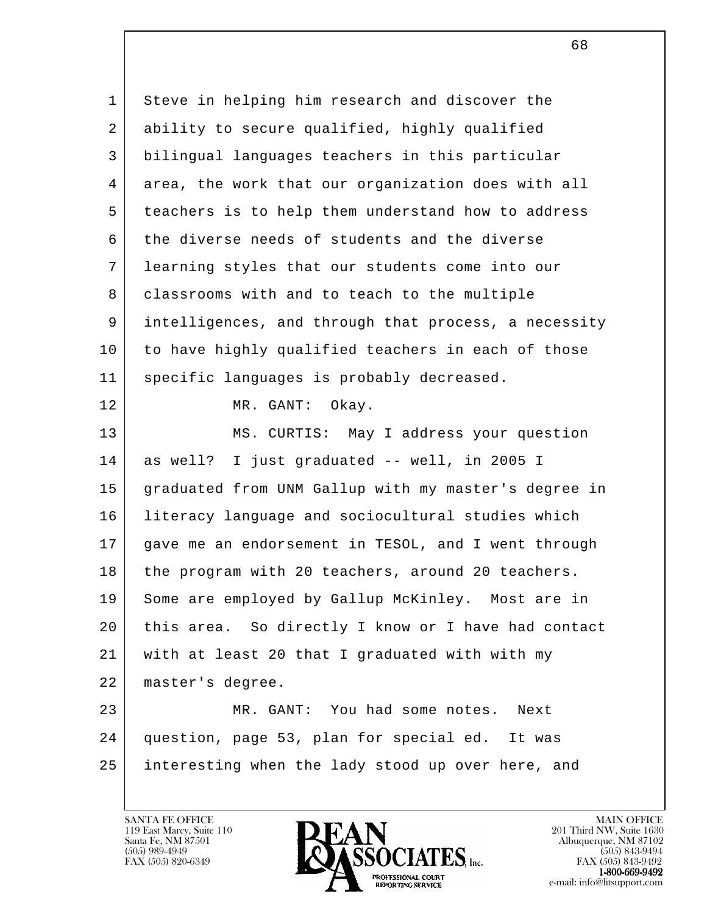Steve in helping him research and discover the ability to secure qualified, highly qualified bilingual languages teachers in this particular area, the work that our organization does with all teachers is to help them understand how to address the diverse needs of students and the diverse learning styles that our students come into our classrooms with and to teach to the multiple intelligences, and through that process, a necessity to have highly qualified teachers in each of those specific languages is probably decreased.

MR. GANT: Okay.

MS. CURTIS: May I address your question as well? I just graduated -- well, in 2005 I graduated from UNM Gallup with my master's degree in literacy language and sociocultural studies which gave me an endorsement in TESOL, and I went through the program with 20 teachers, around 20 teachers. Some are employed by Gallup McKinley. Most are in this area. So directly I know or I have had contact with at least 20 that I graduated with with my master's degree.

MR. GANT: You had some notes. Next question, page 53, plan for special ed. It was interesting when the lady stood up over here, and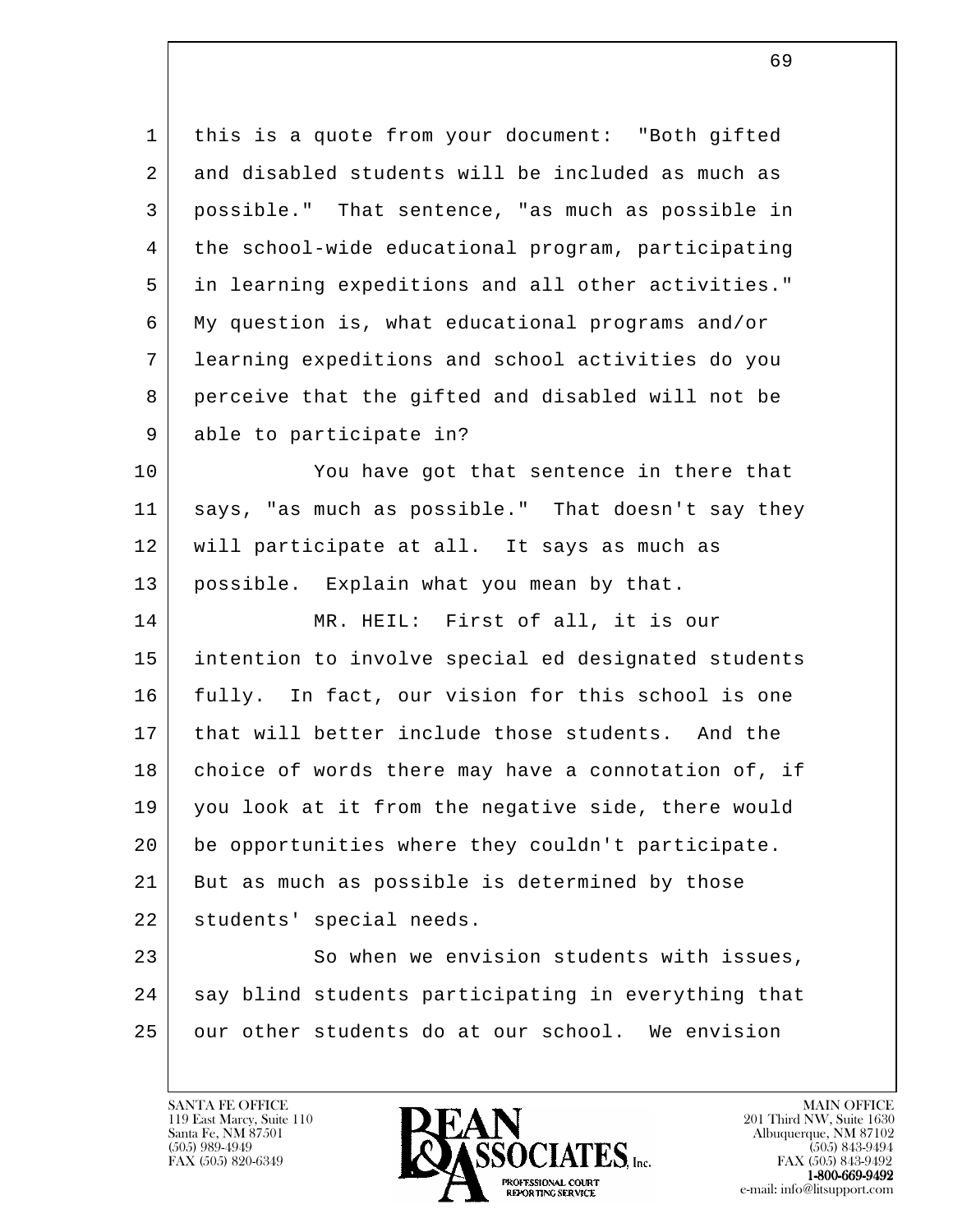this is a quote from your document: "Both gifted and disabled students will be included as much as possible." That sentence, "as much as possible in the school-wide educational program, participating in learning expeditions and all other activities." My question is, what educational programs and/or learning expeditions and school activities do you perceive that the gifted and disabled will not be able to participate in?

You have got that sentence in there that says, "as much as possible." That doesn't say they will participate at all. It says as much as possible. Explain what you mean by that.

MR. HEIL: First of all, it is our intention to involve special ed designated students fully. In fact, our vision for this school is one that will better include those students. And the choice of words there may have a connotation of, if you look at it from the negative side, there would be opportunities where they couldn't participate. But as much as possible is determined by those students' special needs.

So when we envision students with issues, say blind students participating in everything that our other students do at our school. We envision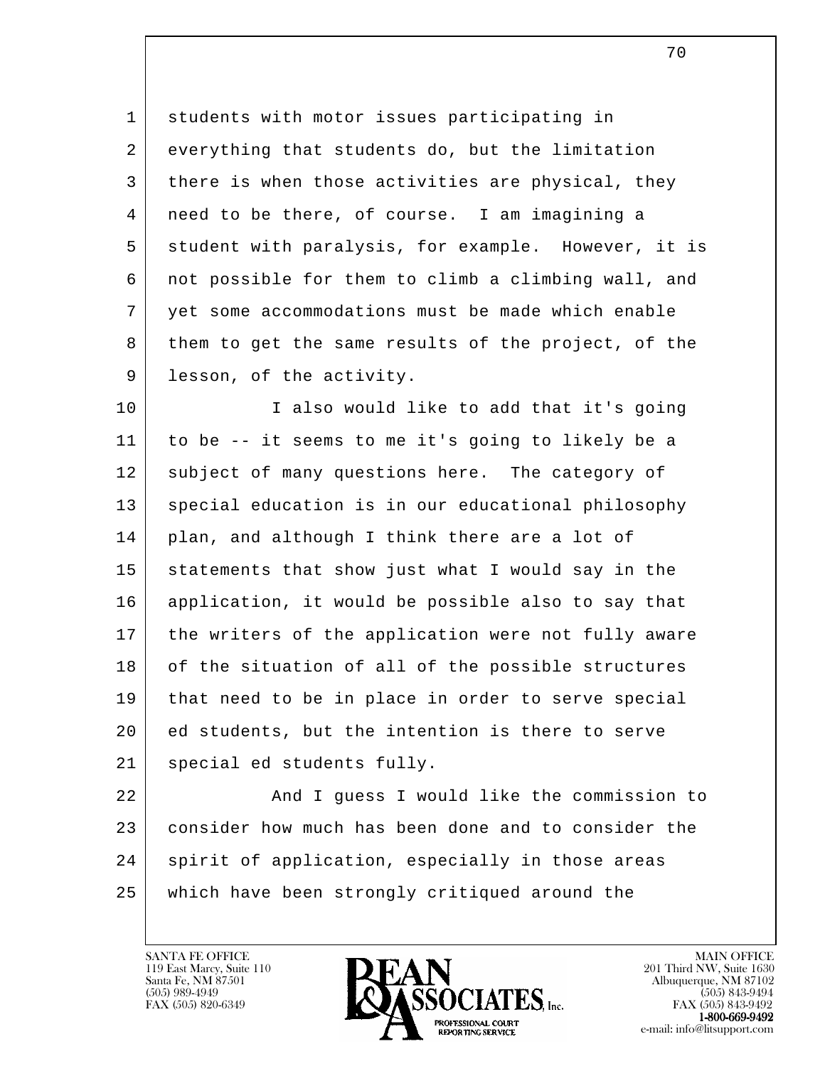students with motor issues participating in everything that students do, but the limitation there is when those activities are physical, they need to be there, of course. I am imagining a student with paralysis, for example. However, it is not possible for them to climb a climbing wall, and yet some accommodations must be made which enable them to get the same results of the project, of the lesson, of the activity.

I also would like to add that it's going to be -- it seems to me it's going to likely be a subject of many questions here. The category of special education is in our educational philosophy plan, and although I think there are a lot of statements that show just what I would say in the application, it would be possible also to say that the writers of the application were not fully aware of the situation of all of the possible structures that need to be in place in order to serve special ed students, but the intention is there to serve special ed students fully.

And I guess I would like the commission to consider how much has been done and to consider the spirit of application, especially in those areas which have been strongly critiqued around the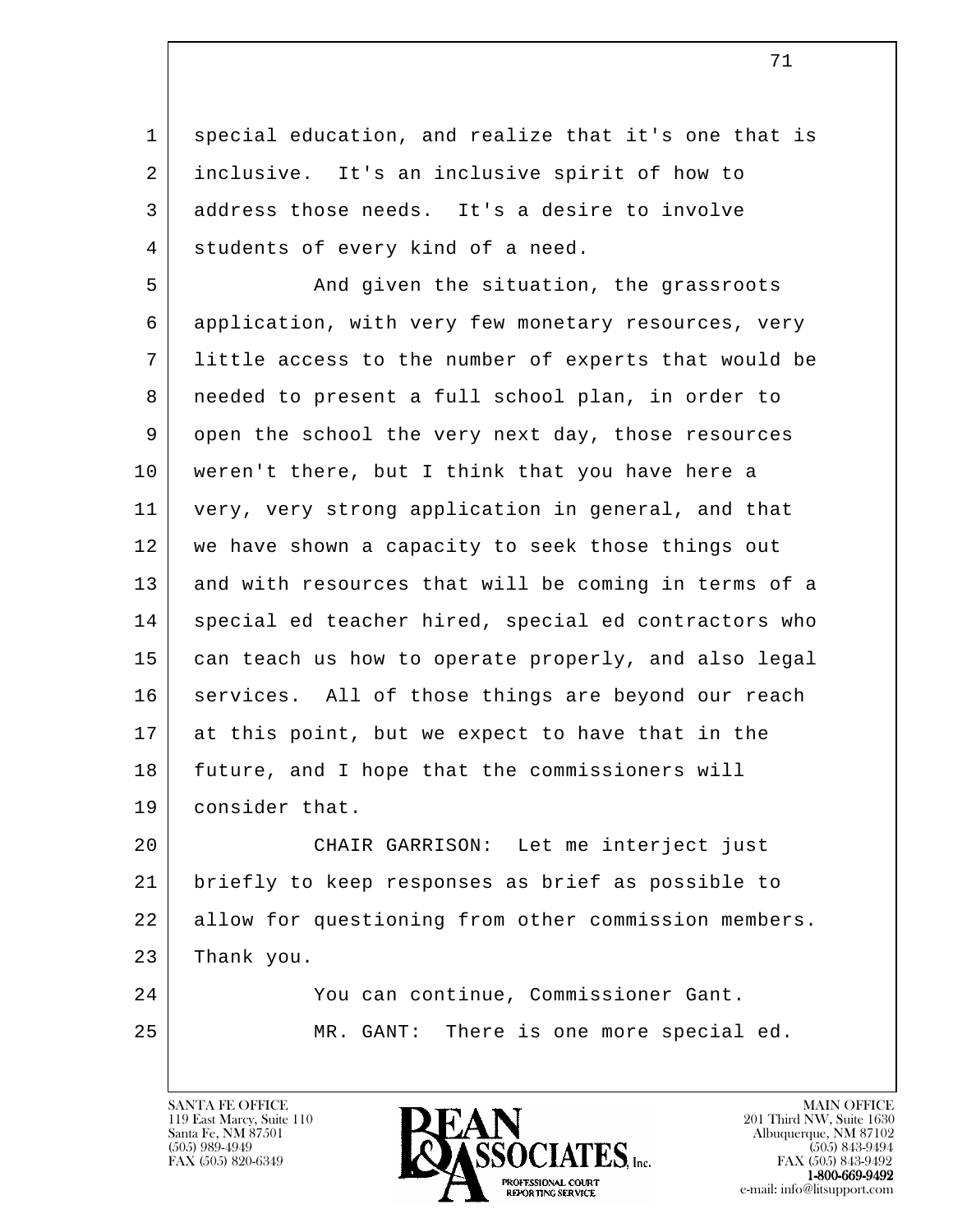special education, and realize that it's one that is inclusive. It's an inclusive spirit of how to address those needs. It's a desire to involve students of every kind of a need.

And given the situation, the grassroots application, with very few monetary resources, very little access to the number of experts that would be needed to present a full school plan, in order to open the school the very next day, those resources weren't there, but I think that you have here a very, very strong application in general, and that we have shown a capacity to seek those things out and with resources that will be coming in terms of a special ed teacher hired, special ed contractors who can teach us how to operate properly, and also legal services. All of those things are beyond our reach at this point, but we expect to have that in the future, and I hope that the commissioners will consider that.

CHAIR GARRISON: Let me interject just briefly to keep responses as brief as possible to allow for questioning from other commission members. Thank you.

You can continue, Commissioner Gant.

MR. GANT: There is one more special ed.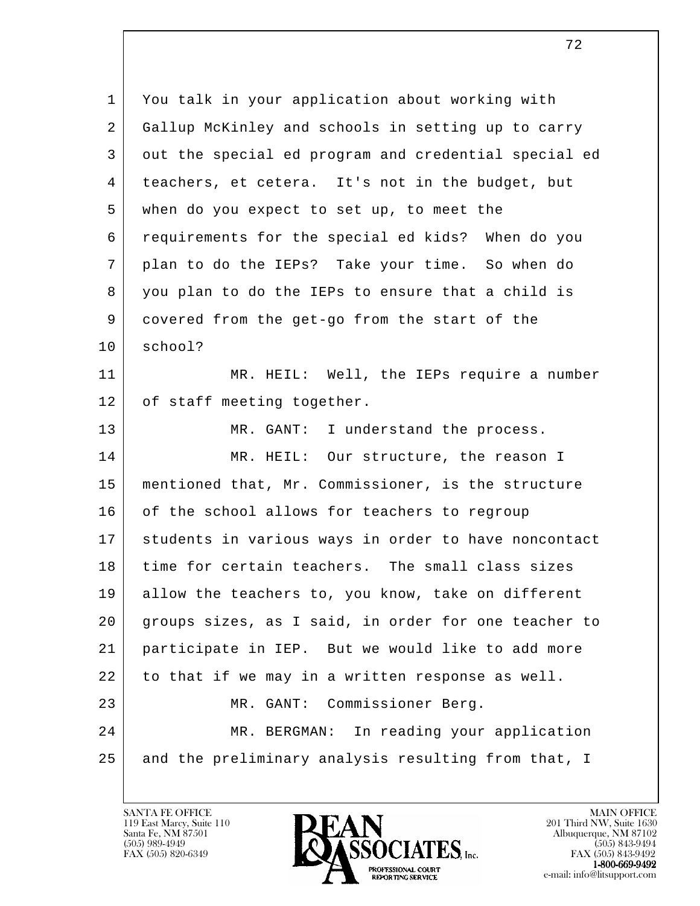You talk in your application about working with Gallup McKinley and schools in setting up to carry out the special ed program and credential special ed teachers, et cetera. It's not in the budget, but when do you expect to set up, to meet the requirements for the special ed kids? When do you plan to do the IEPs? Take your time. So when do you plan to do the IEPs to ensure that a child is covered from the get-go from the start of the school?

MR. HEIL: Well, the IEPs require a number of staff meeting together.

MR. GANT: I understand the process.

MR. HEIL: Our structure, the reason I mentioned that, Mr. Commissioner, is the structure of the school allows for teachers to regroup students in various ways in order to have noncontact time for certain teachers. The small class sizes allow the teachers to, you know, take on different groups sizes, as I said, in order for one teacher to participate in IEP. But we would like to add more to that if we may in a written response as well.

MR. GANT: Commissioner Berg.

MR. BERGMAN: In reading your application and the preliminary analysis resulting from that, I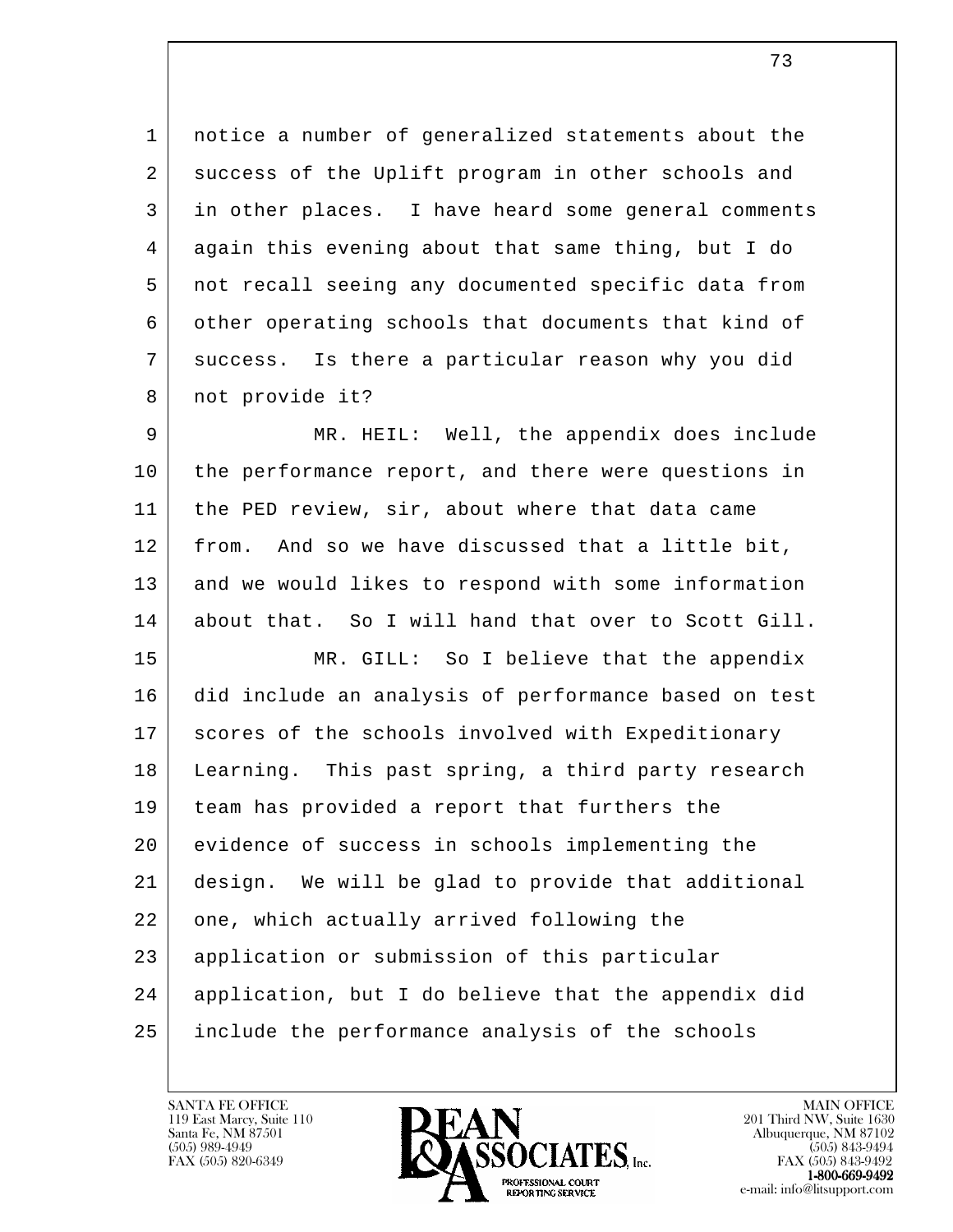notice a number of generalized statements about the success of the Uplift program in other schools and in other places. I have heard some general comments again this evening about that same thing, but I do not recall seeing any documented specific data from other operating schools that documents that kind of success. Is there a particular reason why you did not provide it?

MR. HEIL: Well, the appendix does include the performance report, and there were questions in the PED review, sir, about where that data came from. And so we have discussed that a little bit, and we would likes to respond with some information about that. So I will hand that over to Scott Gill.

MR. GILL: So I believe that the appendix did include an analysis of performance based on test scores of the schools involved with Expeditionary Learning. This past spring, a third party research team has provided a report that furthers the evidence of success in schools implementing the design. We will be glad to provide that additional one, which actually arrived following the application or submission of this particular application, but I do believe that the appendix did include the performance analysis of the schools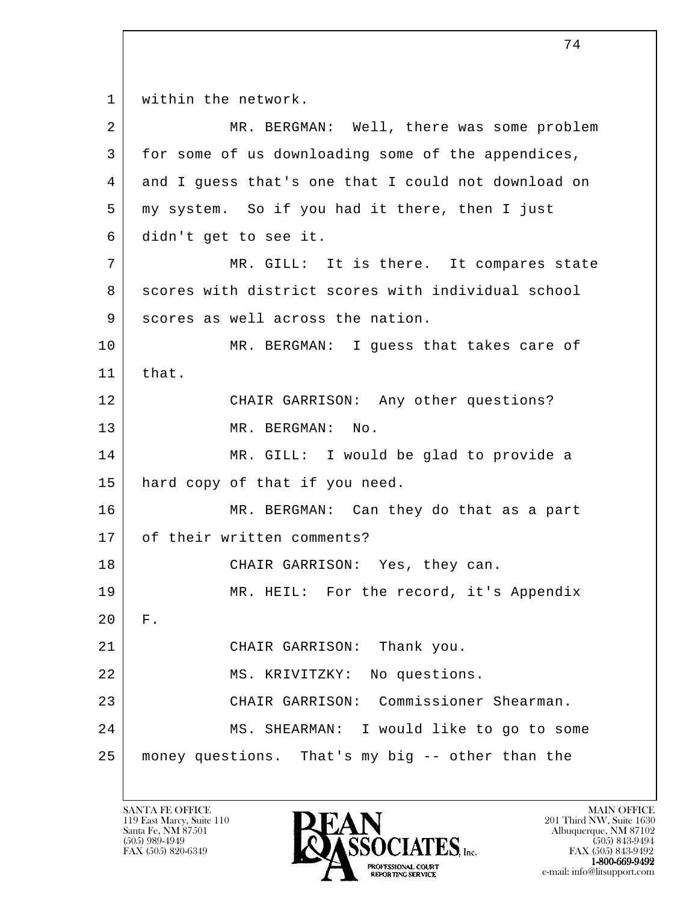within the network.

MR. BERGMAN: Well, there was some problem for some of us downloading some of the appendices, and I guess that's one that I could not download on my system. So if you had it there, then I just didn't get to see it.

MR. GILL: It is there. It compares state scores with district scores with individual school scores as well across the nation.

MR. BERGMAN: I guess that takes care of that.

CHAIR GARRISON: Any other questions?

MR. BERGMAN: No.

MR. GILL: I would be glad to provide a hard copy of that if you need.

MR. BERGMAN: Can they do that as a part of their written comments?

CHAIR GARRISON: Yes, they can.

MR. HEIL: For the record, it's Appendix F.

CHAIR GARRISON: Thank you.

MS. KRIVITZKY: No questions.

CHAIR GARRISON: Commissioner Shearman.

MS. SHEARMAN: I would like to go to some money questions. That's my big -- other than the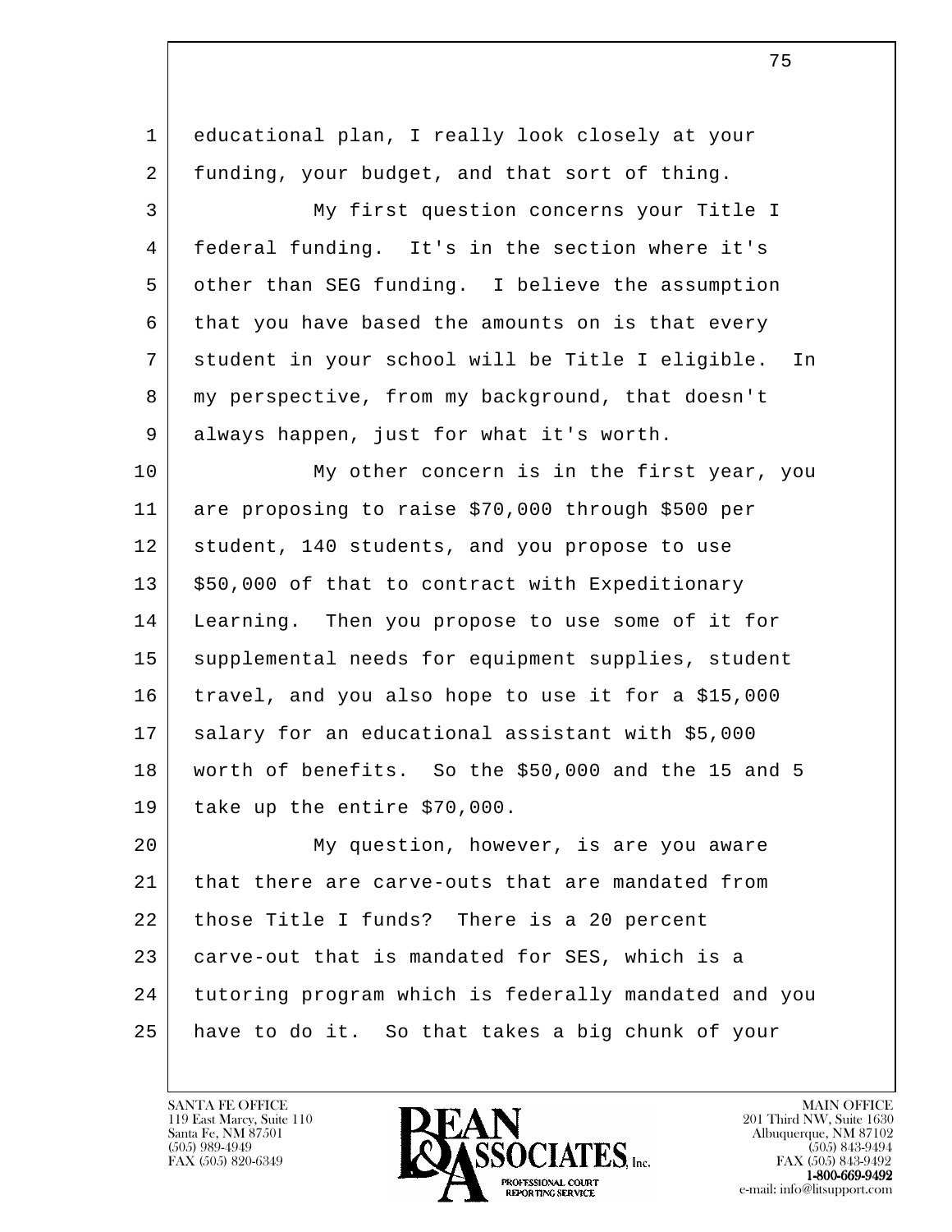educational plan, I really look closely at your funding, your budget, and that sort of thing.

My first question concerns your Title I federal funding. It's in the section where it's other than SEG funding. I believe the assumption that you have based the amounts on is that every student in your school will be Title I eligible. In my perspective, from my background, that doesn't always happen, just for what it's worth.

My other concern is in the first year, you are proposing to raise $70,000 through $500 per student, 140 students, and you propose to use $50,000 of that to contract with Expeditionary Learning. Then you propose to use some of it for supplemental needs for equipment supplies, student travel, and you also hope to use it for a $15,000 salary for an educational assistant with $5,000 worth of benefits. So the $50,000 and the 15 and 5 take up the entire $70,000.

My question, however, is are you aware that there are carve-outs that are mandated from those Title I funds? There is a 20 percent carve-out that is mandated for SES, which is a tutoring program which is federally mandated and you have to do it. So that takes a big chunk of your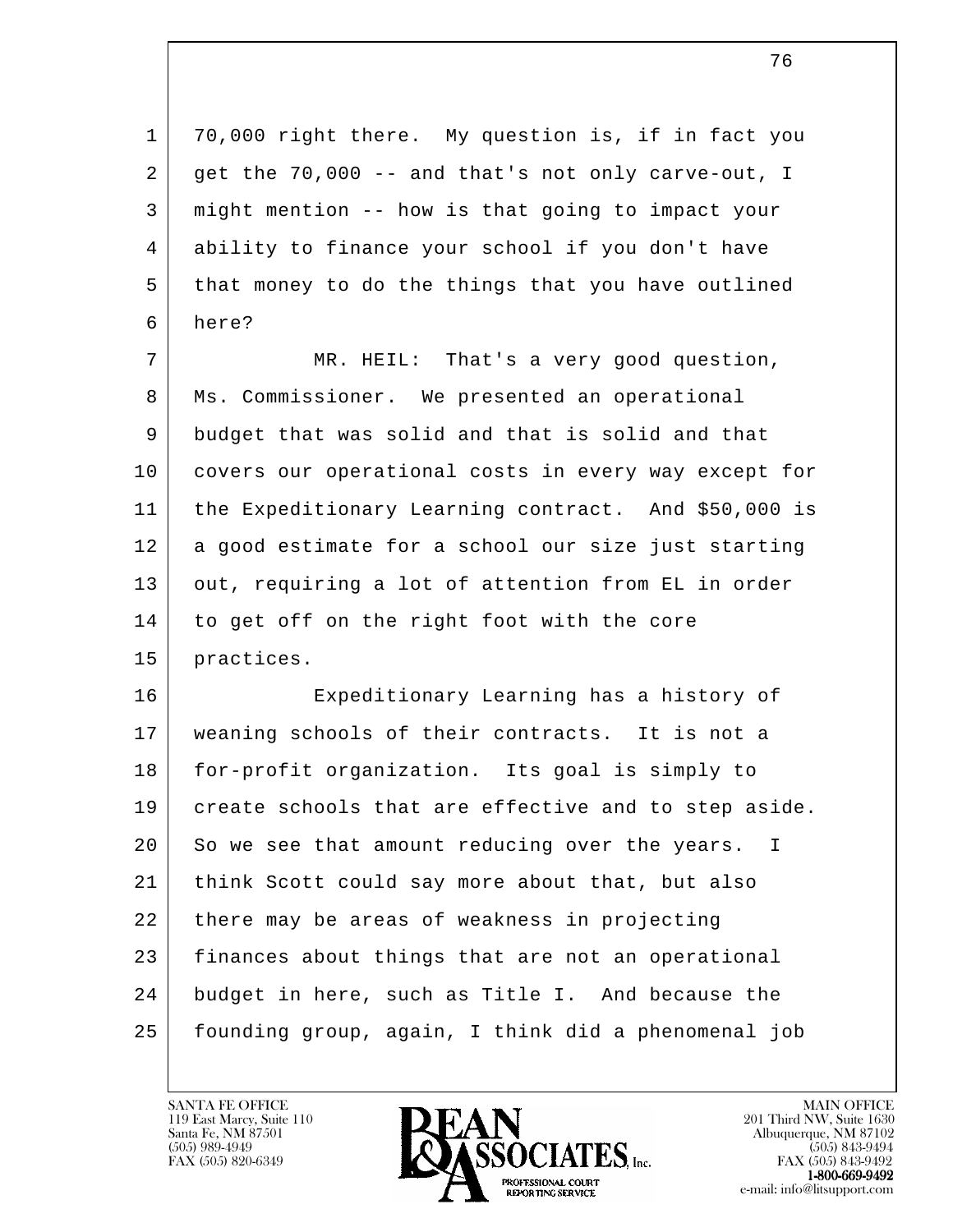70,000 right there. My question is, if in fact you get the 70,000 -- and that's not only carve-out, I might mention -- how is that going to impact your ability to finance your school if you don't have that money to do the things that you have outlined here?

MR. HEIL: That's a very good question, Ms. Commissioner. We presented an operational budget that was solid and that is solid and that covers our operational costs in every way except for the Expeditionary Learning contract. And $50,000 is a good estimate for a school our size just starting out, requiring a lot of attention from EL in order to get off on the right foot with the core practices.

Expeditionary Learning has a history of weaning schools of their contracts. It is not a for-profit organization. Its goal is simply to create schools that are effective and to step aside. So we see that amount reducing over the years. I think Scott could say more about that, but also there may be areas of weakness in projecting finances about things that are not an operational budget in here, such as Title I. And because the founding group, again, I think did a phenomenal job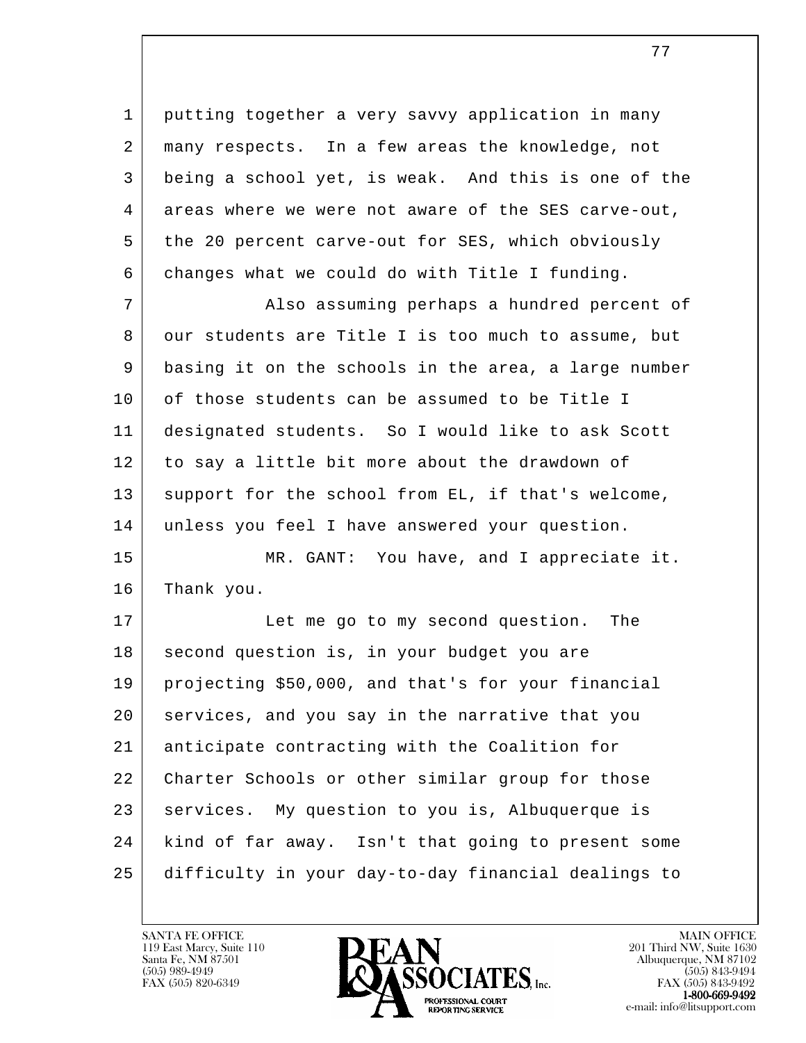putting together a very savvy application in many many respects. In a few areas the knowledge, not being a school yet, is weak. And this is one of the areas where we were not aware of the SES carve-out, the 20 percent carve-out for SES, which obviously changes what we could do with Title I funding.

Also assuming perhaps a hundred percent of our students are Title I is too much to assume, but basing it on the schools in the area, a large number of those students can be assumed to be Title I designated students. So I would like to ask Scott to say a little bit more about the drawdown of support for the school from EL, if that's welcome, unless you feel I have answered your question.

MR. GANT: You have, and I appreciate it. Thank you.

Let me go to my second question. The second question is, in your budget you are projecting $50,000, and that's for your financial services, and you say in the narrative that you anticipate contracting with the Coalition for Charter Schools or other similar group for those services. My question to you is, Albuquerque is kind of far away. Isn't that going to present some difficulty in your day-to-day financial dealings to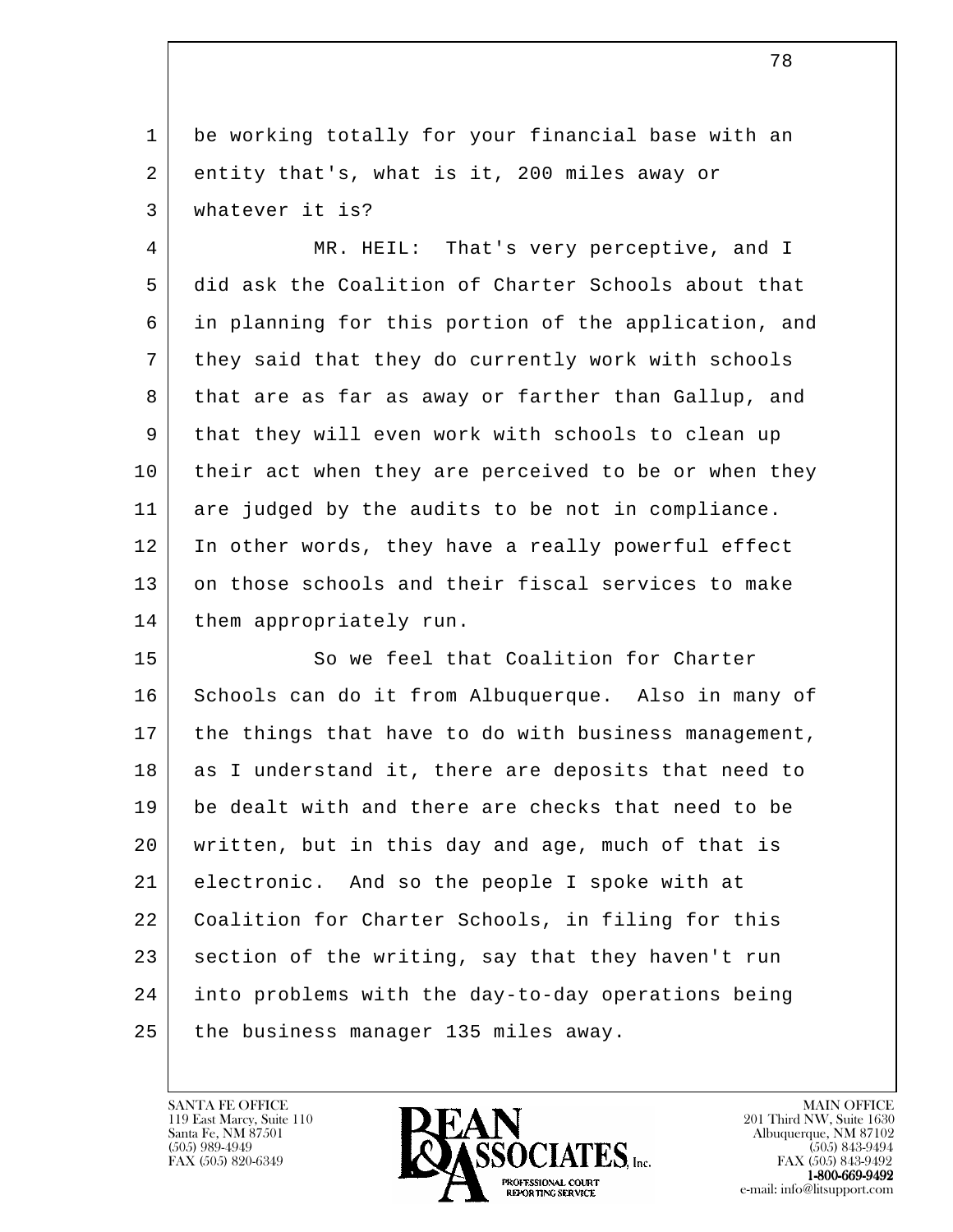be working totally for your financial base with an entity that's, what is it, 200 miles away or whatever it is?

MR. HEIL: That's very perceptive, and I did ask the Coalition of Charter Schools about that in planning for this portion of the application, and they said that they do currently work with schools that are as far as away or farther than Gallup, and that they will even work with schools to clean up their act when they are perceived to be or when they are judged by the audits to be not in compliance. In other words, they have a really powerful effect on those schools and their fiscal services to make them appropriately run.

So we feel that Coalition for Charter Schools can do it from Albuquerque. Also in many of the things that have to do with business management, as I understand it, there are deposits that need to be dealt with and there are checks that need to be written, but in this day and age, much of that is electronic. And so the people I spoke with at Coalition for Charter Schools, in filing for this section of the writing, say that they haven't run into problems with the day-to-day operations being the business manager 135 miles away.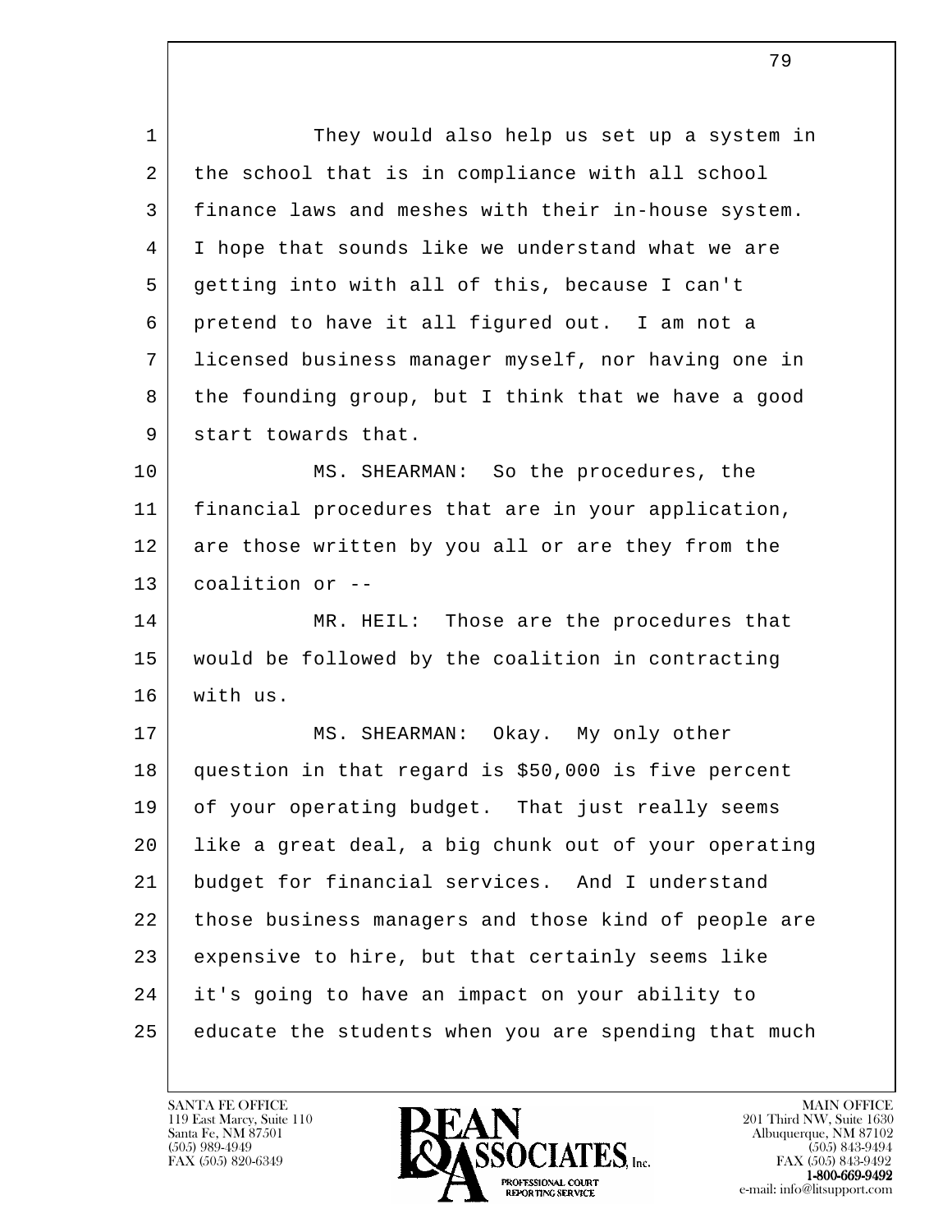They would also help us set up a system in the school that is in compliance with all school finance laws and meshes with their in-house system. I hope that sounds like we understand what we are getting into with all of this, because I can't pretend to have it all figured out. I am not a licensed business manager myself, nor having one in the founding group, but I think that we have a good start towards that.

MS. SHEARMAN: So the procedures, the financial procedures that are in your application, are those written by you all or are they from the coalition or --

MR. HEIL: Those are the procedures that would be followed by the coalition in contracting with us.

MS. SHEARMAN: Okay. My only other question in that regard is $50,000 is five percent of your operating budget. That just really seems like a great deal, a big chunk out of your operating budget for financial services. And I understand those business managers and those kind of people are expensive to hire, but that certainly seems like it's going to have an impact on your ability to educate the students when you are spending that much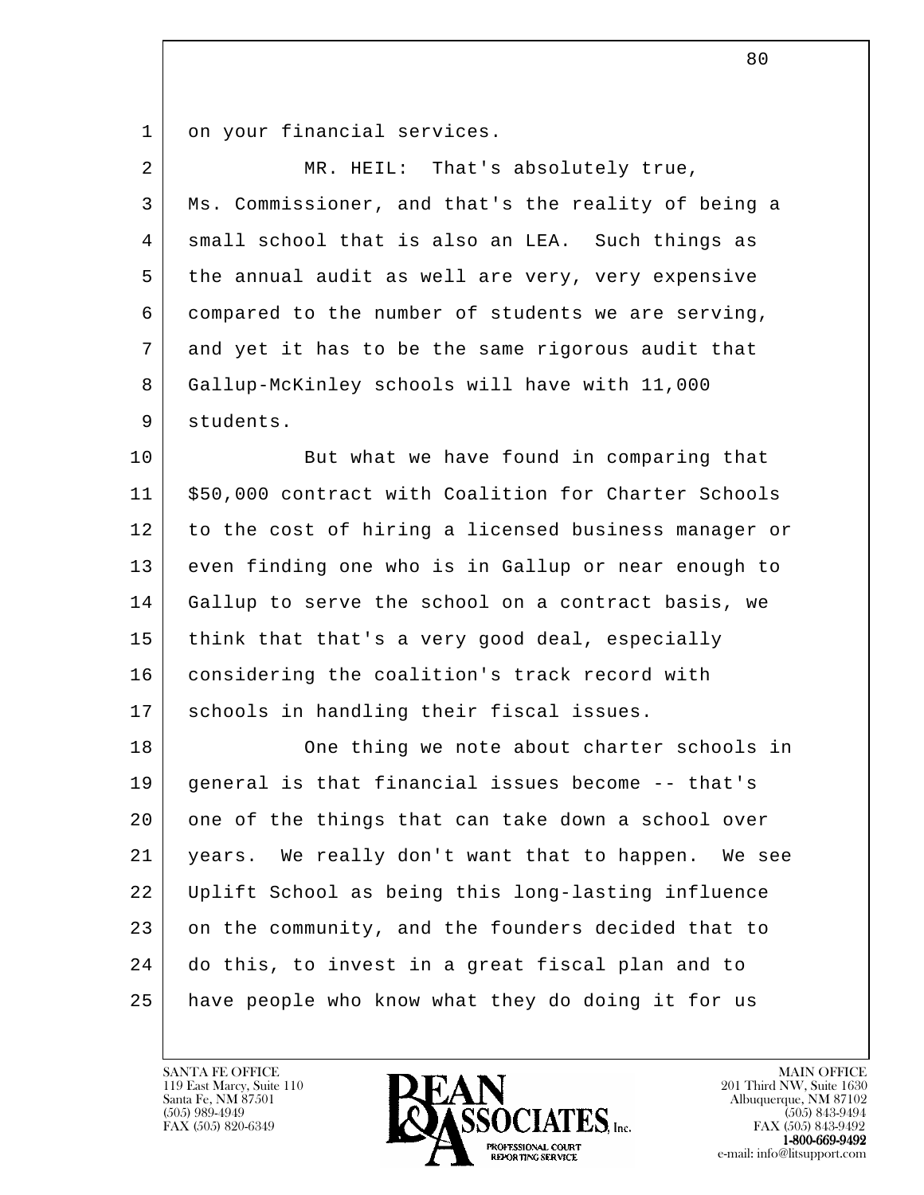on your financial services.

MR. HEIL: That's absolutely true, Ms. Commissioner, and that's the reality of being a small school that is also an LEA. Such things as the annual audit as well are very, very expensive compared to the number of students we are serving, and yet it has to be the same rigorous audit that Gallup-McKinley schools will have with 11,000 students.

But what we have found in comparing that $50,000 contract with Coalition for Charter Schools to the cost of hiring a licensed business manager or even finding one who is in Gallup or near enough to Gallup to serve the school on a contract basis, we think that that's a very good deal, especially considering the coalition's track record with schools in handling their fiscal issues.

One thing we note about charter schools in general is that financial issues become -- that's one of the things that can take down a school over years. We really don't want that to happen. We see Uplift School as being this long-lasting influence on the community, and the founders decided that to do this, to invest in a great fiscal plan and to have people who know what they do doing it for us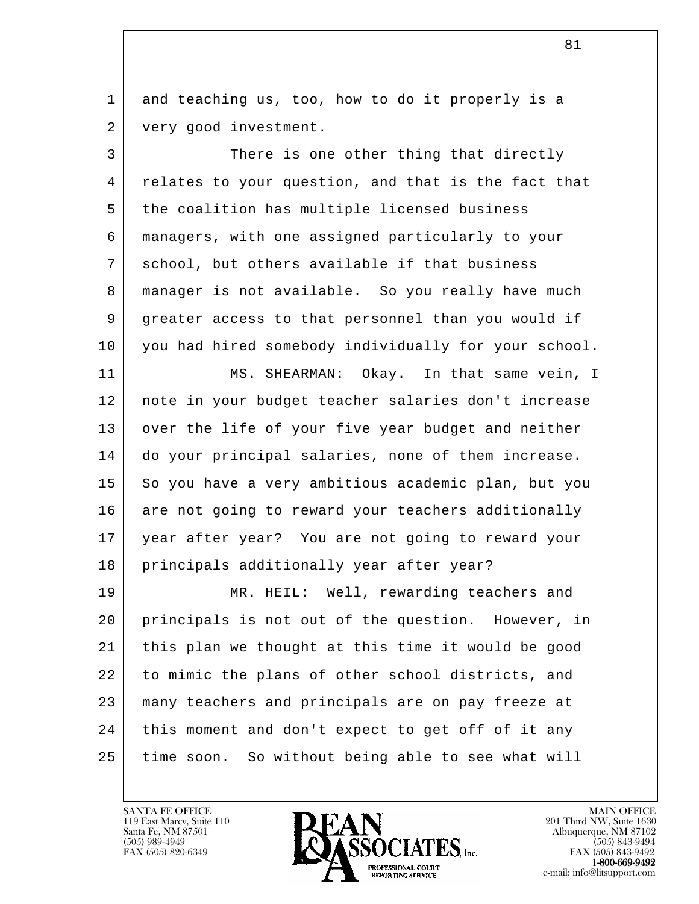and teaching us, too, how to do it properly is a very good investment.

There is one other thing that directly relates to your question, and that is the fact that the coalition has multiple licensed business managers, with one assigned particularly to your school, but others available if that business manager is not available. So you really have much greater access to that personnel than you would if you had hired somebody individually for your school.

MS. SHEARMAN: Okay. In that same vein, I note in your budget teacher salaries don't increase over the life of your five year budget and neither do your principal salaries, none of them increase. So you have a very ambitious academic plan, but you are not going to reward your teachers additionally year after year? You are not going to reward your principals additionally year after year?

MR. HEIL: Well, rewarding teachers and principals is not out of the question. However, in this plan we thought at this time it would be good to mimic the plans of other school districts, and many teachers and principals are on pay freeze at this moment and don't expect to get off of it any time soon. So without being able to see what will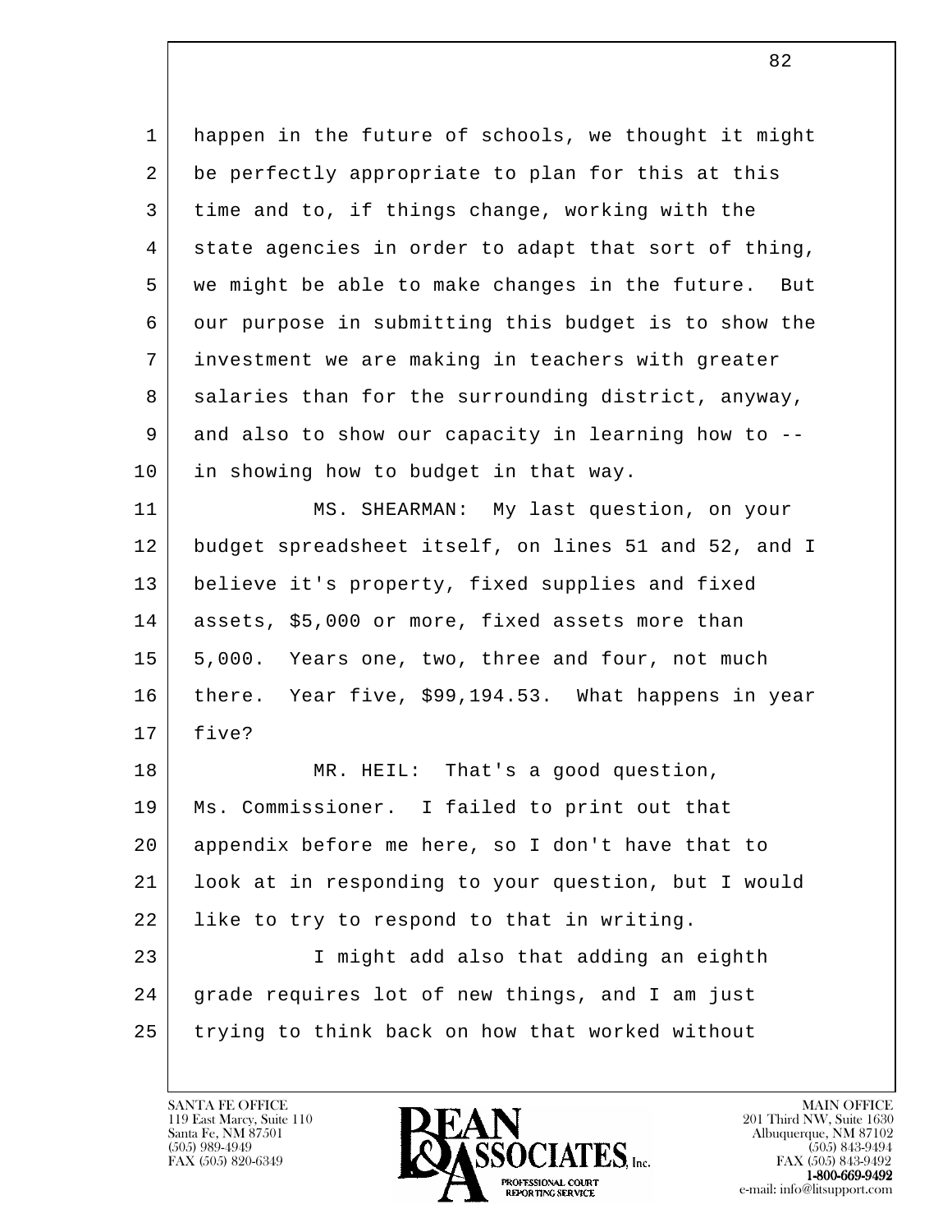happen in the future of schools, we thought it might be perfectly appropriate to plan for this at this time and to, if things change, working with the state agencies in order to adapt that sort of thing, we might be able to make changes in the future. But our purpose in submitting this budget is to show the investment we are making in teachers with greater salaries than for the surrounding district, anyway, and also to show our capacity in learning how to -- in showing how to budget in that way.

MS. SHEARMAN: My last question, on your budget spreadsheet itself, on lines 51 and 52, and I believe it's property, fixed supplies and fixed assets, $5,000 or more, fixed assets more than 5,000. Years one, two, three and four, not much there. Year five, $99,194.53. What happens in year five?

MR. HEIL: That's a good question, Ms. Commissioner. I failed to print out that appendix before me here, so I don't have that to look at in responding to your question, but I would like to try to respond to that in writing.

I might add also that adding an eighth grade requires lot of new things, and I am just trying to think back on how that worked without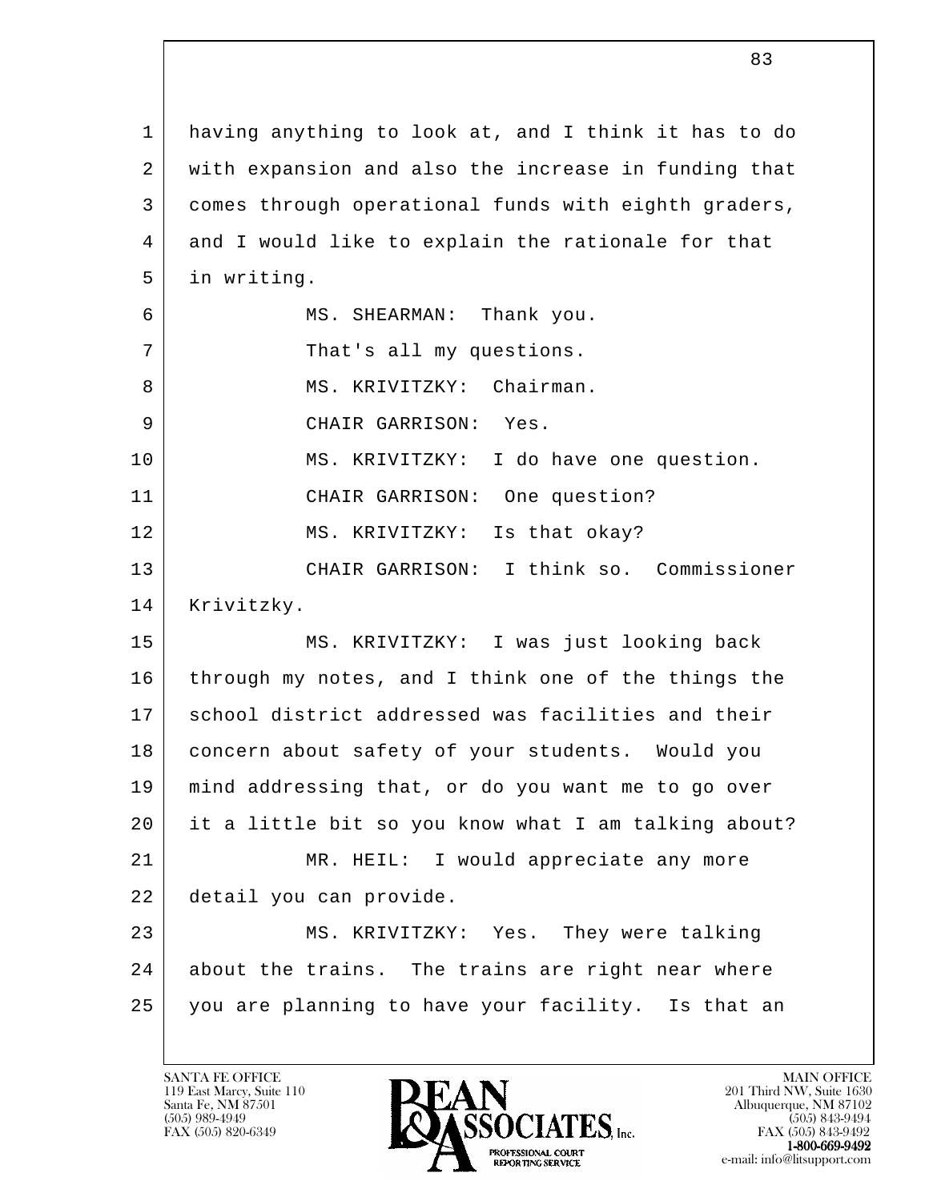having anything to look at, and I think it has to do with expansion and also the increase in funding that comes through operational funds with eighth graders, and I would like to explain the rationale for that in writing.

MS. SHEARMAN: Thank you.

That's all my questions.

MS. KRIVITZKY: Chairman.

CHAIR GARRISON: Yes.

MS. KRIVITZKY: I do have one question.

CHAIR GARRISON: One question?

MS. KRIVITZKY: Is that okay?

CHAIR GARRISON: I think so. Commissioner Krivitzky.

MS. KRIVITZKY: I was just looking back through my notes, and I think one of the things the school district addressed was facilities and their concern about safety of your students. Would you mind addressing that, or do you want me to go over it a little bit so you know what I am talking about?

MR. HEIL: I would appreciate any more detail you can provide.

MS. KRIVITZKY: Yes. They were talking about the trains. The trains are right near where you are planning to have your facility. Is that an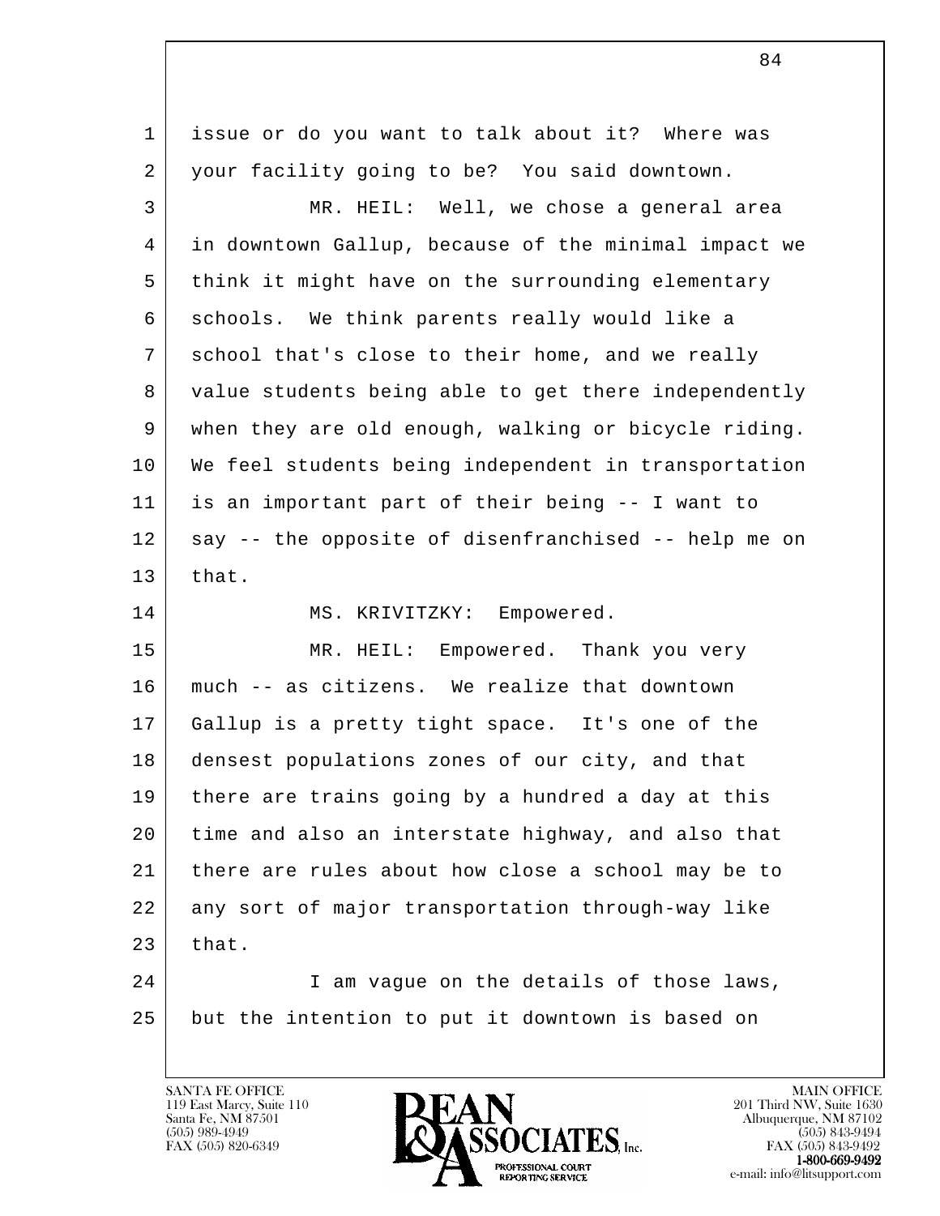issue or do you want to talk about it? Where was your facility going to be? You said downtown.

MR. HEIL: Well, we chose a general area in downtown Gallup, because of the minimal impact we think it might have on the surrounding elementary schools. We think parents really would like a school that's close to their home, and we really value students being able to get there independently when they are old enough, walking or bicycle riding. We feel students being independent in transportation is an important part of their being -- I want to say -- the opposite of disenfranchised -- help me on that.

MS. KRIVITZKY: Empowered.

MR. HEIL: Empowered. Thank you very much -- as citizens. We realize that downtown Gallup is a pretty tight space. It's one of the densest populations zones of our city, and that there are trains going by a hundred a day at this time and also an interstate highway, and also that there are rules about how close a school may be to any sort of major transportation through-way like that.

I am vague on the details of those laws, but the intention to put it downtown is based on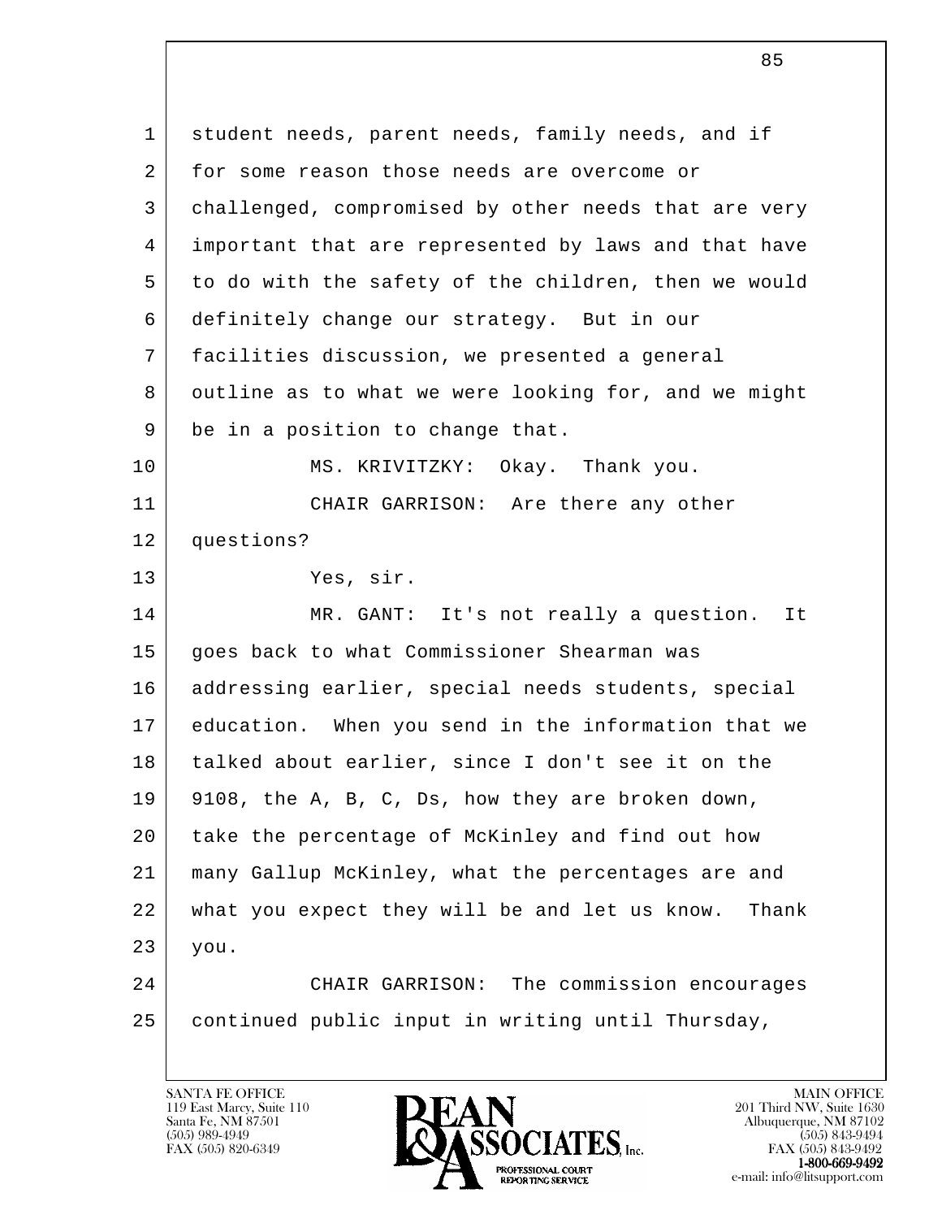student needs, parent needs, family needs, and if for some reason those needs are overcome or challenged, compromised by other needs that are very important that are represented by laws and that have to do with the safety of the children, then we would definitely change our strategy. But in our facilities discussion, we presented a general outline as to what we were looking for, and we might be in a position to change that.

MS. KRIVITZKY: Okay. Thank you.

CHAIR GARRISON: Are there any other questions?

Yes, sir.

MR. GANT: It's not really a question. It goes back to what Commissioner Shearman was addressing earlier, special needs students, special education. When you send in the information that we talked about earlier, since I don't see it on the 9108, the A, B, C, Ds, how they are broken down, take the percentage of McKinley and find out how many Gallup McKinley, what the percentages are and what you expect they will be and let us know. Thank you.

CHAIR GARRISON: The commission encourages continued public input in writing until Thursday,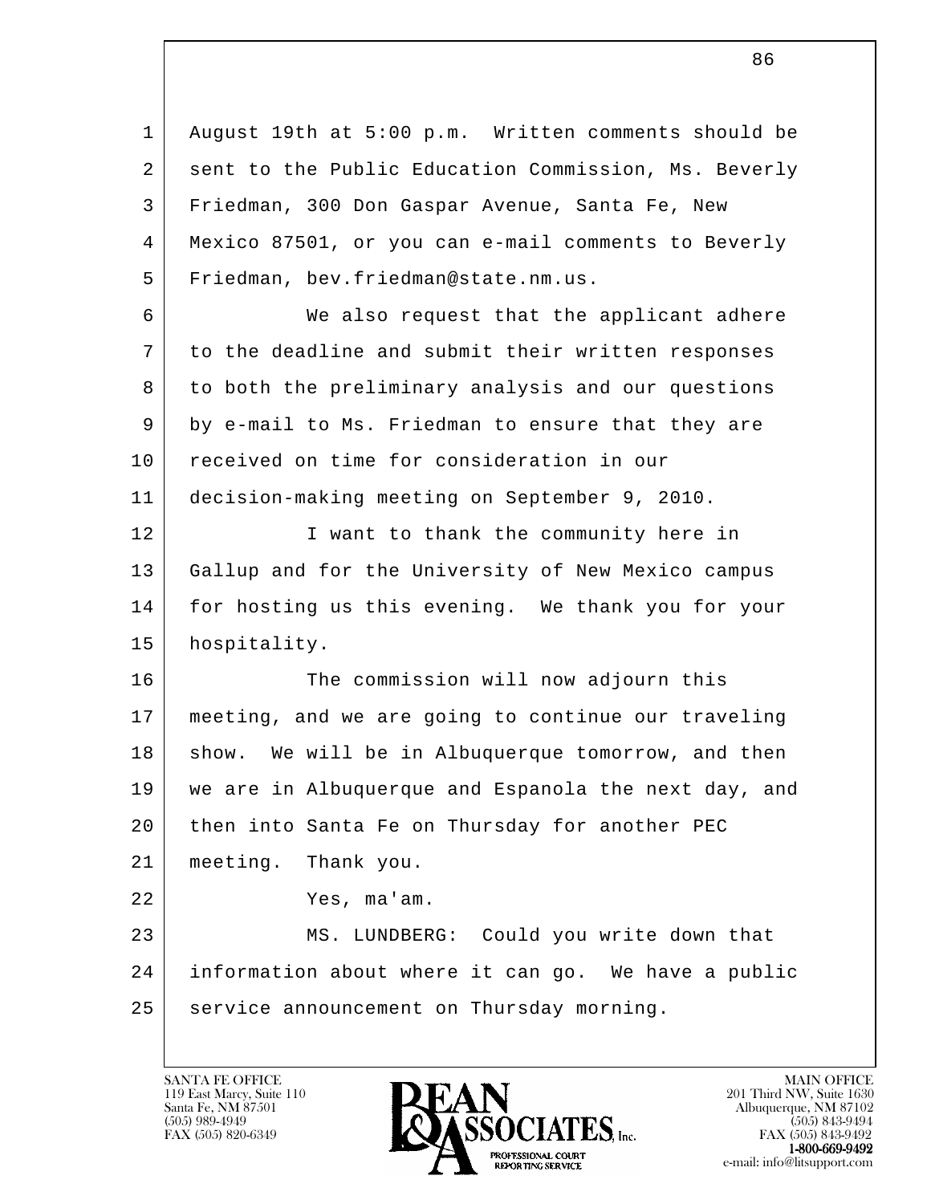1 August 19th at 5:00 p.m. Written comments should be
2 sent to the Public Education Commission, Ms. Beverly
3 Friedman, 300 Don Gaspar Avenue, Santa Fe, New
4 Mexico 87501, or you can e-mail comments to Beverly
5 Friedman, bev.friedman@state.nm.us.
6 We also request that the applicant adhere
7 to the deadline and submit their written responses
8 to both the preliminary analysis and our questions
9 by e-mail to Ms. Friedman to ensure that they are
10 received on time for consideration in our
11 decision-making meeting on September 9, 2010.
12 I want to thank the community here in
13 Gallup and for the University of New Mexico campus
14 for hosting us this evening. We thank you for your
15 hospitality.
16 The commission will now adjourn this
17 meeting, and we are going to continue our traveling
18 show. We will be in Albuquerque tomorrow, and then
19 we are in Albuquerque and Espanola the next day, and
20 then into Santa Fe on Thursday for another PEC
21 meeting. Thank you.
22 Yes, ma'am.
23 MS. LUNDBERG: Could you write down that
24 information about where it can go. We have a public
25 service announcement on Thursday morning.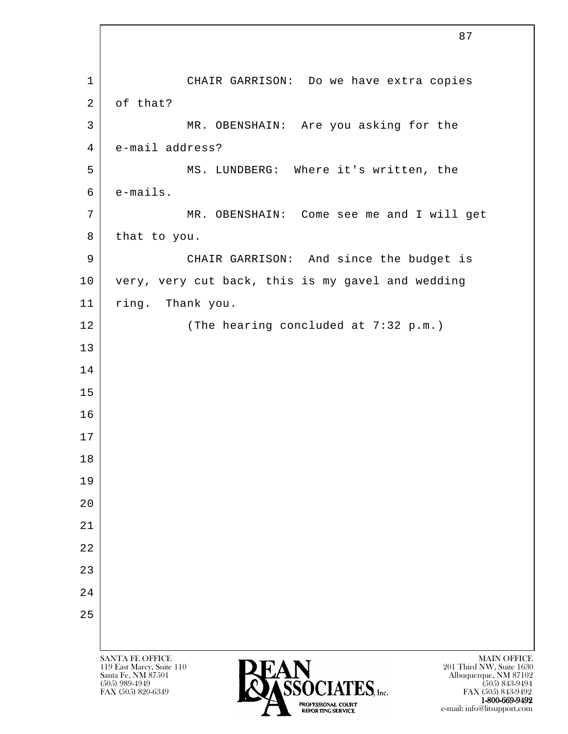CHAIR GARRISON: Do we have extra copies of that?

MR. OBENSHAIN: Are you asking for the e-mail address?

MS. LUNDBERG: Where it's written, the e-mails.

MR. OBENSHAIN: Come see me and I will get that to you.

CHAIR GARRISON: And since the budget is very, very cut back, this is my gavel and wedding ring. Thank you.

(The hearing concluded at 7:32 p.m.)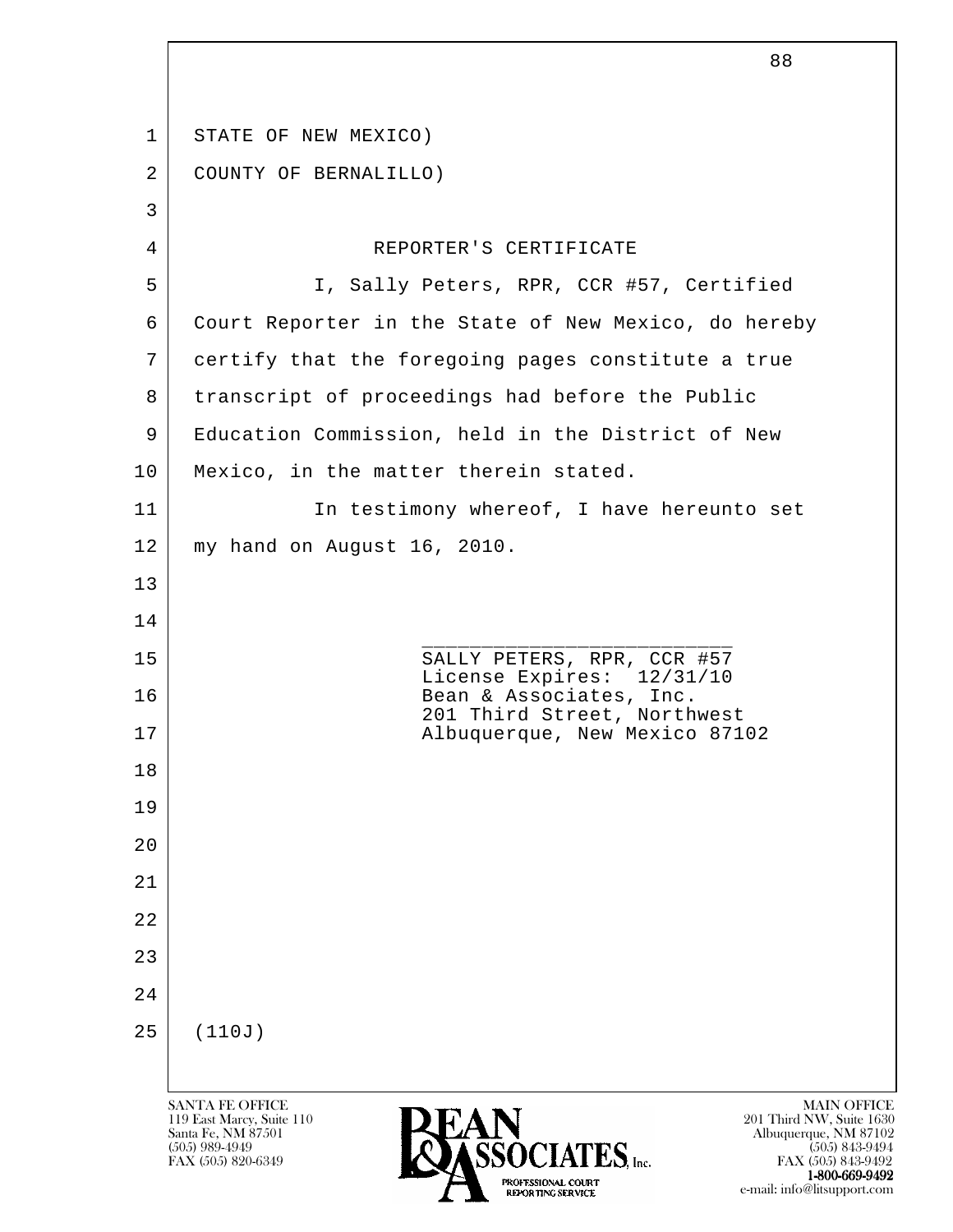STATE OF NEW MEXICO)
COUNTY OF BERNALILLO)

REPORTER'S CERTIFICATE

I, Sally Peters, RPR, CCR #57, Certified Court Reporter in the State of New Mexico, do hereby certify that the foregoing pages constitute a true transcript of proceedings had before the Public Education Commission, held in the District of New Mexico, in the matter therein stated.

In testimony whereof, I have hereunto set my hand on August 16, 2010.

\_\_\_\_\_\_\_\_\_\_\_\_\_\_\_\_\_\_\_\_\_\_\_\_\_\_\_
SALLY PETERS, RPR, CCR #57
License Expires: 12/31/10
Bean & Associates, Inc.
201 Third Street, Northwest
Albuquerque, New Mexico 87102

(110J)